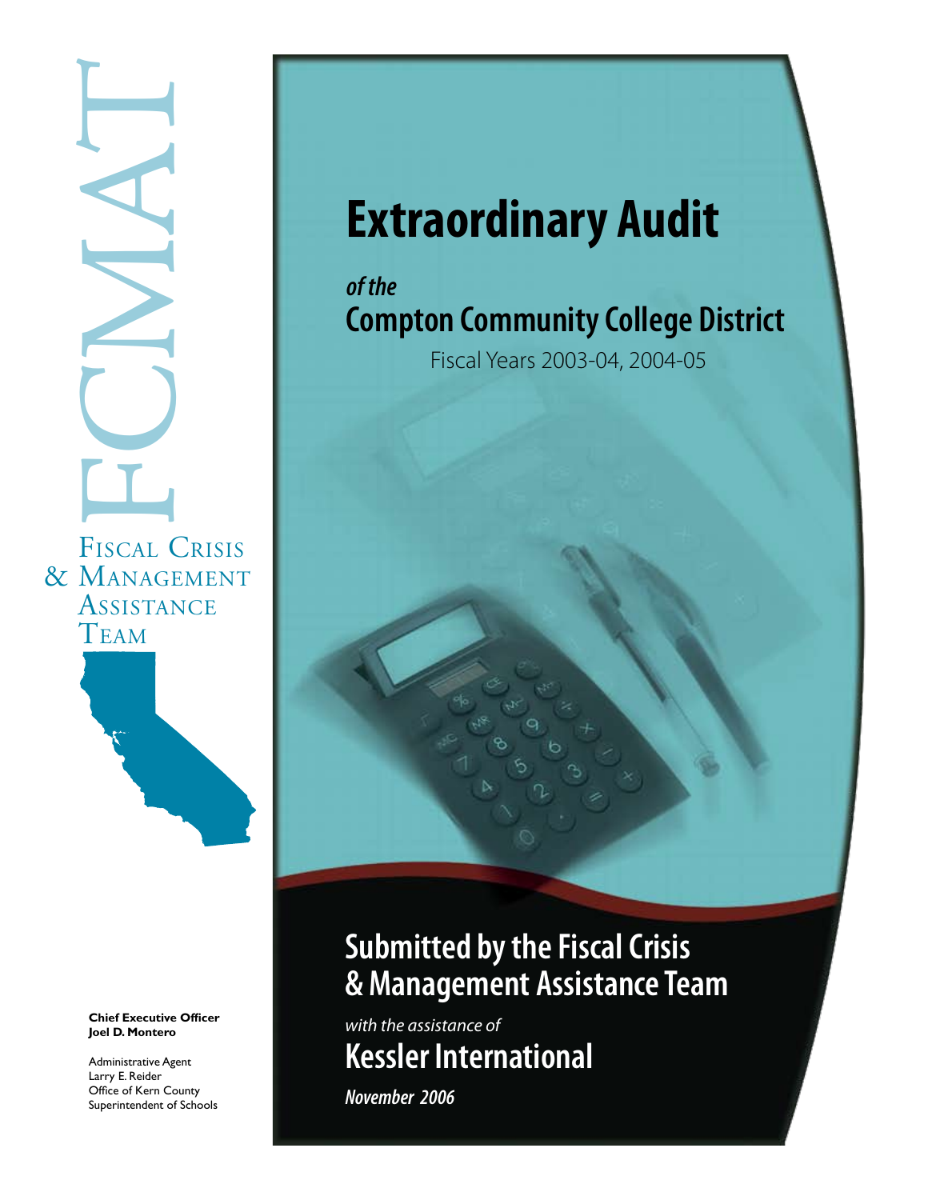FCMAT

Fiscal Crisis & Management Assistance Team

# Extraordinary Audit

*of the*

## Compton Community College District

Fiscal Years 2003-04, 2004-05

## Submitted by the Fiscal Crisis & Management Assistance Team

*with the assistance of*

## Kessler International

*November 2006*

**Chief Executive Officer**
**Joel D. Montero**

Administrative Agent
Larry E. Reider
Office of Kern County
Superintendent of Schools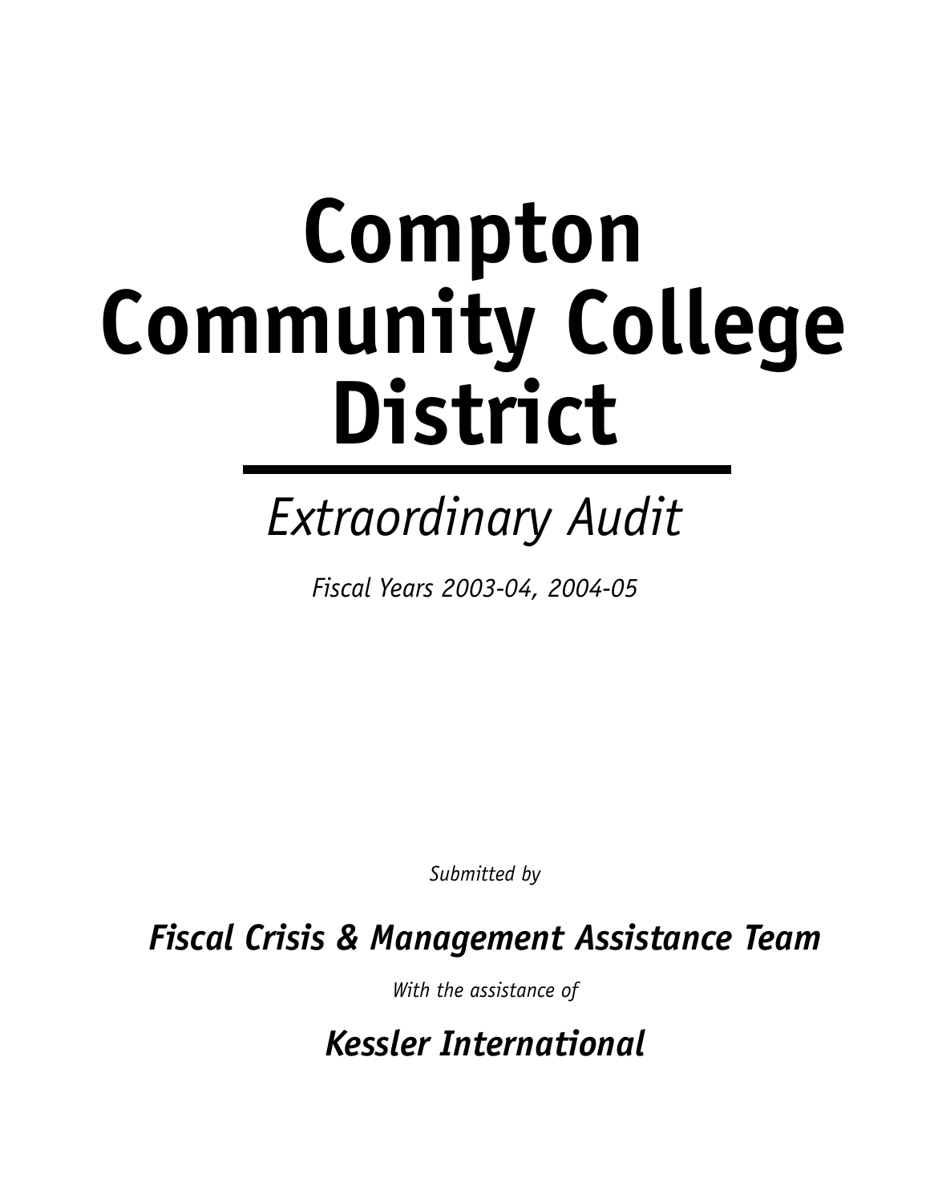# Compton Community College District

*Extraordinary Audit*

*Fiscal Years 2003-04, 2004-05*

*Submitted by*

***Fiscal Crisis & Management Assistance Team***

*With the assistance of*

***Kessler International***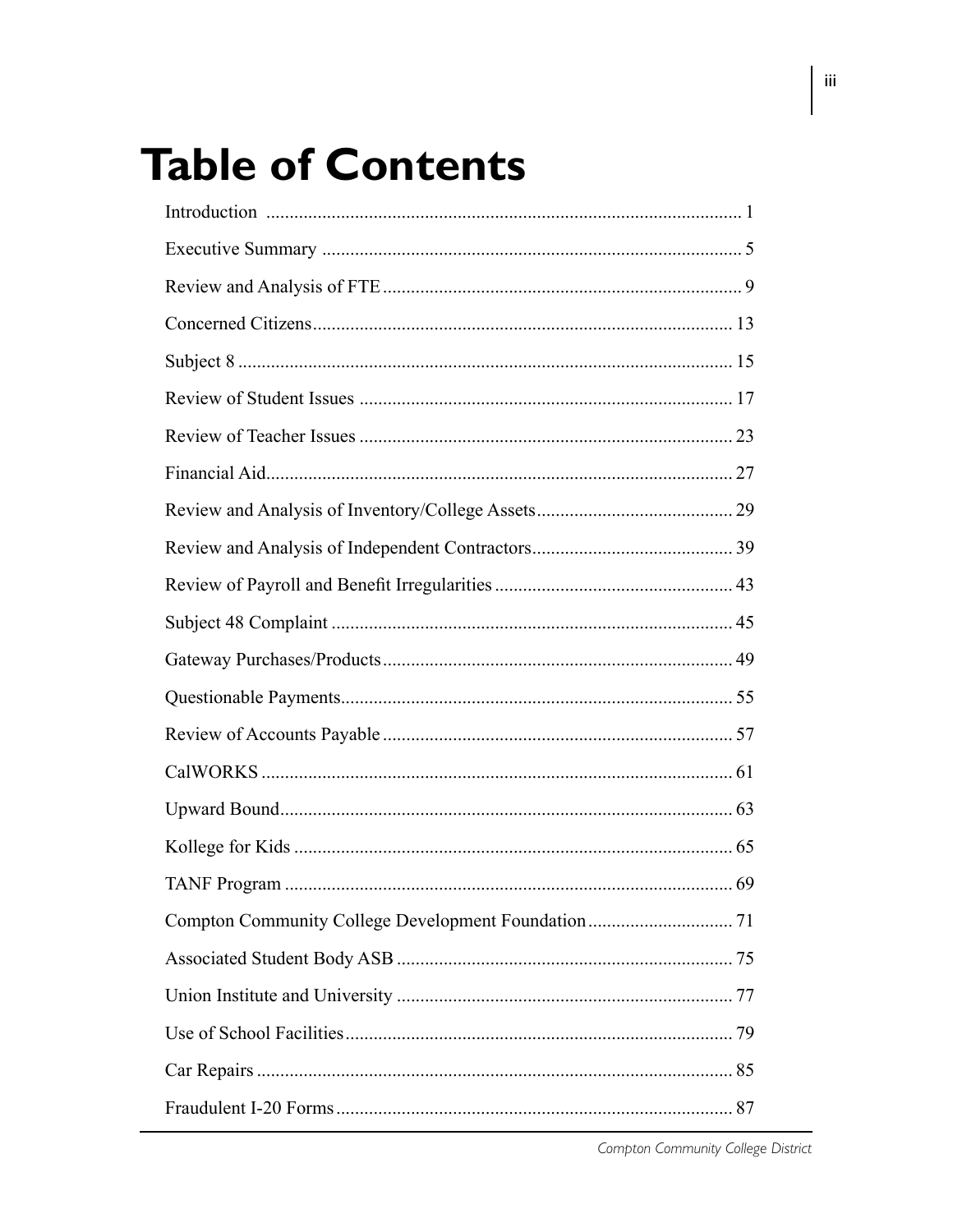# Table of Contents

| | |
|---|---|
| Introduction | 1 |
| Executive Summary | 5 |
| Review and Analysis of FTE | 9 |
| Concerned Citizens | 13 |
| Subject 8 | 15 |
| Review of Student Issues | 17 |
| Review of Teacher Issues | 23 |
| Financial Aid | 27 |
| Review and Analysis of Inventory/College Assets | 29 |
| Review and Analysis of Independent Contractors | 39 |
| Review of Payroll and Benefit Irregularities | 43 |
| Subject 48 Complaint | 45 |
| Gateway Purchases/Products | 49 |
| Questionable Payments | 55 |
| Review of Accounts Payable | 57 |
| CalWORKS | 61 |
| Upward Bound | 63 |
| Kollege for Kids | 65 |
| TANF Program | 69 |
| Compton Community College Development Foundation | 71 |
| Associated Student Body ASB | 75 |
| Union Institute and University | 77 |
| Use of School Facilities | 79 |
| Car Repairs | 85 |
| Fraudulent I-20 Forms | 87 |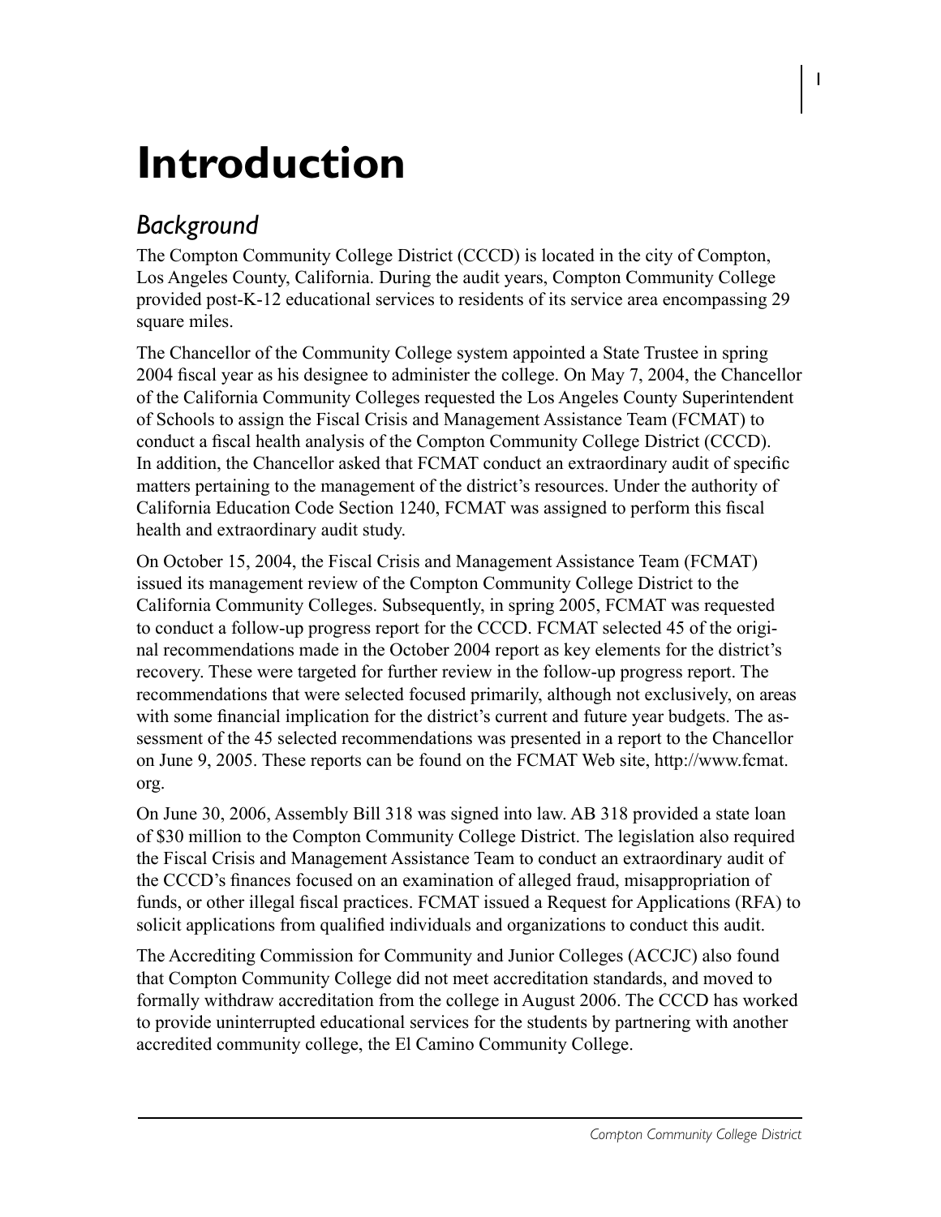# Introduction

## *Background*

The Compton Community College District (CCCD) is located in the city of Compton, Los Angeles County, California. During the audit years, Compton Community College provided post-K-12 educational services to residents of its service area encompassing 29 square miles.

The Chancellor of the Community College system appointed a State Trustee in spring 2004 fiscal year as his designee to administer the college. On May 7, 2004, the Chancellor of the California Community Colleges requested the Los Angeles County Superintendent of Schools to assign the Fiscal Crisis and Management Assistance Team (FCMAT) to conduct a fiscal health analysis of the Compton Community College District (CCCD). In addition, the Chancellor asked that FCMAT conduct an extraordinary audit of specific matters pertaining to the management of the district's resources. Under the authority of California Education Code Section 1240, FCMAT was assigned to perform this fiscal health and extraordinary audit study.

On October 15, 2004, the Fiscal Crisis and Management Assistance Team (FCMAT) issued its management review of the Compton Community College District to the California Community Colleges. Subsequently, in spring 2005, FCMAT was requested to conduct a follow-up progress report for the CCCD. FCMAT selected 45 of the original recommendations made in the October 2004 report as key elements for the district's recovery. These were targeted for further review in the follow-up progress report. The recommendations that were selected focused primarily, although not exclusively, on areas with some financial implication for the district's current and future year budgets. The assessment of the 45 selected recommendations was presented in a report to the Chancellor on June 9, 2005. These reports can be found on the FCMAT Web site, http://www.fcmat.org.

On June 30, 2006, Assembly Bill 318 was signed into law. AB 318 provided a state loan of $30 million to the Compton Community College District. The legislation also required the Fiscal Crisis and Management Assistance Team to conduct an extraordinary audit of the CCCD's finances focused on an examination of alleged fraud, misappropriation of funds, or other illegal fiscal practices. FCMAT issued a Request for Applications (RFA) to solicit applications from qualified individuals and organizations to conduct this audit.

The Accrediting Commission for Community and Junior Colleges (ACCJC) also found that Compton Community College did not meet accreditation standards, and moved to formally withdraw accreditation from the college in August 2006. The CCCD has worked to provide uninterrupted educational services for the students by partnering with another accredited community college, the El Camino Community College.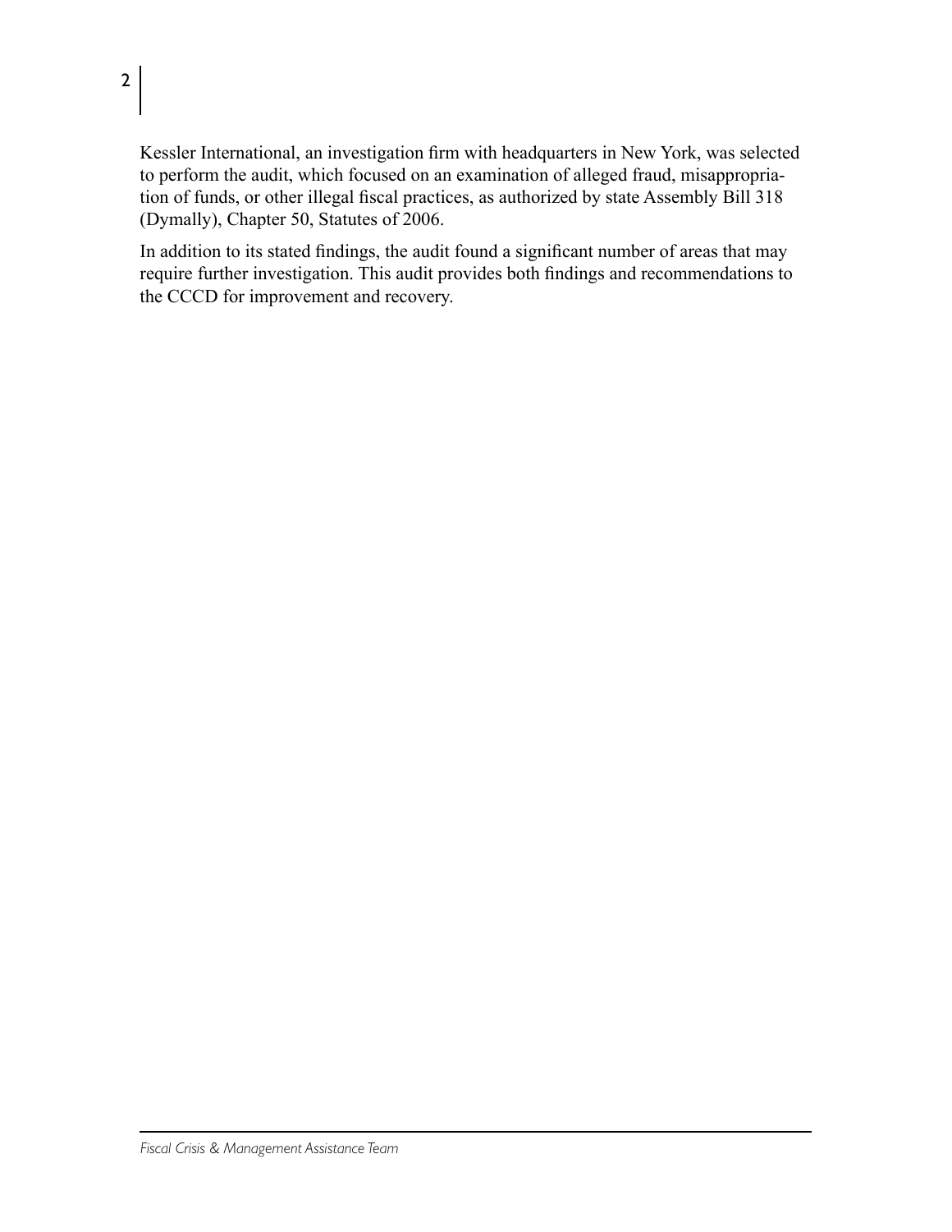Kessler International, an investigation firm with headquarters in New York, was selected to perform the audit, which focused on an examination of alleged fraud, misappropriation of funds, or other illegal fiscal practices, as authorized by state Assembly Bill 318 (Dymally), Chapter 50, Statutes of 2006.

In addition to its stated findings, the audit found a significant number of areas that may require further investigation. This audit provides both findings and recommendations to the CCCD for improvement and recovery.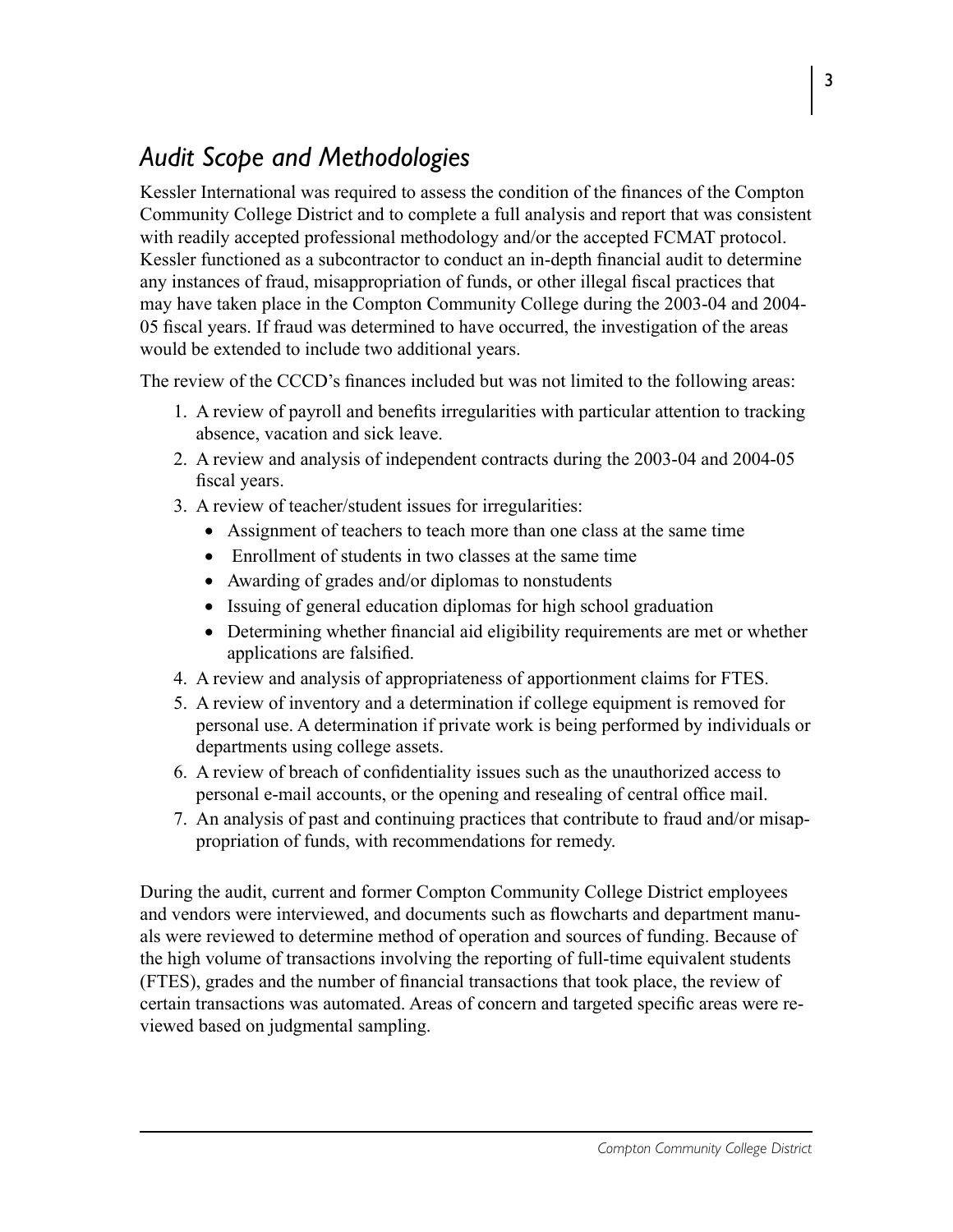## *Audit Scope and Methodologies*

Kessler International was required to assess the condition of the finances of the Compton Community College District and to complete a full analysis and report that was consistent with readily accepted professional methodology and/or the accepted FCMAT protocol. Kessler functioned as a subcontractor to conduct an in-depth financial audit to determine any instances of fraud, misappropriation of funds, or other illegal fiscal practices that may have taken place in the Compton Community College during the 2003-04 and 2004-05 fiscal years. If fraud was determined to have occurred, the investigation of the areas would be extended to include two additional years.

The review of the CCCD's finances included but was not limited to the following areas:

1. A review of payroll and benefits irregularities with particular attention to tracking absence, vacation and sick leave.
2. A review and analysis of independent contracts during the 2003-04 and 2004-05 fiscal years.
3. A review of teacher/student issues for irregularities:
   - Assignment of teachers to teach more than one class at the same time
   - Enrollment of students in two classes at the same time
   - Awarding of grades and/or diplomas to nonstudents
   - Issuing of general education diplomas for high school graduation
   - Determining whether financial aid eligibility requirements are met or whether applications are falsified.
4. A review and analysis of appropriateness of apportionment claims for FTES.
5. A review of inventory and a determination if college equipment is removed for personal use. A determination if private work is being performed by individuals or departments using college assets.
6. A review of breach of confidentiality issues such as the unauthorized access to personal e-mail accounts, or the opening and resealing of central office mail.
7. An analysis of past and continuing practices that contribute to fraud and/or misappropriation of funds, with recommendations for remedy.

During the audit, current and former Compton Community College District employees and vendors were interviewed, and documents such as flowcharts and department manuals were reviewed to determine method of operation and sources of funding. Because of the high volume of transactions involving the reporting of full-time equivalent students (FTES), grades and the number of financial transactions that took place, the review of certain transactions was automated. Areas of concern and targeted specific areas were reviewed based on judgmental sampling.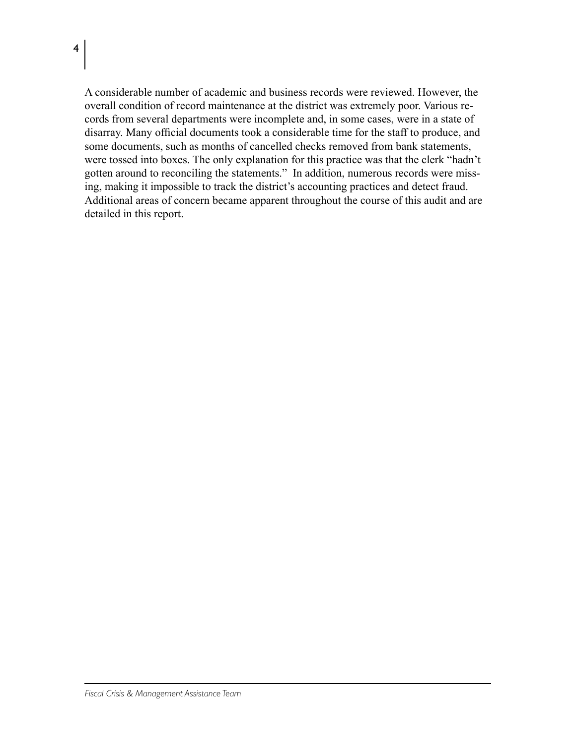A considerable number of academic and business records were reviewed. However, the overall condition of record maintenance at the district was extremely poor. Various records from several departments were incomplete and, in some cases, were in a state of disarray. Many official documents took a considerable time for the staff to produce, and some documents, such as months of cancelled checks removed from bank statements, were tossed into boxes. The only explanation for this practice was that the clerk "hadn't gotten around to reconciling the statements." In addition, numerous records were missing, making it impossible to track the district's accounting practices and detect fraud. Additional areas of concern became apparent throughout the course of this audit and are detailed in this report.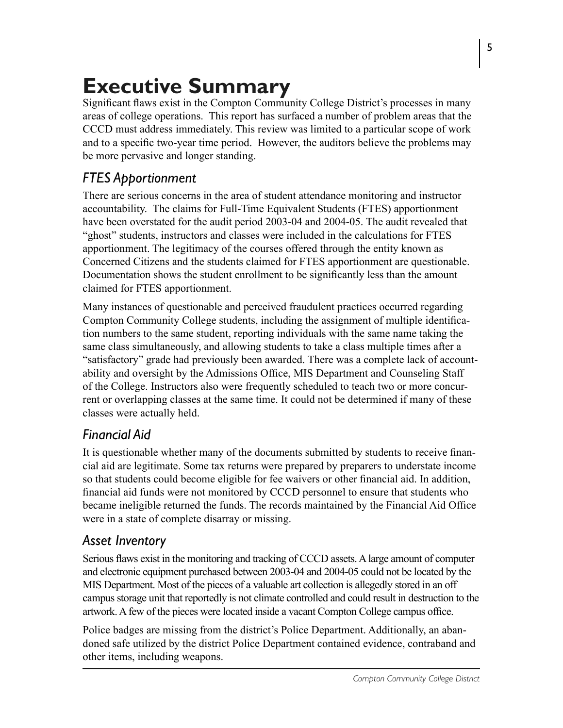# Executive Summary

Significant flaws exist in the Compton Community College District's processes in many areas of college operations. This report has surfaced a number of problem areas that the CCCD must address immediately. This review was limited to a particular scope of work and to a specific two-year time period. However, the auditors believe the problems may be more pervasive and longer standing.

## *FTES Apportionment*

There are serious concerns in the area of student attendance monitoring and instructor accountability. The claims for Full-Time Equivalent Students (FTES) apportionment have been overstated for the audit period 2003-04 and 2004-05. The audit revealed that "ghost" students, instructors and classes were included in the calculations for FTES apportionment. The legitimacy of the courses offered through the entity known as Concerned Citizens and the students claimed for FTES apportionment are questionable. Documentation shows the student enrollment to be significantly less than the amount claimed for FTES apportionment.

Many instances of questionable and perceived fraudulent practices occurred regarding Compton Community College students, including the assignment of multiple identification numbers to the same student, reporting individuals with the same name taking the same class simultaneously, and allowing students to take a class multiple times after a "satisfactory" grade had previously been awarded. There was a complete lack of accountability and oversight by the Admissions Office, MIS Department and Counseling Staff of the College. Instructors also were frequently scheduled to teach two or more concurrent or overlapping classes at the same time. It could not be determined if many of these classes were actually held.

## *Financial Aid*

It is questionable whether many of the documents submitted by students to receive financial aid are legitimate. Some tax returns were prepared by preparers to understate income so that students could become eligible for fee waivers or other financial aid. In addition, financial aid funds were not monitored by CCCD personnel to ensure that students who became ineligible returned the funds. The records maintained by the Financial Aid Office were in a state of complete disarray or missing.

## *Asset Inventory*

Serious flaws exist in the monitoring and tracking of CCCD assets. A large amount of computer and electronic equipment purchased between 2003-04 and 2004-05 could not be located by the MIS Department. Most of the pieces of a valuable art collection is allegedly stored in an off campus storage unit that reportedly is not climate controlled and could result in destruction to the artwork. A few of the pieces were located inside a vacant Compton College campus office.

Police badges are missing from the district's Police Department. Additionally, an abandoned safe utilized by the district Police Department contained evidence, contraband and other items, including weapons.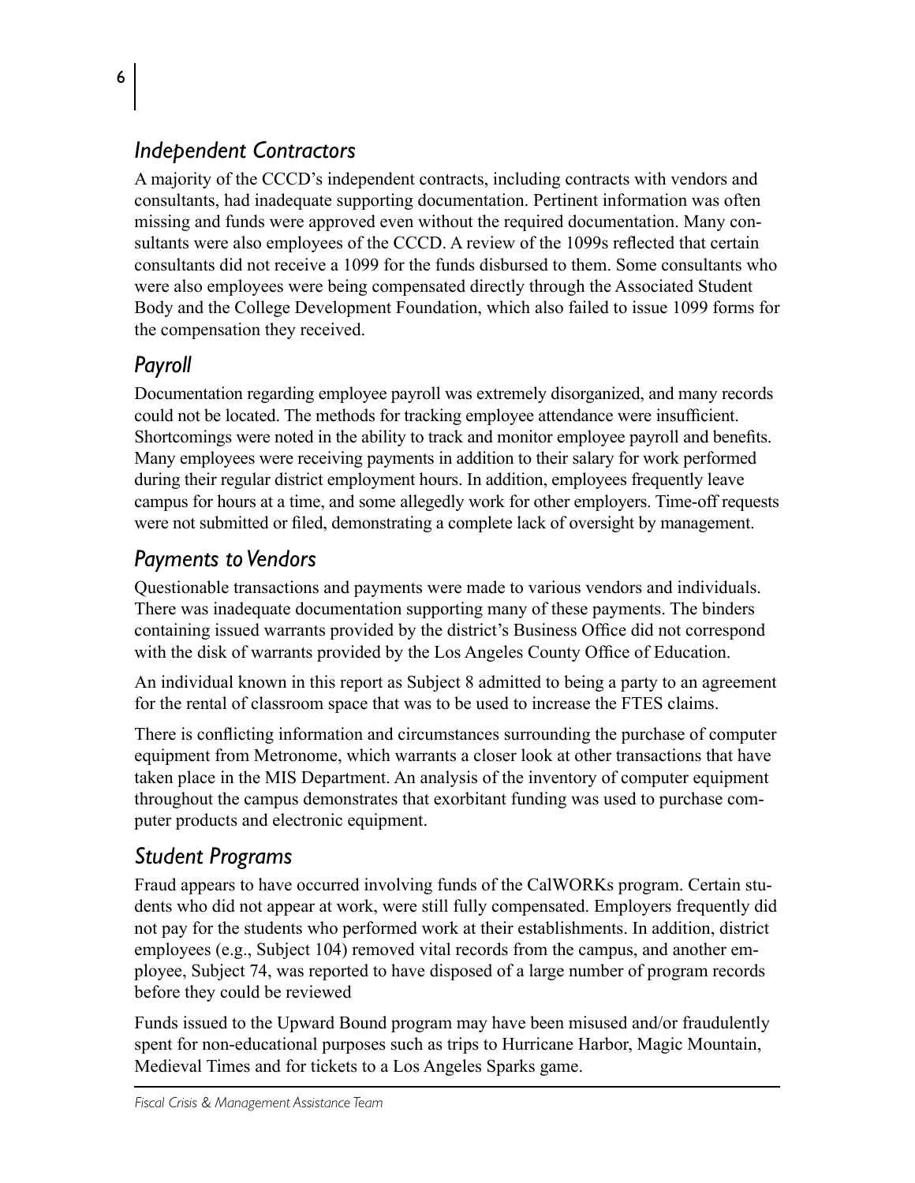## *Independent Contractors*

A majority of the CCCD's independent contracts, including contracts with vendors and consultants, had inadequate supporting documentation. Pertinent information was often missing and funds were approved even without the required documentation. Many consultants were also employees of the CCCD. A review of the 1099s reflected that certain consultants did not receive a 1099 for the funds disbursed to them. Some consultants who were also employees were being compensated directly through the Associated Student Body and the College Development Foundation, which also failed to issue 1099 forms for the compensation they received.

## *Payroll*

Documentation regarding employee payroll was extremely disorganized, and many records could not be located. The methods for tracking employee attendance were insufficient. Shortcomings were noted in the ability to track and monitor employee payroll and benefits. Many employees were receiving payments in addition to their salary for work performed during their regular district employment hours. In addition, employees frequently leave campus for hours at a time, and some allegedly work for other employers. Time-off requests were not submitted or filed, demonstrating a complete lack of oversight by management.

## *Payments to Vendors*

Questionable transactions and payments were made to various vendors and individuals. There was inadequate documentation supporting many of these payments. The binders containing issued warrants provided by the district's Business Office did not correspond with the disk of warrants provided by the Los Angeles County Office of Education.

An individual known in this report as Subject 8 admitted to being a party to an agreement for the rental of classroom space that was to be used to increase the FTES claims.

There is conflicting information and circumstances surrounding the purchase of computer equipment from Metronome, which warrants a closer look at other transactions that have taken place in the MIS Department. An analysis of the inventory of computer equipment throughout the campus demonstrates that exorbitant funding was used to purchase computer products and electronic equipment.

## *Student Programs*

Fraud appears to have occurred involving funds of the CalWORKs program. Certain students who did not appear at work, were still fully compensated. Employers frequently did not pay for the students who performed work at their establishments. In addition, district employees (e.g., Subject 104) removed vital records from the campus, and another employee, Subject 74, was reported to have disposed of a large number of program records before they could be reviewed

Funds issued to the Upward Bound program may have been misused and/or fraudulently spent for non-educational purposes such as trips to Hurricane Harbor, Magic Mountain, Medieval Times and for tickets to a Los Angeles Sparks game.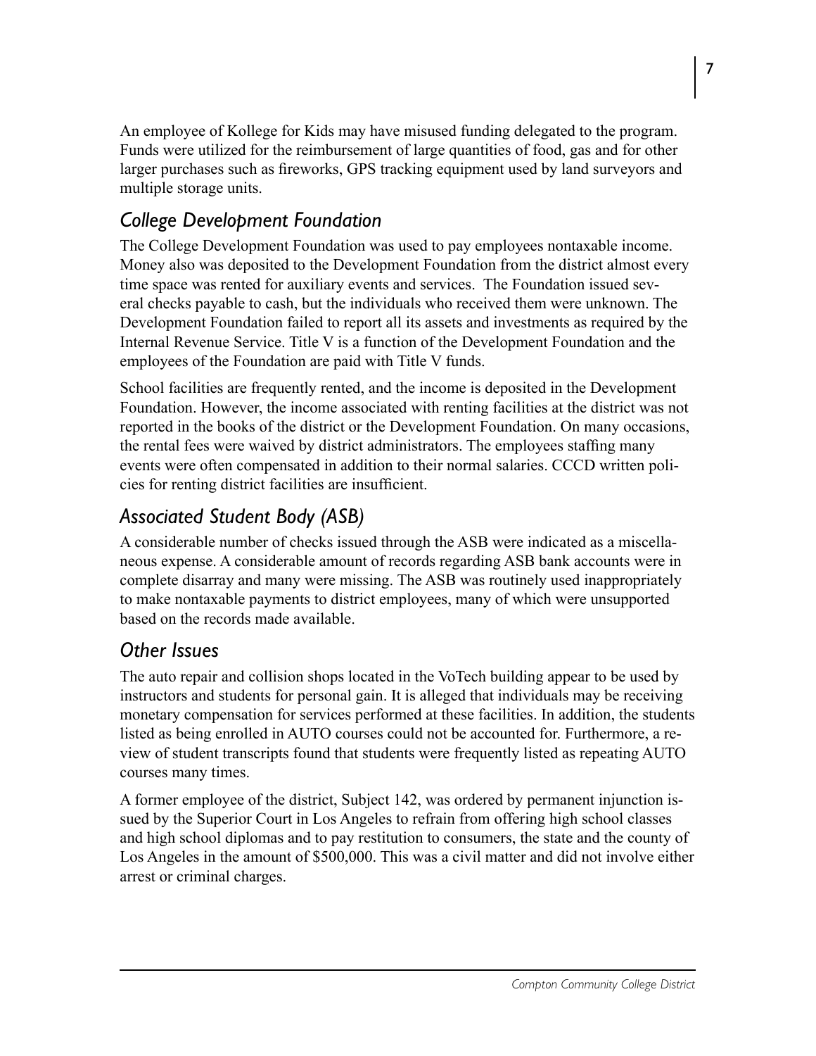An employee of Kollege for Kids may have misused funding delegated to the program. Funds were utilized for the reimbursement of large quantities of food, gas and for other larger purchases such as fireworks, GPS tracking equipment used by land surveyors and multiple storage units.

### *College Development Foundation*

The College Development Foundation was used to pay employees nontaxable income. Money also was deposited to the Development Foundation from the district almost every time space was rented for auxiliary events and services. The Foundation issued several checks payable to cash, but the individuals who received them were unknown. The Development Foundation failed to report all its assets and investments as required by the Internal Revenue Service. Title V is a function of the Development Foundation and the employees of the Foundation are paid with Title V funds.

School facilities are frequently rented, and the income is deposited in the Development Foundation. However, the income associated with renting facilities at the district was not reported in the books of the district or the Development Foundation. On many occasions, the rental fees were waived by district administrators. The employees staffing many events were often compensated in addition to their normal salaries. CCCD written policies for renting district facilities are insufficient.

### *Associated Student Body (ASB)*

A considerable number of checks issued through the ASB were indicated as a miscellaneous expense. A considerable amount of records regarding ASB bank accounts were in complete disarray and many were missing. The ASB was routinely used inappropriately to make nontaxable payments to district employees, many of which were unsupported based on the records made available.

### *Other Issues*

The auto repair and collision shops located in the VoTech building appear to be used by instructors and students for personal gain. It is alleged that individuals may be receiving monetary compensation for services performed at these facilities. In addition, the students listed as being enrolled in AUTO courses could not be accounted for. Furthermore, a review of student transcripts found that students were frequently listed as repeating AUTO courses many times.

A former employee of the district, Subject 142, was ordered by permanent injunction issued by the Superior Court in Los Angeles to refrain from offering high school classes and high school diplomas and to pay restitution to consumers, the state and the county of Los Angeles in the amount of $500,000. This was a civil matter and did not involve either arrest or criminal charges.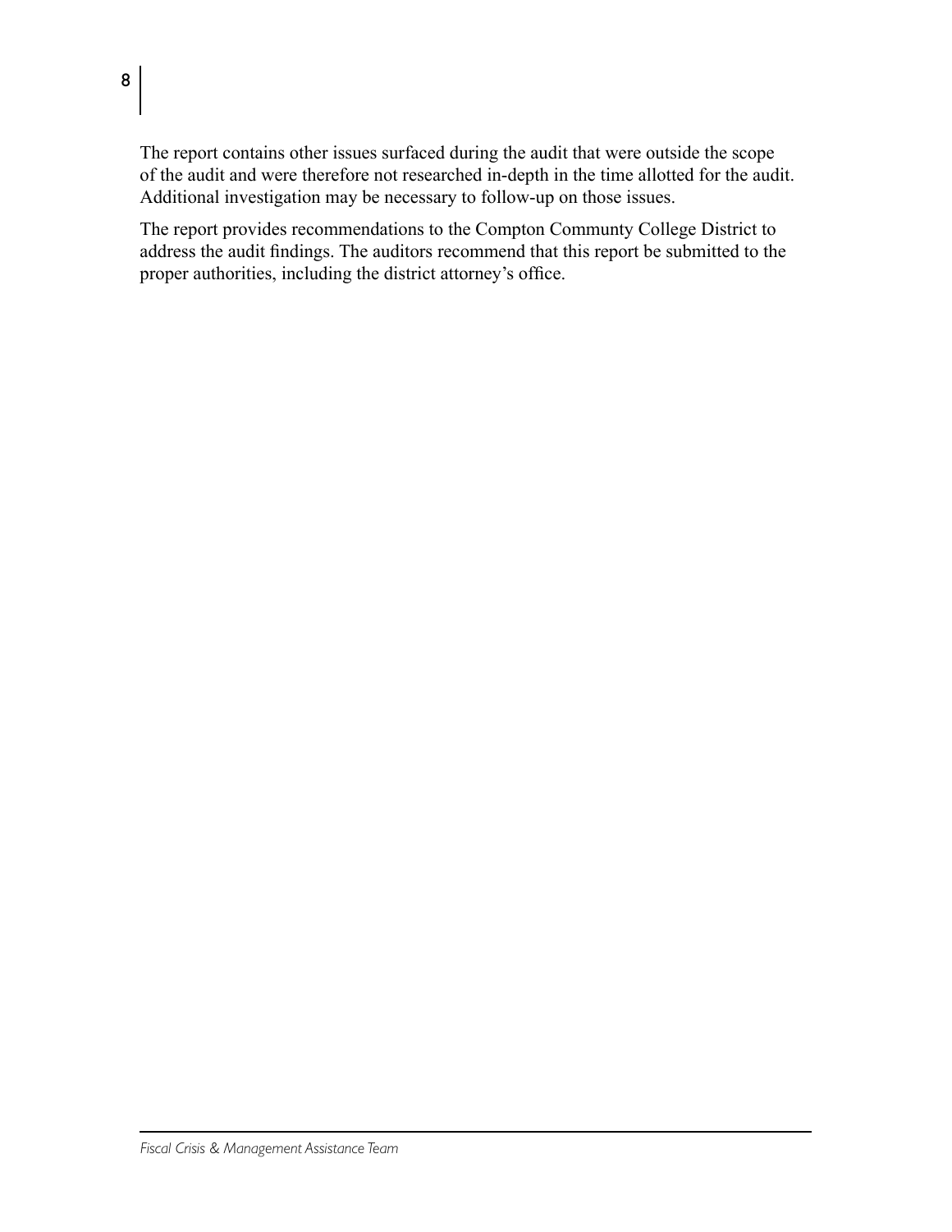The report contains other issues surfaced during the audit that were outside the scope of the audit and were therefore not researched in-depth in the time allotted for the audit. Additional investigation may be necessary to follow-up on those issues.

The report provides recommendations to the Compton Communty College District to address the audit findings. The auditors recommend that this report be submitted to the proper authorities, including the district attorney's office.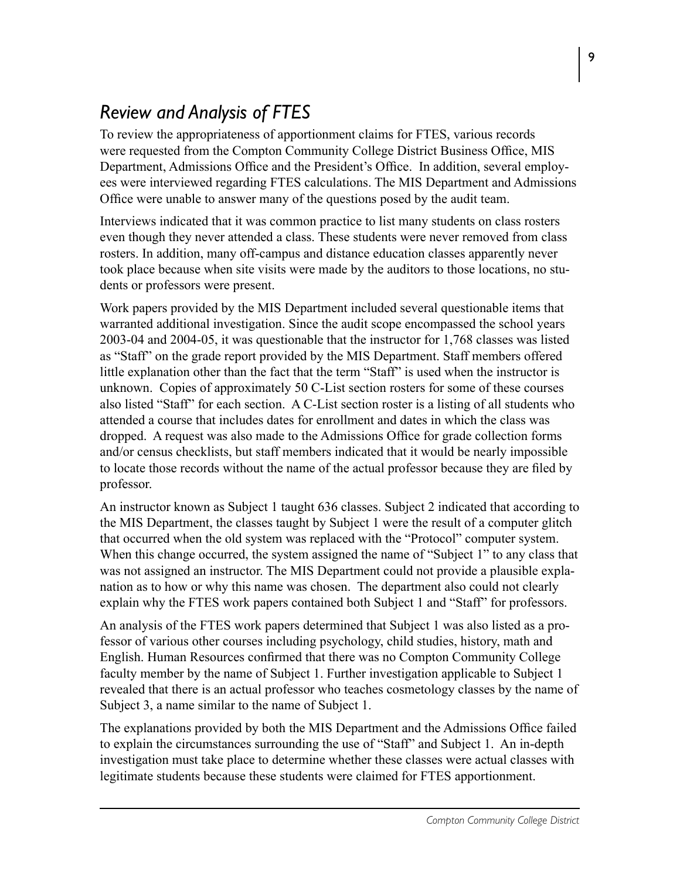## *Review and Analysis of FTES*

To review the appropriateness of apportionment claims for FTES, various records were requested from the Compton Community College District Business Office, MIS Department, Admissions Office and the President's Office. In addition, several employees were interviewed regarding FTES calculations. The MIS Department and Admissions Office were unable to answer many of the questions posed by the audit team.

Interviews indicated that it was common practice to list many students on class rosters even though they never attended a class. These students were never removed from class rosters. In addition, many off-campus and distance education classes apparently never took place because when site visits were made by the auditors to those locations, no students or professors were present.

Work papers provided by the MIS Department included several questionable items that warranted additional investigation. Since the audit scope encompassed the school years 2003-04 and 2004-05, it was questionable that the instructor for 1,768 classes was listed as "Staff" on the grade report provided by the MIS Department. Staff members offered little explanation other than the fact that the term "Staff" is used when the instructor is unknown. Copies of approximately 50 C-List section rosters for some of these courses also listed "Staff" for each section. A C-List section roster is a listing of all students who attended a course that includes dates for enrollment and dates in which the class was dropped. A request was also made to the Admissions Office for grade collection forms and/or census checklists, but staff members indicated that it would be nearly impossible to locate those records without the name of the actual professor because they are filed by professor.

An instructor known as Subject 1 taught 636 classes. Subject 2 indicated that according to the MIS Department, the classes taught by Subject 1 were the result of a computer glitch that occurred when the old system was replaced with the "Protocol" computer system. When this change occurred, the system assigned the name of "Subject 1" to any class that was not assigned an instructor. The MIS Department could not provide a plausible explanation as to how or why this name was chosen. The department also could not clearly explain why the FTES work papers contained both Subject 1 and "Staff" for professors.

An analysis of the FTES work papers determined that Subject 1 was also listed as a professor of various other courses including psychology, child studies, history, math and English. Human Resources confirmed that there was no Compton Community College faculty member by the name of Subject 1. Further investigation applicable to Subject 1 revealed that there is an actual professor who teaches cosmetology classes by the name of Subject 3, a name similar to the name of Subject 1.

The explanations provided by both the MIS Department and the Admissions Office failed to explain the circumstances surrounding the use of "Staff" and Subject 1. An in-depth investigation must take place to determine whether these classes were actual classes with legitimate students because these students were claimed for FTES apportionment.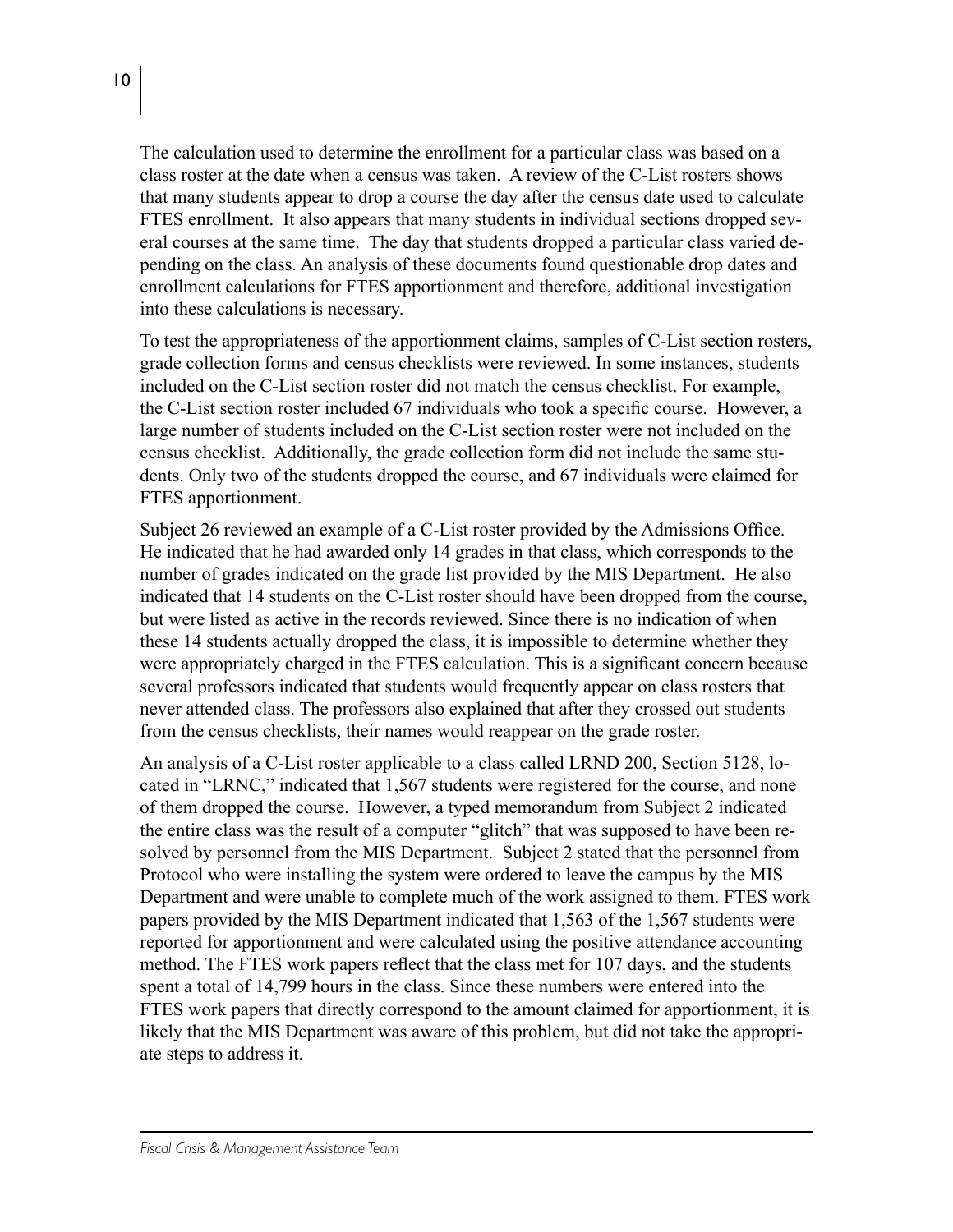The calculation used to determine the enrollment for a particular class was based on a class roster at the date when a census was taken. A review of the C-List rosters shows that many students appear to drop a course the day after the census date used to calculate FTES enrollment. It also appears that many students in individual sections dropped several courses at the same time. The day that students dropped a particular class varied depending on the class. An analysis of these documents found questionable drop dates and enrollment calculations for FTES apportionment and therefore, additional investigation into these calculations is necessary.

To test the appropriateness of the apportionment claims, samples of C-List section rosters, grade collection forms and census checklists were reviewed. In some instances, students included on the C-List section roster did not match the census checklist. For example, the C-List section roster included 67 individuals who took a specific course. However, a large number of students included on the C-List section roster were not included on the census checklist. Additionally, the grade collection form did not include the same students. Only two of the students dropped the course, and 67 individuals were claimed for FTES apportionment.

Subject 26 reviewed an example of a C-List roster provided by the Admissions Office. He indicated that he had awarded only 14 grades in that class, which corresponds to the number of grades indicated on the grade list provided by the MIS Department. He also indicated that 14 students on the C-List roster should have been dropped from the course, but were listed as active in the records reviewed. Since there is no indication of when these 14 students actually dropped the class, it is impossible to determine whether they were appropriately charged in the FTES calculation. This is a significant concern because several professors indicated that students would frequently appear on class rosters that never attended class. The professors also explained that after they crossed out students from the census checklists, their names would reappear on the grade roster.

An analysis of a C-List roster applicable to a class called LRND 200, Section 5128, located in "LRNC," indicated that 1,567 students were registered for the course, and none of them dropped the course. However, a typed memorandum from Subject 2 indicated the entire class was the result of a computer "glitch" that was supposed to have been resolved by personnel from the MIS Department. Subject 2 stated that the personnel from Protocol who were installing the system were ordered to leave the campus by the MIS Department and were unable to complete much of the work assigned to them. FTES work papers provided by the MIS Department indicated that 1,563 of the 1,567 students were reported for apportionment and were calculated using the positive attendance accounting method. The FTES work papers reflect that the class met for 107 days, and the students spent a total of 14,799 hours in the class. Since these numbers were entered into the FTES work papers that directly correspond to the amount claimed for apportionment, it is likely that the MIS Department was aware of this problem, but did not take the appropriate steps to address it.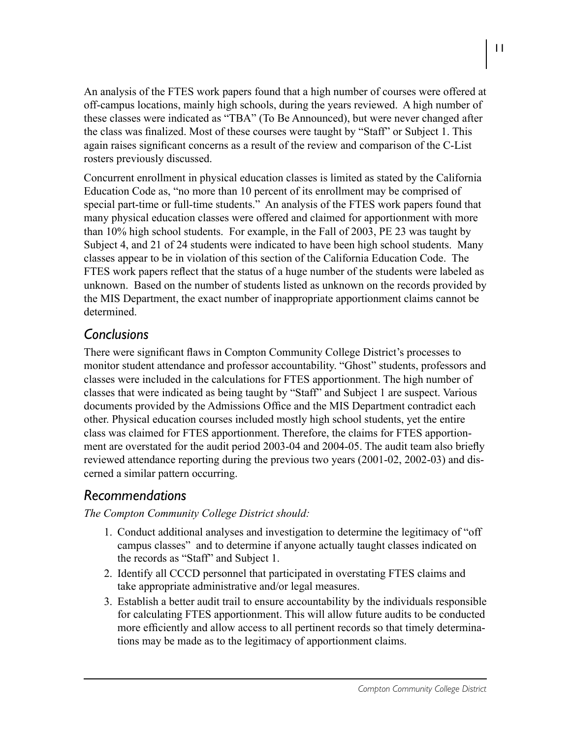An analysis of the FTES work papers found that a high number of courses were offered at off-campus locations, mainly high schools, during the years reviewed. A high number of these classes were indicated as "TBA" (To Be Announced), but were never changed after the class was finalized. Most of these courses were taught by "Staff" or Subject 1. This again raises significant concerns as a result of the review and comparison of the C-List rosters previously discussed.

Concurrent enrollment in physical education classes is limited as stated by the California Education Code as, "no more than 10 percent of its enrollment may be comprised of special part-time or full-time students." An analysis of the FTES work papers found that many physical education classes were offered and claimed for apportionment with more than 10% high school students. For example, in the Fall of 2003, PE 23 was taught by Subject 4, and 21 of 24 students were indicated to have been high school students. Many classes appear to be in violation of this section of the California Education Code. The FTES work papers reflect that the status of a huge number of the students were labeled as unknown. Based on the number of students listed as unknown on the records provided by the MIS Department, the exact number of inappropriate apportionment claims cannot be determined.

## Conclusions

There were significant flaws in Compton Community College District's processes to monitor student attendance and professor accountability. "Ghost" students, professors and classes were included in the calculations for FTES apportionment. The high number of classes that were indicated as being taught by "Staff" and Subject 1 are suspect. Various documents provided by the Admissions Office and the MIS Department contradict each other. Physical education courses included mostly high school students, yet the entire class was claimed for FTES apportionment. Therefore, the claims for FTES apportionment are overstated for the audit period 2003-04 and 2004-05. The audit team also briefly reviewed attendance reporting during the previous two years (2001-02, 2002-03) and discerned a similar pattern occurring.

## Recommendations

*The Compton Community College District should:*

1. Conduct additional analyses and investigation to determine the legitimacy of "off campus classes" and to determine if anyone actually taught classes indicated on the records as "Staff" and Subject 1.
2. Identify all CCCD personnel that participated in overstating FTES claims and take appropriate administrative and/or legal measures.
3. Establish a better audit trail to ensure accountability by the individuals responsible for calculating FTES apportionment. This will allow future audits to be conducted more efficiently and allow access to all pertinent records so that timely determinations may be made as to the legitimacy of apportionment claims.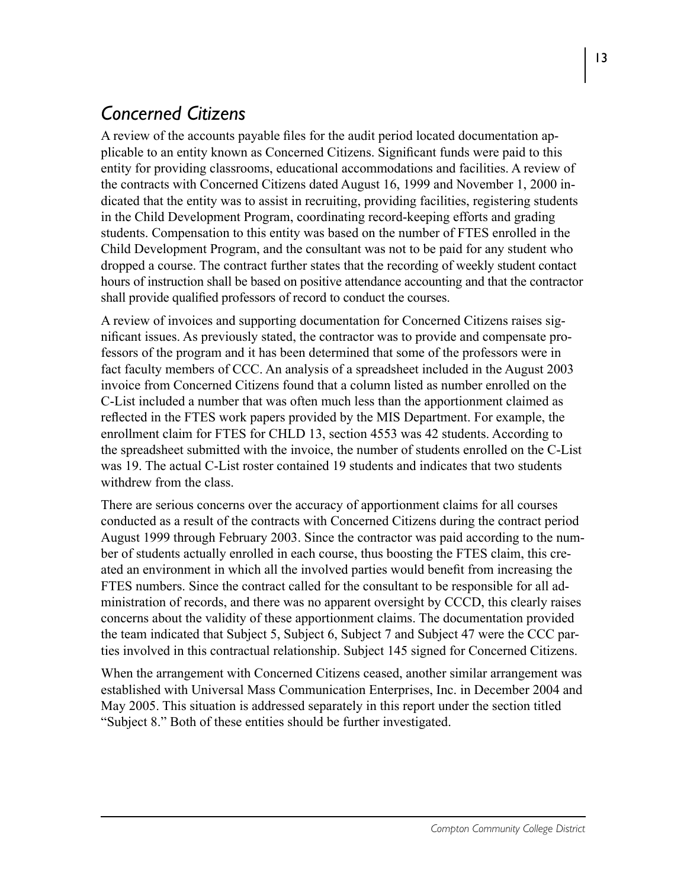## *Concerned Citizens*

A review of the accounts payable files for the audit period located documentation applicable to an entity known as Concerned Citizens. Significant funds were paid to this entity for providing classrooms, educational accommodations and facilities. A review of the contracts with Concerned Citizens dated August 16, 1999 and November 1, 2000 indicated that the entity was to assist in recruiting, providing facilities, registering students in the Child Development Program, coordinating record-keeping efforts and grading students. Compensation to this entity was based on the number of FTES enrolled in the Child Development Program, and the consultant was not to be paid for any student who dropped a course. The contract further states that the recording of weekly student contact hours of instruction shall be based on positive attendance accounting and that the contractor shall provide qualified professors of record to conduct the courses.

A review of invoices and supporting documentation for Concerned Citizens raises significant issues. As previously stated, the contractor was to provide and compensate professors of the program and it has been determined that some of the professors were in fact faculty members of CCC. An analysis of a spreadsheet included in the August 2003 invoice from Concerned Citizens found that a column listed as number enrolled on the C-List included a number that was often much less than the apportionment claimed as reflected in the FTES work papers provided by the MIS Department. For example, the enrollment claim for FTES for CHLD 13, section 4553 was 42 students. According to the spreadsheet submitted with the invoice, the number of students enrolled on the C-List was 19. The actual C-List roster contained 19 students and indicates that two students withdrew from the class.

There are serious concerns over the accuracy of apportionment claims for all courses conducted as a result of the contracts with Concerned Citizens during the contract period August 1999 through February 2003. Since the contractor was paid according to the number of students actually enrolled in each course, thus boosting the FTES claim, this created an environment in which all the involved parties would benefit from increasing the FTES numbers. Since the contract called for the consultant to be responsible for all administration of records, and there was no apparent oversight by CCCD, this clearly raises concerns about the validity of these apportionment claims. The documentation provided the team indicated that Subject 5, Subject 6, Subject 7 and Subject 47 were the CCC parties involved in this contractual relationship. Subject 145 signed for Concerned Citizens.

When the arrangement with Concerned Citizens ceased, another similar arrangement was established with Universal Mass Communication Enterprises, Inc. in December 2004 and May 2005. This situation is addressed separately in this report under the section titled "Subject 8." Both of these entities should be further investigated.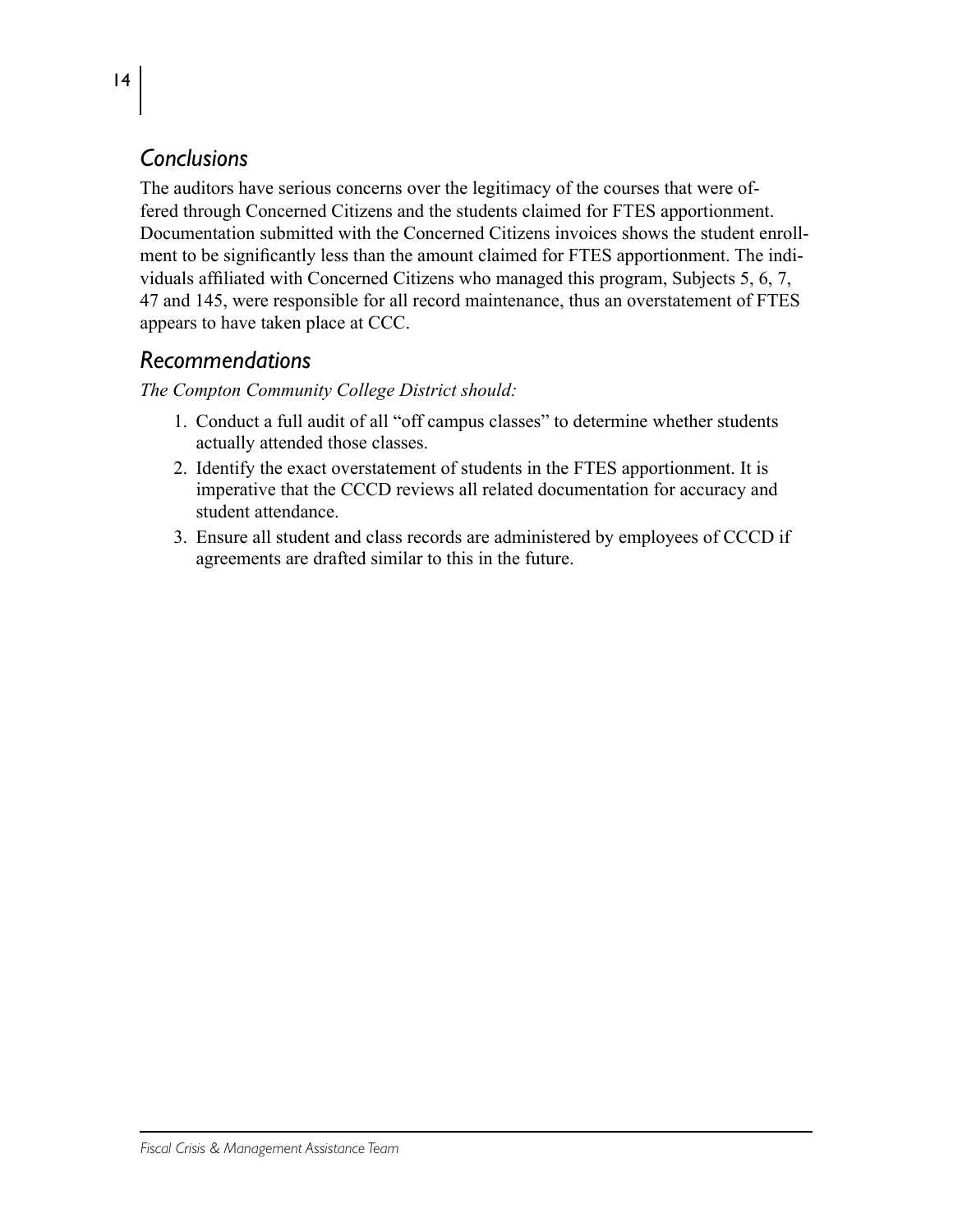## Conclusions

The auditors have serious concerns over the legitimacy of the courses that were offered through Concerned Citizens and the students claimed for FTES apportionment. Documentation submitted with the Concerned Citizens invoices shows the student enrollment to be significantly less than the amount claimed for FTES apportionment. The individuals affiliated with Concerned Citizens who managed this program, Subjects 5, 6, 7, 47 and 145, were responsible for all record maintenance, thus an overstatement of FTES appears to have taken place at CCC.

## Recommendations

*The Compton Community College District should:*

1. Conduct a full audit of all "off campus classes" to determine whether students actually attended those classes.
2. Identify the exact overstatement of students in the FTES apportionment. It is imperative that the CCCD reviews all related documentation for accuracy and student attendance.
3. Ensure all student and class records are administered by employees of CCCD if agreements are drafted similar to this in the future.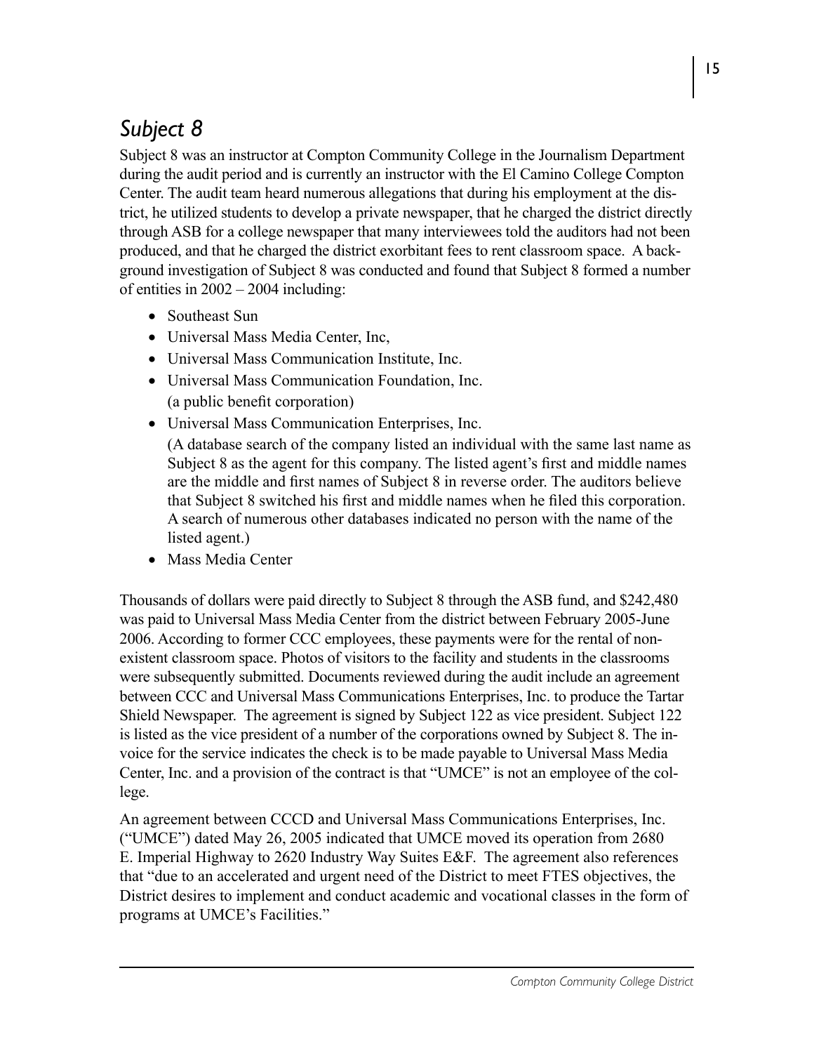## *Subject 8*

Subject 8 was an instructor at Compton Community College in the Journalism Department during the audit period and is currently an instructor with the El Camino College Compton Center. The audit team heard numerous allegations that during his employment at the district, he utilized students to develop a private newspaper, that he charged the district directly through ASB for a college newspaper that many interviewees told the auditors had not been produced, and that he charged the district exorbitant fees to rent classroom space. A background investigation of Subject 8 was conducted and found that Subject 8 formed a number of entities in 2002 – 2004 including:

- Southeast Sun
- Universal Mass Media Center, Inc,
- Universal Mass Communication Institute, Inc.
- Universal Mass Communication Foundation, Inc. (a public benefit corporation)
- Universal Mass Communication Enterprises, Inc.
  (A database search of the company listed an individual with the same last name as Subject 8 as the agent for this company. The listed agent's first and middle names are the middle and first names of Subject 8 in reverse order. The auditors believe that Subject 8 switched his first and middle names when he filed this corporation. A search of numerous other databases indicated no person with the name of the listed agent.)
- Mass Media Center

Thousands of dollars were paid directly to Subject 8 through the ASB fund, and $242,480 was paid to Universal Mass Media Center from the district between February 2005-June 2006. According to former CCC employees, these payments were for the rental of non-existent classroom space. Photos of visitors to the facility and students in the classrooms were subsequently submitted. Documents reviewed during the audit include an agreement between CCC and Universal Mass Communications Enterprises, Inc. to produce the Tartar Shield Newspaper. The agreement is signed by Subject 122 as vice president. Subject 122 is listed as the vice president of a number of the corporations owned by Subject 8. The invoice for the service indicates the check is to be made payable to Universal Mass Media Center, Inc. and a provision of the contract is that "UMCE" is not an employee of the college.

An agreement between CCCD and Universal Mass Communications Enterprises, Inc. ("UMCE") dated May 26, 2005 indicated that UMCE moved its operation from 2680 E. Imperial Highway to 2620 Industry Way Suites E&F. The agreement also references that "due to an accelerated and urgent need of the District to meet FTES objectives, the District desires to implement and conduct academic and vocational classes in the form of programs at UMCE's Facilities."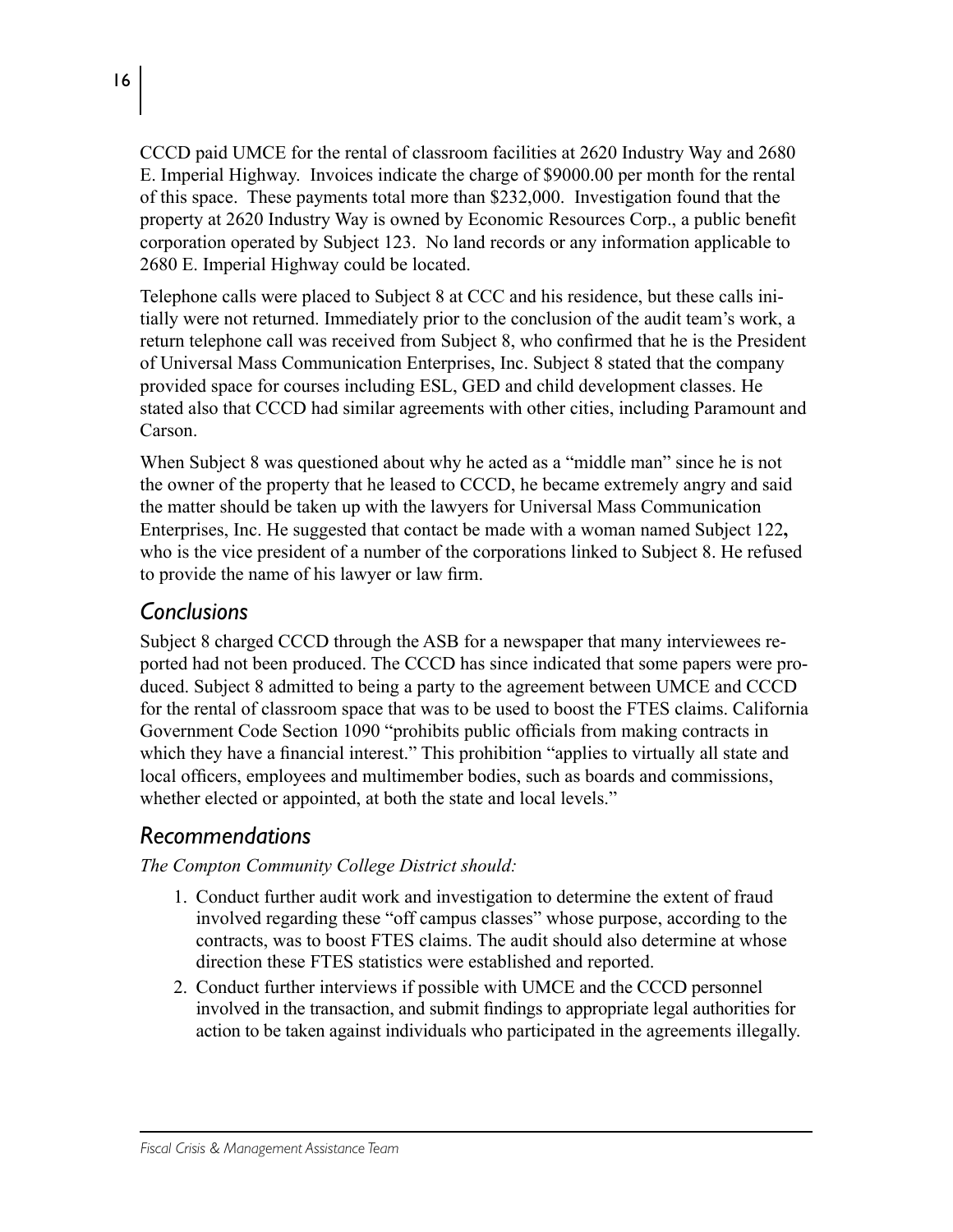CCCD paid UMCE for the rental of classroom facilities at 2620 Industry Way and 2680 E. Imperial Highway. Invoices indicate the charge of $9000.00 per month for the rental of this space. These payments total more than $232,000. Investigation found that the property at 2620 Industry Way is owned by Economic Resources Corp., a public benefit corporation operated by Subject 123. No land records or any information applicable to 2680 E. Imperial Highway could be located.

Telephone calls were placed to Subject 8 at CCC and his residence, but these calls initially were not returned. Immediately prior to the conclusion of the audit team's work, a return telephone call was received from Subject 8, who confirmed that he is the President of Universal Mass Communication Enterprises, Inc. Subject 8 stated that the company provided space for courses including ESL, GED and child development classes. He stated also that CCCD had similar agreements with other cities, including Paramount and Carson.

When Subject 8 was questioned about why he acted as a "middle man" since he is not the owner of the property that he leased to CCCD, he became extremely angry and said the matter should be taken up with the lawyers for Universal Mass Communication Enterprises, Inc. He suggested that contact be made with a woman named Subject 122**,** who is the vice president of a number of the corporations linked to Subject 8. He refused to provide the name of his lawyer or law firm.

## *Conclusions*

Subject 8 charged CCCD through the ASB for a newspaper that many interviewees reported had not been produced. The CCCD has since indicated that some papers were produced. Subject 8 admitted to being a party to the agreement between UMCE and CCCD for the rental of classroom space that was to be used to boost the FTES claims. California Government Code Section 1090 "prohibits public officials from making contracts in which they have a financial interest." This prohibition "applies to virtually all state and local officers, employees and multimember bodies, such as boards and commissions, whether elected or appointed, at both the state and local levels."

## *Recommendations*

*The Compton Community College District should:*

1. Conduct further audit work and investigation to determine the extent of fraud involved regarding these "off campus classes" whose purpose, according to the contracts, was to boost FTES claims. The audit should also determine at whose direction these FTES statistics were established and reported.
2. Conduct further interviews if possible with UMCE and the CCCD personnel involved in the transaction, and submit findings to appropriate legal authorities for action to be taken against individuals who participated in the agreements illegally.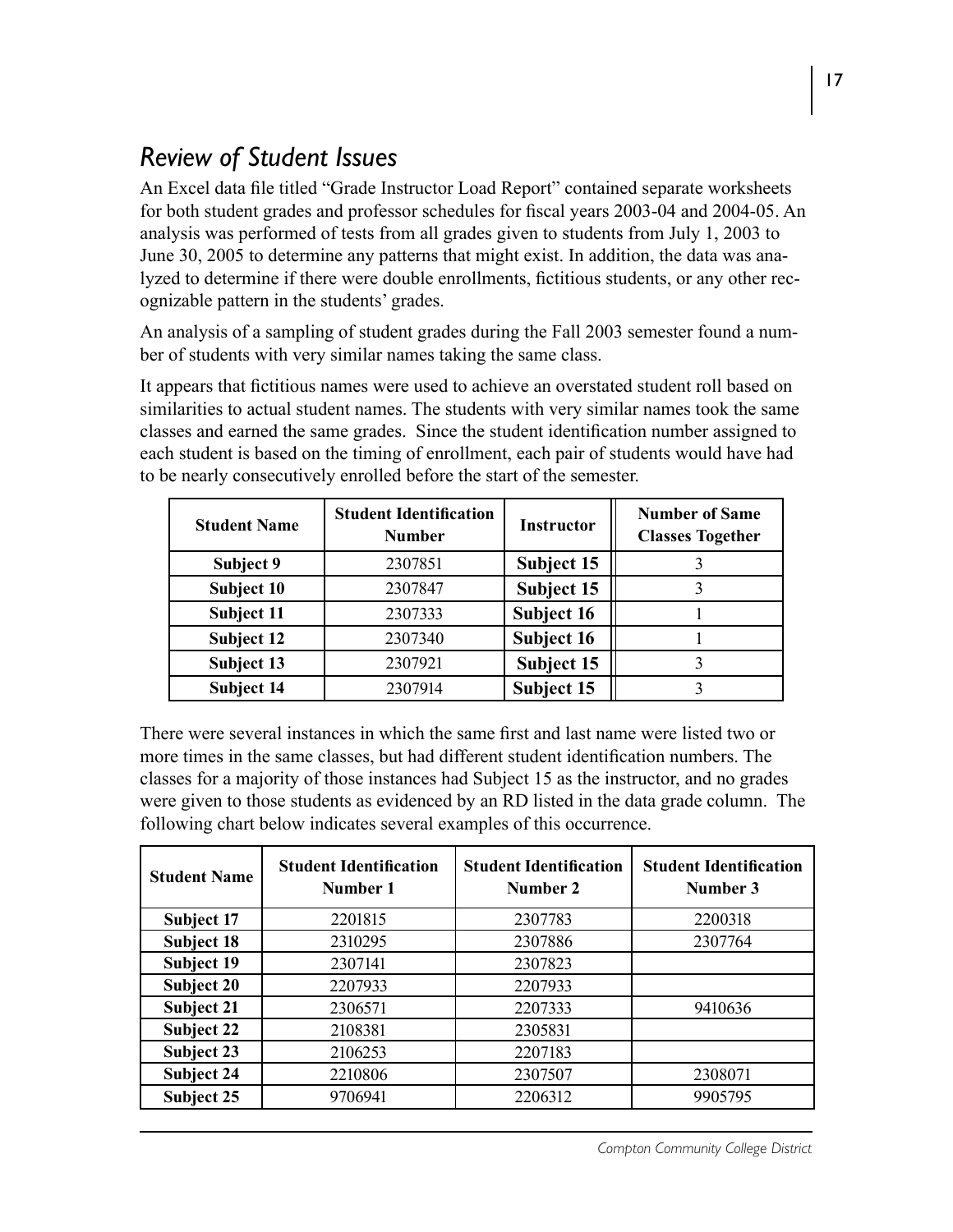## *Review of Student Issues*

An Excel data file titled "Grade Instructor Load Report" contained separate worksheets for both student grades and professor schedules for fiscal years 2003-04 and 2004-05. An analysis was performed of tests from all grades given to students from July 1, 2003 to June 30, 2005 to determine any patterns that might exist. In addition, the data was analyzed to determine if there were double enrollments, fictitious students, or any other recognizable pattern in the students' grades.

An analysis of a sampling of student grades during the Fall 2003 semester found a number of students with very similar names taking the same class.

It appears that fictitious names were used to achieve an overstated student roll based on similarities to actual student names. The students with very similar names took the same classes and earned the same grades. Since the student identification number assigned to each student is based on the timing of enrollment, each pair of students would have had to be nearly consecutively enrolled before the start of the semester.

| Student Name | Student Identification Number | Instructor | Number of Same Classes Together |
|---|---|---|---|
| **Subject 9** | 2307851 | **Subject 15** | 3 |
| **Subject 10** | 2307847 | **Subject 15** | 3 |
| **Subject 11** | 2307333 | **Subject 16** | 1 |
| **Subject 12** | 2307340 | **Subject 16** | 1 |
| **Subject 13** | 2307921 | **Subject 15** | 3 |
| **Subject 14** | 2307914 | **Subject 15** | 3 |

There were several instances in which the same first and last name were listed two or more times in the same classes, but had different student identification numbers. The classes for a majority of those instances had Subject 15 as the instructor, and no grades were given to those students as evidenced by an RD listed in the data grade column. The following chart below indicates several examples of this occurrence.

| Student Name | Student Identification Number 1 | Student Identification Number 2 | Student Identification Number 3 |
|---|---|---|---|
| **Subject 17** | 2201815 | 2307783 | 2200318 |
| **Subject 18** | 2310295 | 2307886 | 2307764 |
| **Subject 19** | 2307141 | 2307823 | |
| **Subject 20** | 2207933 | 2207933 | |
| **Subject 21** | 2306571 | 2207333 | 9410636 |
| **Subject 22** | 2108381 | 2305831 | |
| **Subject 23** | 2106253 | 2207183 | |
| **Subject 24** | 2210806 | 2307507 | 2308071 |
| **Subject 25** | 9706941 | 2206312 | 9905795 |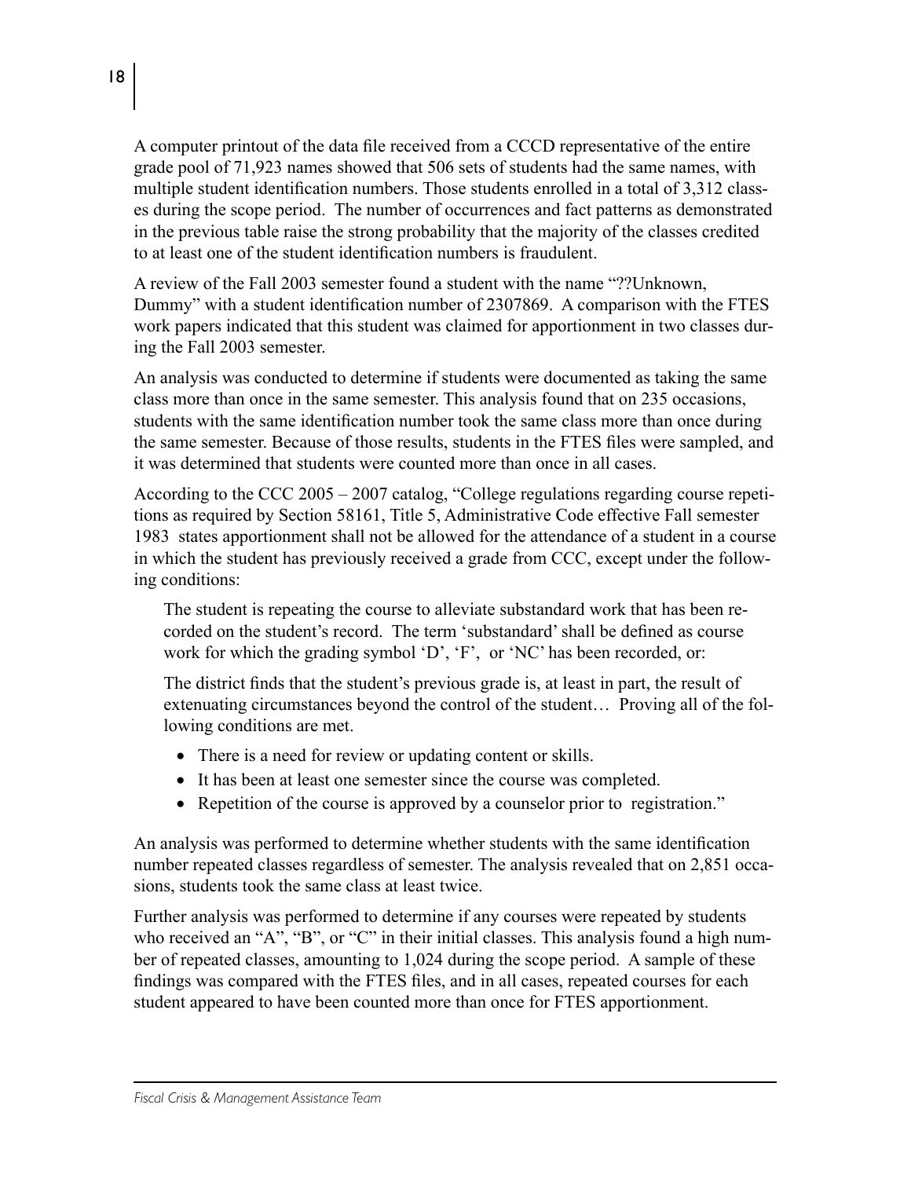A computer printout of the data file received from a CCCD representative of the entire grade pool of 71,923 names showed that 506 sets of students had the same names, with multiple student identification numbers. Those students enrolled in a total of 3,312 classes during the scope period. The number of occurrences and fact patterns as demonstrated in the previous table raise the strong probability that the majority of the classes credited to at least one of the student identification numbers is fraudulent.

A review of the Fall 2003 semester found a student with the name "??Unknown, Dummy" with a student identification number of 2307869. A comparison with the FTES work papers indicated that this student was claimed for apportionment in two classes during the Fall 2003 semester.

An analysis was conducted to determine if students were documented as taking the same class more than once in the same semester. This analysis found that on 235 occasions, students with the same identification number took the same class more than once during the same semester. Because of those results, students in the FTES files were sampled, and it was determined that students were counted more than once in all cases.

According to the CCC 2005 – 2007 catalog, "College regulations regarding course repetitions as required by Section 58161, Title 5, Administrative Code effective Fall semester 1983 states apportionment shall not be allowed for the attendance of a student in a course in which the student has previously received a grade from CCC, except under the following conditions:

> The student is repeating the course to alleviate substandard work that has been recorded on the student's record. The term 'substandard' shall be defined as course work for which the grading symbol 'D', 'F', or 'NC' has been recorded, or:
>
> The district finds that the student's previous grade is, at least in part, the result of extenuating circumstances beyond the control of the student… Proving all of the following conditions are met.
>
> - There is a need for review or updating content or skills.
> - It has been at least one semester since the course was completed.
> - Repetition of the course is approved by a counselor prior to registration."

An analysis was performed to determine whether students with the same identification number repeated classes regardless of semester. The analysis revealed that on 2,851 occasions, students took the same class at least twice.

Further analysis was performed to determine if any courses were repeated by students who received an "A", "B", or "C" in their initial classes. This analysis found a high number of repeated classes, amounting to 1,024 during the scope period. A sample of these findings was compared with the FTES files, and in all cases, repeated courses for each student appeared to have been counted more than once for FTES apportionment.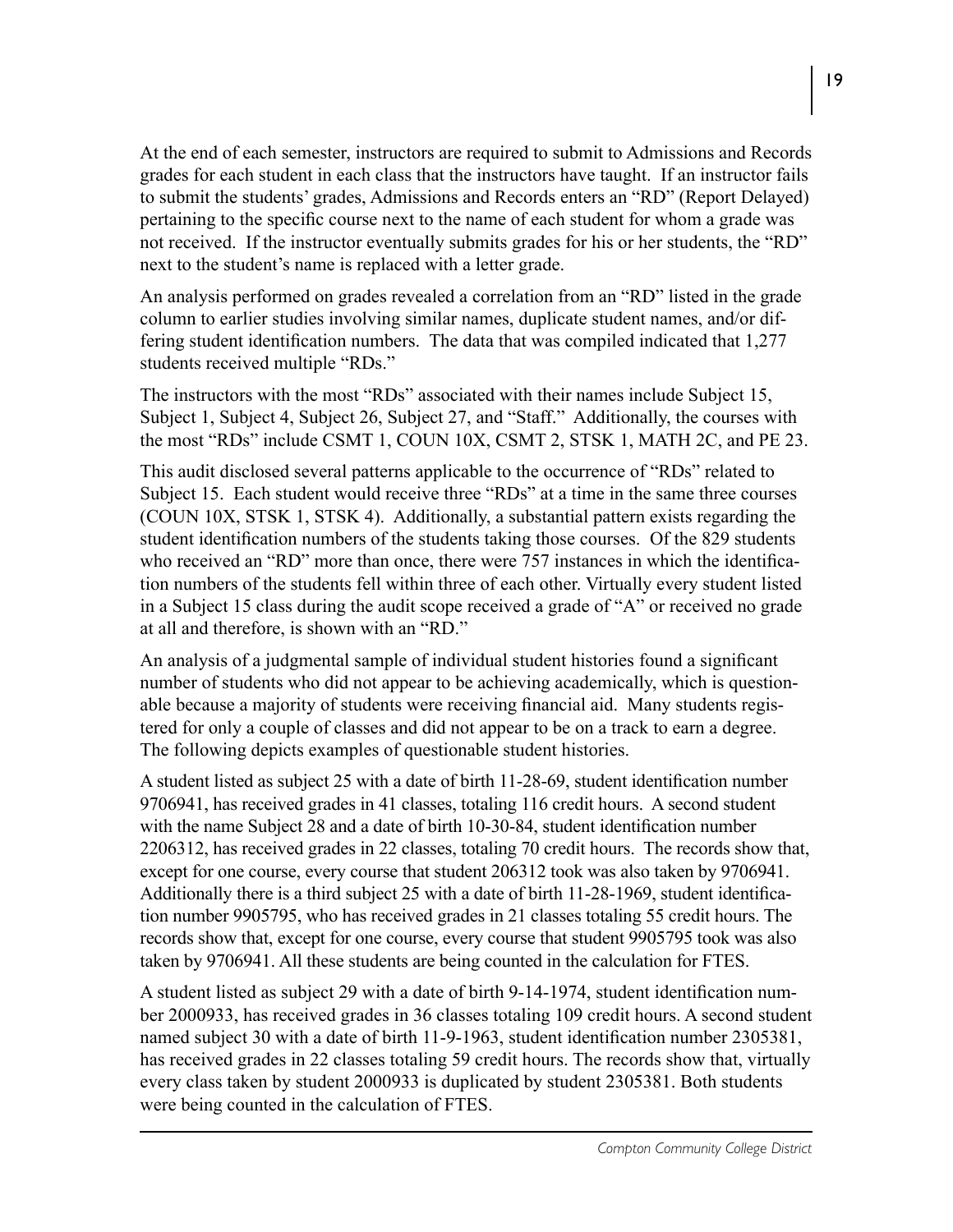At the end of each semester, instructors are required to submit to Admissions and Records grades for each student in each class that the instructors have taught. If an instructor fails to submit the students' grades, Admissions and Records enters an "RD" (Report Delayed) pertaining to the specific course next to the name of each student for whom a grade was not received. If the instructor eventually submits grades for his or her students, the "RD" next to the student's name is replaced with a letter grade.

An analysis performed on grades revealed a correlation from an "RD" listed in the grade column to earlier studies involving similar names, duplicate student names, and/or differing student identification numbers. The data that was compiled indicated that 1,277 students received multiple "RDs."

The instructors with the most "RDs" associated with their names include Subject 15, Subject 1, Subject 4, Subject 26, Subject 27, and "Staff." Additionally, the courses with the most "RDs" include CSMT 1, COUN 10X, CSMT 2, STSK 1, MATH 2C, and PE 23.

This audit disclosed several patterns applicable to the occurrence of "RDs" related to Subject 15. Each student would receive three "RDs" at a time in the same three courses (COUN 10X, STSK 1, STSK 4). Additionally, a substantial pattern exists regarding the student identification numbers of the students taking those courses. Of the 829 students who received an "RD" more than once, there were 757 instances in which the identification numbers of the students fell within three of each other. Virtually every student listed in a Subject 15 class during the audit scope received a grade of "A" or received no grade at all and therefore, is shown with an "RD."

An analysis of a judgmental sample of individual student histories found a significant number of students who did not appear to be achieving academically, which is questionable because a majority of students were receiving financial aid. Many students registered for only a couple of classes and did not appear to be on a track to earn a degree. The following depicts examples of questionable student histories.

A student listed as subject 25 with a date of birth 11-28-69, student identification number 9706941, has received grades in 41 classes, totaling 116 credit hours. A second student with the name Subject 28 and a date of birth 10-30-84, student identification number 2206312, has received grades in 22 classes, totaling 70 credit hours. The records show that, except for one course, every course that student 206312 took was also taken by 9706941. Additionally there is a third subject 25 with a date of birth 11-28-1969, student identification number 9905795, who has received grades in 21 classes totaling 55 credit hours. The records show that, except for one course, every course that student 9905795 took was also taken by 9706941. All these students are being counted in the calculation for FTES.

A student listed as subject 29 with a date of birth 9-14-1974, student identification number 2000933, has received grades in 36 classes totaling 109 credit hours. A second student named subject 30 with a date of birth 11-9-1963, student identification number 2305381, has received grades in 22 classes totaling 59 credit hours. The records show that, virtually every class taken by student 2000933 is duplicated by student 2305381. Both students were being counted in the calculation of FTES.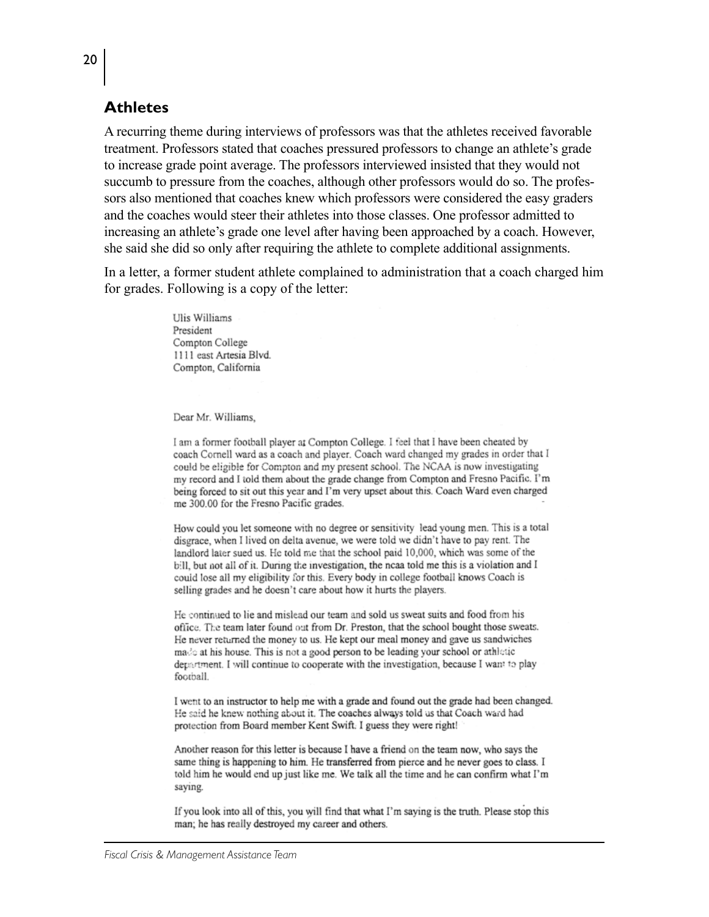## Athletes

A recurring theme during interviews of professors was that the athletes received favorable treatment. Professors stated that coaches pressured professors to change an athlete's grade to increase grade point average. The professors interviewed insisted that they would not succumb to pressure from the coaches, although other professors would do so. The professors also mentioned that coaches knew which professors were considered the easy graders and the coaches would steer their athletes into those classes. One professor admitted to increasing an athlete's grade one level after having been approached by a coach. However, she said she did so only after requiring the athlete to complete additional assignments.

In a letter, a former student athlete complained to administration that a coach charged him for grades. Following is a copy of the letter:

> Ulis Williams
> President
> Compton College
> 1111 east Artesia Blvd.
> Compton, California
>
> Dear Mr. Williams,
>
> I am a former football player at Compton College. I feel that I have been cheated by coach Cornell ward as a coach and player. Coach ward changed my grades in order that I could be eligible for Compton and my present school. The NCAA is now investigating my record and I told them about the grade change from Compton and Fresno Pacific. I'm being forced to sit out this year and I'm very upset about this. Coach Ward even charged me 300.00 for the Fresno Pacific grades.
>
> How could you let someone with no degree or sensitivity lead young men. This is a total disgrace, when I lived on delta avenue, we were told we didn't have to pay rent. The landlord later sued us. He told me that the school paid 10,000, which was some of the bill, but not all of it. During the investigation, the ncaa told me this is a violation and I could lose all my eligibility for this. Every body in college football knows Coach is selling grades and he doesn't care about how it hurts the players.
>
> He continued to lie and mislead our team and sold us sweat suits and food from his office. The team later found out from Dr. Preston, that the school bought those sweats. He never returned the money to us. He kept our meal money and gave us sandwiches made at his house. This is not a good person to be leading your school or athletic department. I will continue to cooperate with the investigation, because I want to play football.
>
> I went to an instructor to help me with a grade and found out the grade had been changed. He said he knew nothing about it. The coaches always told us that Coach ward had protection from Board member Kent Swift. I guess they were right!
>
> Another reason for this letter is because I have a friend on the team now, who says the same thing is happening to him. He transferred from pierce and he never goes to class. I told him he would end up just like me. We talk all the time and he can confirm what I'm saying.
>
> If you look into all of this, you will find that what I'm saying is the truth. Please stop this man; he has really destroyed my career and others.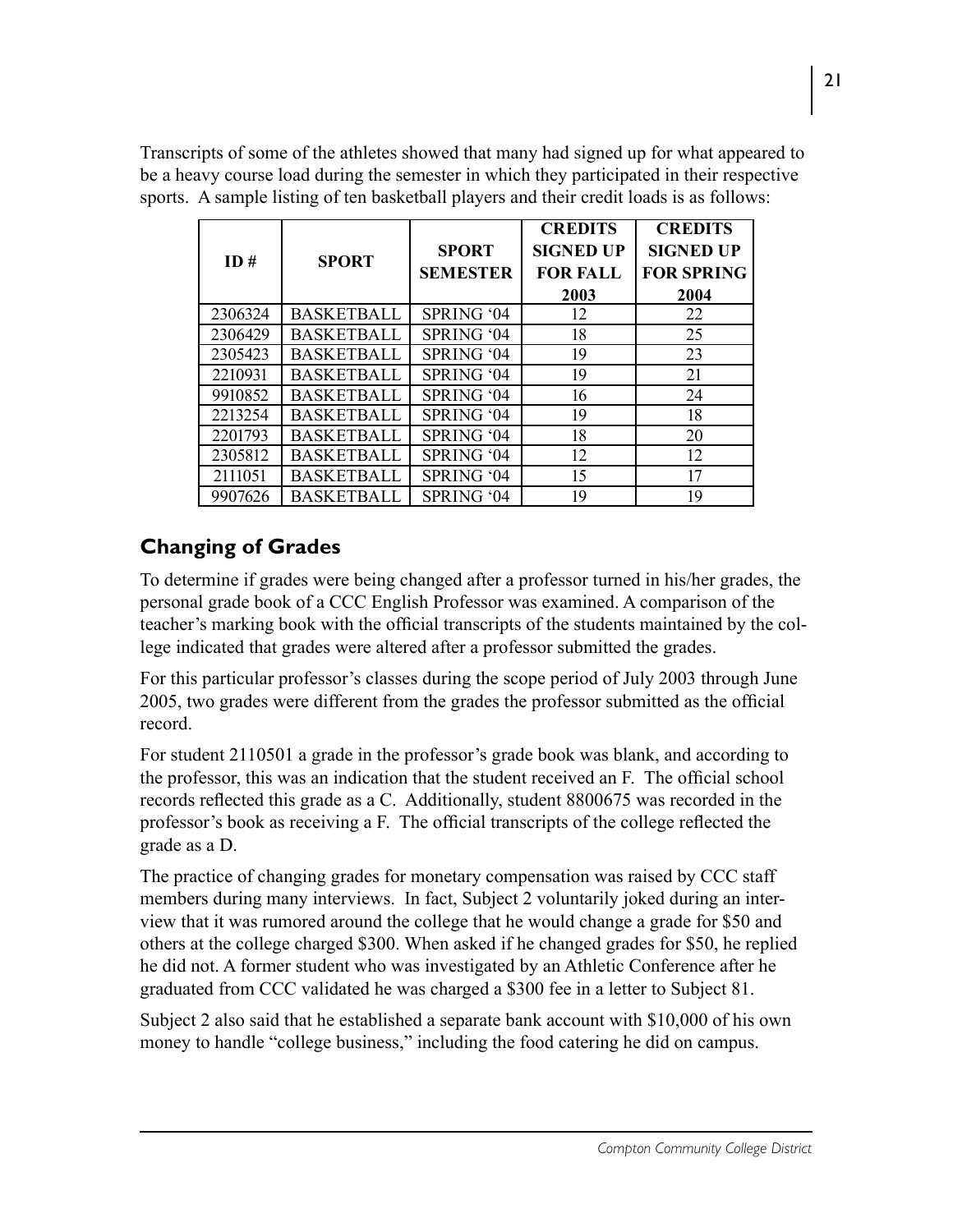Transcripts of some of the athletes showed that many had signed up for what appeared to be a heavy course load during the semester in which they participated in their respective sports. A sample listing of ten basketball players and their credit loads is as follows:

| ID # | SPORT | SPORT SEMESTER | CREDITS SIGNED UP FOR FALL 2003 | CREDITS SIGNED UP FOR SPRING 2004 |
|---|---|---|---|---|
| 2306324 | BASKETBALL | SPRING '04 | 12 | 22 |
| 2306429 | BASKETBALL | SPRING '04 | 18 | 25 |
| 2305423 | BASKETBALL | SPRING '04 | 19 | 23 |
| 2210931 | BASKETBALL | SPRING '04 | 19 | 21 |
| 9910852 | BASKETBALL | SPRING '04 | 16 | 24 |
| 2213254 | BASKETBALL | SPRING '04 | 19 | 18 |
| 2201793 | BASKETBALL | SPRING '04 | 18 | 20 |
| 2305812 | BASKETBALL | SPRING '04 | 12 | 12 |
| 2111051 | BASKETBALL | SPRING '04 | 15 | 17 |
| 9907626 | BASKETBALL | SPRING '04 | 19 | 19 |

## Changing of Grades

To determine if grades were being changed after a professor turned in his/her grades, the personal grade book of a CCC English Professor was examined. A comparison of the teacher's marking book with the official transcripts of the students maintained by the college indicated that grades were altered after a professor submitted the grades.

For this particular professor's classes during the scope period of July 2003 through June 2005, two grades were different from the grades the professor submitted as the official record.

For student 2110501 a grade in the professor's grade book was blank, and according to the professor, this was an indication that the student received an F. The official school records reflected this grade as a C. Additionally, student 8800675 was recorded in the professor's book as receiving a F. The official transcripts of the college reflected the grade as a D.

The practice of changing grades for monetary compensation was raised by CCC staff members during many interviews. In fact, Subject 2 voluntarily joked during an interview that it was rumored around the college that he would change a grade for $50 and others at the college charged $300. When asked if he changed grades for $50, he replied he did not. A former student who was investigated by an Athletic Conference after he graduated from CCC validated he was charged a $300 fee in a letter to Subject 81.

Subject 2 also said that he established a separate bank account with $10,000 of his own money to handle "college business," including the food catering he did on campus.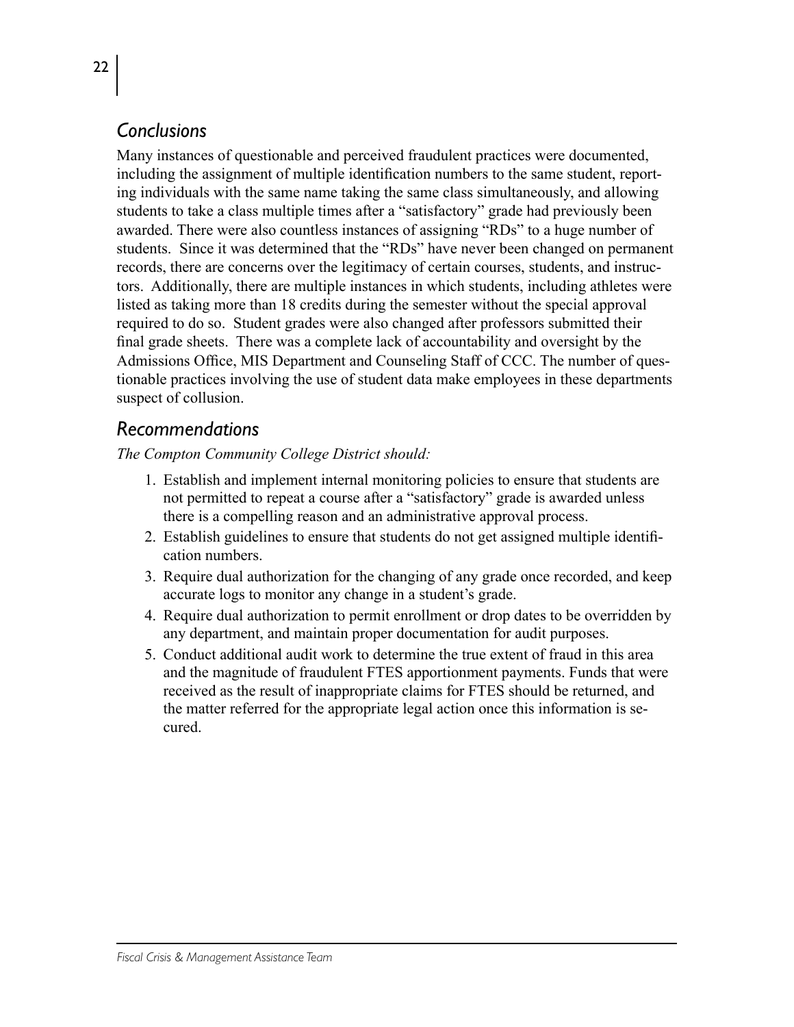## *Conclusions*

Many instances of questionable and perceived fraudulent practices were documented, including the assignment of multiple identification numbers to the same student, reporting individuals with the same name taking the same class simultaneously, and allowing students to take a class multiple times after a "satisfactory" grade had previously been awarded. There were also countless instances of assigning "RDs" to a huge number of students. Since it was determined that the "RDs" have never been changed on permanent records, there are concerns over the legitimacy of certain courses, students, and instructors. Additionally, there are multiple instances in which students, including athletes were listed as taking more than 18 credits during the semester without the special approval required to do so. Student grades were also changed after professors submitted their final grade sheets. There was a complete lack of accountability and oversight by the Admissions Office, MIS Department and Counseling Staff of CCC. The number of questionable practices involving the use of student data make employees in these departments suspect of collusion.

## *Recommendations*

*The Compton Community College District should:*

1. Establish and implement internal monitoring policies to ensure that students are not permitted to repeat a course after a "satisfactory" grade is awarded unless there is a compelling reason and an administrative approval process.
2. Establish guidelines to ensure that students do not get assigned multiple identification numbers.
3. Require dual authorization for the changing of any grade once recorded, and keep accurate logs to monitor any change in a student's grade.
4. Require dual authorization to permit enrollment or drop dates to be overridden by any department, and maintain proper documentation for audit purposes.
5. Conduct additional audit work to determine the true extent of fraud in this area and the magnitude of fraudulent FTES apportionment payments. Funds that were received as the result of inappropriate claims for FTES should be returned, and the matter referred for the appropriate legal action once this information is secured.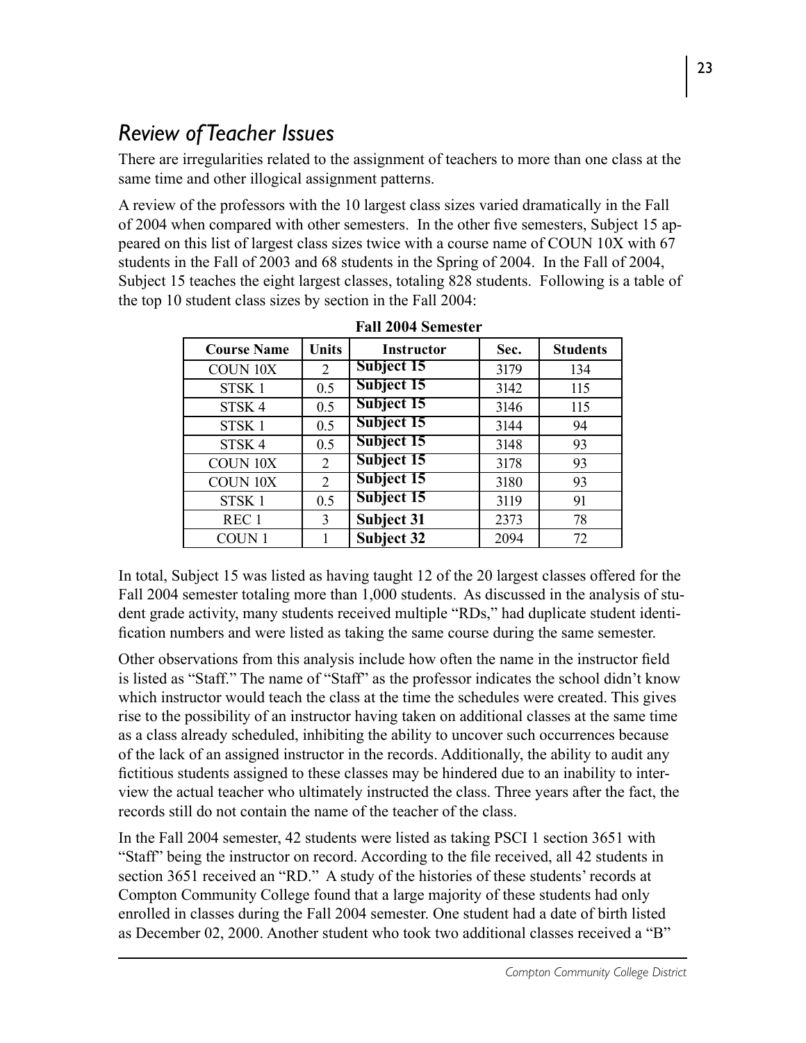## *Review of Teacher Issues*

There are irregularities related to the assignment of teachers to more than one class at the same time and other illogical assignment patterns.

A review of the professors with the 10 largest class sizes varied dramatically in the Fall of 2004 when compared with other semesters. In the other five semesters, Subject 15 appeared on this list of largest class sizes twice with a course name of COUN 10X with 67 students in the Fall of 2003 and 68 students in the Spring of 2004. In the Fall of 2004, Subject 15 teaches the eight largest classes, totaling 828 students. Following is a table of the top 10 student class sizes by section in the Fall 2004:

**Fall 2004 Semester**

| Course Name | Units | Instructor | Sec. | Students |
|---|---|---|---|---|
| COUN 10X | 2 | **Subject 15** | 3179 | 134 |
| STSK 1 | 0.5 | **Subject 15** | 3142 | 115 |
| STSK 4 | 0.5 | **Subject 15** | 3146 | 115 |
| STSK 1 | 0.5 | **Subject 15** | 3144 | 94 |
| STSK 4 | 0.5 | **Subject 15** | 3148 | 93 |
| COUN 10X | 2 | **Subject 15** | 3178 | 93 |
| COUN 10X | 2 | **Subject 15** | 3180 | 93 |
| STSK 1 | 0.5 | **Subject 15** | 3119 | 91 |
| REC 1 | 3 | **Subject 31** | 2373 | 78 |
| COUN 1 | 1 | **Subject 32** | 2094 | 72 |

In total, Subject 15 was listed as having taught 12 of the 20 largest classes offered for the Fall 2004 semester totaling more than 1,000 students. As discussed in the analysis of student grade activity, many students received multiple "RDs," had duplicate student identification numbers and were listed as taking the same course during the same semester.

Other observations from this analysis include how often the name in the instructor field is listed as "Staff." The name of "Staff" as the professor indicates the school didn't know which instructor would teach the class at the time the schedules were created. This gives rise to the possibility of an instructor having taken on additional classes at the same time as a class already scheduled, inhibiting the ability to uncover such occurrences because of the lack of an assigned instructor in the records. Additionally, the ability to audit any fictitious students assigned to these classes may be hindered due to an inability to interview the actual teacher who ultimately instructed the class. Three years after the fact, the records still do not contain the name of the teacher of the class.

In the Fall 2004 semester, 42 students were listed as taking PSCI 1 section 3651 with "Staff" being the instructor on record. According to the file received, all 42 students in section 3651 received an "RD." A study of the histories of these students' records at Compton Community College found that a large majority of these students had only enrolled in classes during the Fall 2004 semester. One student had a date of birth listed as December 02, 2000. Another student who took two additional classes received a "B"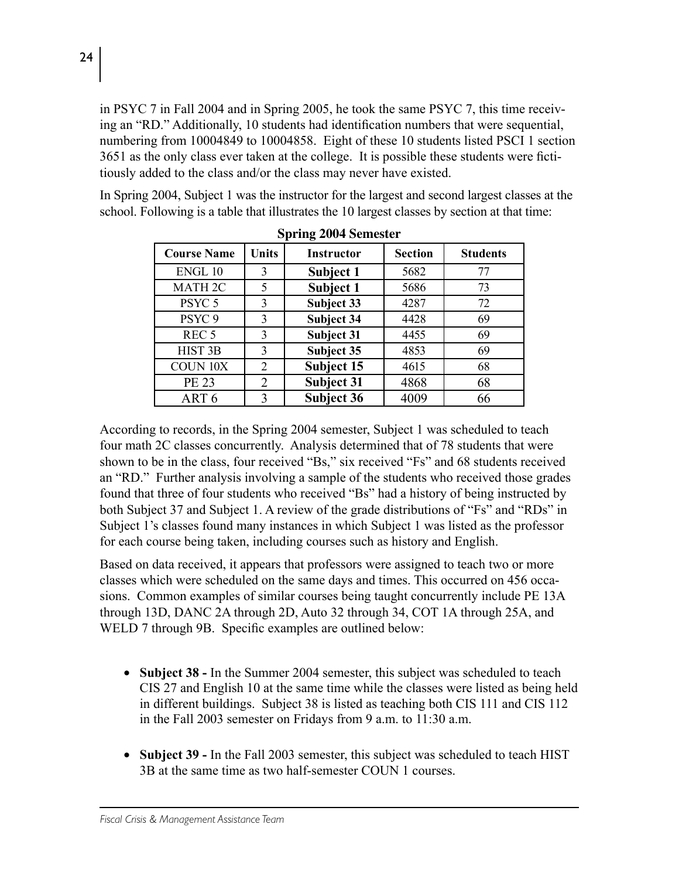in PSYC 7 in Fall 2004 and in Spring 2005, he took the same PSYC 7, this time receiving an "RD." Additionally, 10 students had identification numbers that were sequential, numbering from 10004849 to 10004858. Eight of these 10 students listed PSCI 1 section 3651 as the only class ever taken at the college. It is possible these students were fictitiously added to the class and/or the class may never have existed.

In Spring 2004, Subject 1 was the instructor for the largest and second largest classes at the school. Following is a table that illustrates the 10 largest classes by section at that time:

**Spring 2004 Semester**

| Course Name | Units | Instructor | Section | Students |
|---|---|---|---|---|
| ENGL 10 | 3 | **Subject 1** | 5682 | 77 |
| MATH 2C | 5 | **Subject 1** | 5686 | 73 |
| PSYC 5 | 3 | **Subject 33** | 4287 | 72 |
| PSYC 9 | 3 | **Subject 34** | 4428 | 69 |
| REC 5 | 3 | **Subject 31** | 4455 | 69 |
| HIST 3B | 3 | **Subject 35** | 4853 | 69 |
| COUN 10X | 2 | **Subject 15** | 4615 | 68 |
| PE 23 | 2 | **Subject 31** | 4868 | 68 |
| ART 6 | 3 | **Subject 36** | 4009 | 66 |

According to records, in the Spring 2004 semester, Subject 1 was scheduled to teach four math 2C classes concurrently. Analysis determined that of 78 students that were shown to be in the class, four received "Bs," six received "Fs" and 68 students received an "RD." Further analysis involving a sample of the students who received those grades found that three of four students who received "Bs" had a history of being instructed by both Subject 37 and Subject 1. A review of the grade distributions of "Fs" and "RDs" in Subject 1's classes found many instances in which Subject 1 was listed as the professor for each course being taken, including courses such as history and English.

Based on data received, it appears that professors were assigned to teach two or more classes which were scheduled on the same days and times. This occurred on 456 occasions. Common examples of similar courses being taught concurrently include PE 13A through 13D, DANC 2A through 2D, Auto 32 through 34, COT 1A through 25A, and WELD 7 through 9B. Specific examples are outlined below:

- **Subject 38 -** In the Summer 2004 semester, this subject was scheduled to teach CIS 27 and English 10 at the same time while the classes were listed as being held in different buildings. Subject 38 is listed as teaching both CIS 111 and CIS 112 in the Fall 2003 semester on Fridays from 9 a.m. to 11:30 a.m.

- **Subject 39 -** In the Fall 2003 semester, this subject was scheduled to teach HIST 3B at the same time as two half-semester COUN 1 courses.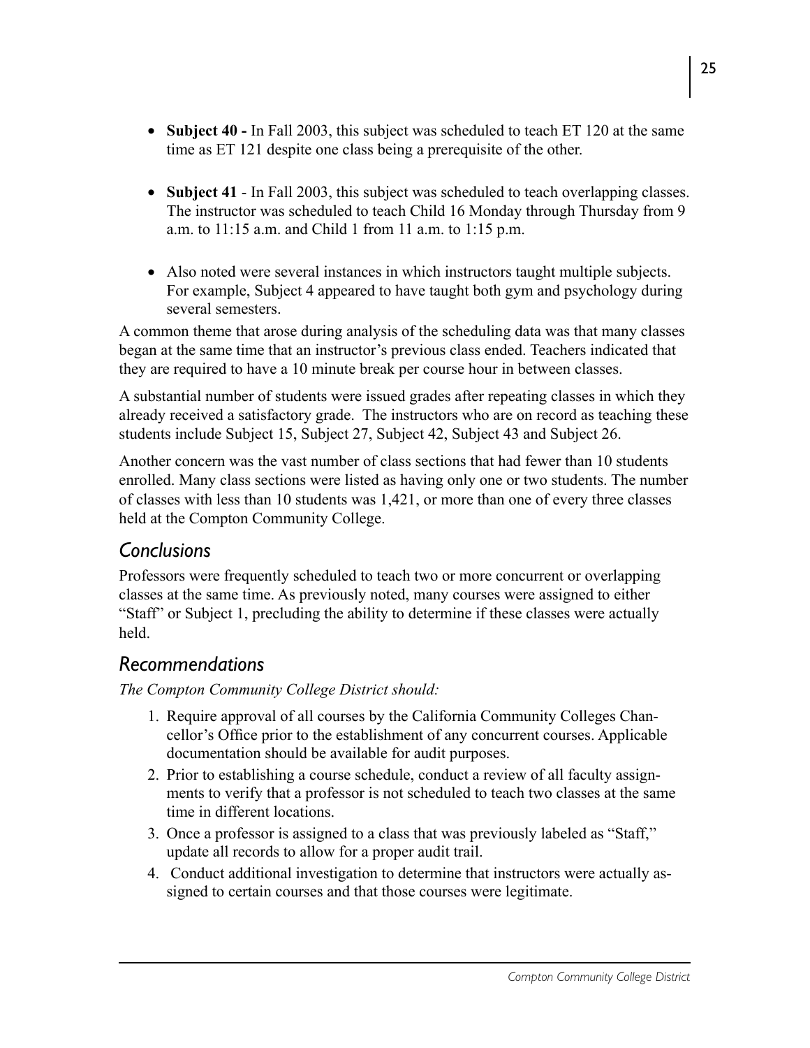- **Subject 40 -** In Fall 2003, this subject was scheduled to teach ET 120 at the same time as ET 121 despite one class being a prerequisite of the other.

- **Subject 41** - In Fall 2003, this subject was scheduled to teach overlapping classes. The instructor was scheduled to teach Child 16 Monday through Thursday from 9 a.m. to 11:15 a.m. and Child 1 from 11 a.m. to 1:15 p.m.

- Also noted were several instances in which instructors taught multiple subjects. For example, Subject 4 appeared to have taught both gym and psychology during several semesters.

A common theme that arose during analysis of the scheduling data was that many classes began at the same time that an instructor's previous class ended. Teachers indicated that they are required to have a 10 minute break per course hour in between classes.

A substantial number of students were issued grades after repeating classes in which they already received a satisfactory grade. The instructors who are on record as teaching these students include Subject 15, Subject 27, Subject 42, Subject 43 and Subject 26.

Another concern was the vast number of class sections that had fewer than 10 students enrolled. Many class sections were listed as having only one or two students. The number of classes with less than 10 students was 1,421, or more than one of every three classes held at the Compton Community College.

## *Conclusions*

Professors were frequently scheduled to teach two or more concurrent or overlapping classes at the same time. As previously noted, many courses were assigned to either "Staff" or Subject 1, precluding the ability to determine if these classes were actually held.

## *Recommendations*

*The Compton Community College District should:*

1. Require approval of all courses by the California Community Colleges Chancellor's Office prior to the establishment of any concurrent courses. Applicable documentation should be available for audit purposes.
2. Prior to establishing a course schedule, conduct a review of all faculty assignments to verify that a professor is not scheduled to teach two classes at the same time in different locations.
3. Once a professor is assigned to a class that was previously labeled as "Staff," update all records to allow for a proper audit trail.
4. Conduct additional investigation to determine that instructors were actually assigned to certain courses and that those courses were legitimate.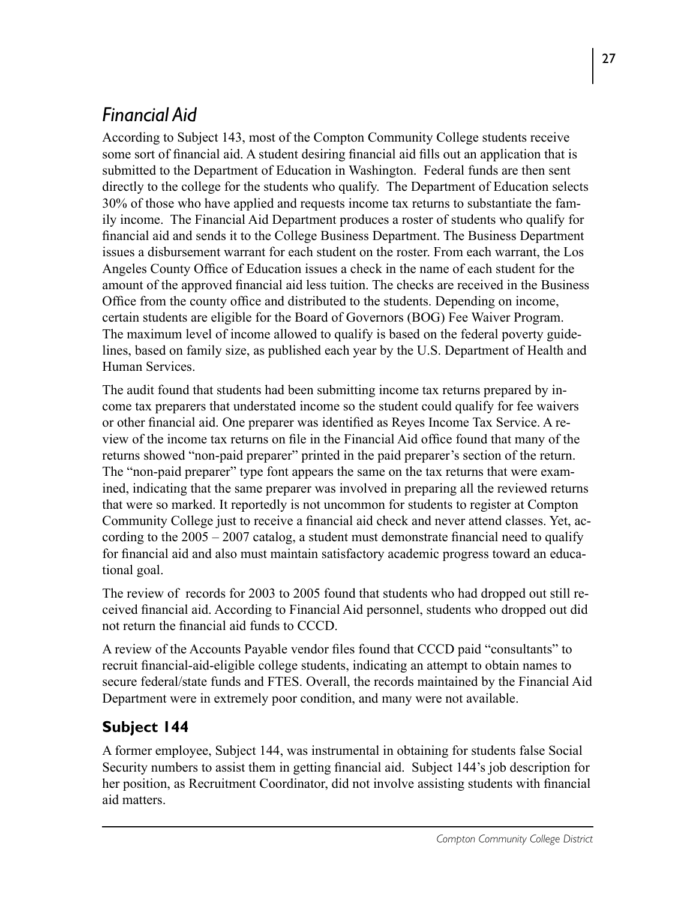## *Financial Aid*

According to Subject 143, most of the Compton Community College students receive some sort of financial aid. A student desiring financial aid fills out an application that is submitted to the Department of Education in Washington. Federal funds are then sent directly to the college for the students who qualify. The Department of Education selects 30% of those who have applied and requests income tax returns to substantiate the family income. The Financial Aid Department produces a roster of students who qualify for financial aid and sends it to the College Business Department. The Business Department issues a disbursement warrant for each student on the roster. From each warrant, the Los Angeles County Office of Education issues a check in the name of each student for the amount of the approved financial aid less tuition. The checks are received in the Business Office from the county office and distributed to the students. Depending on income, certain students are eligible for the Board of Governors (BOG) Fee Waiver Program. The maximum level of income allowed to qualify is based on the federal poverty guidelines, based on family size, as published each year by the U.S. Department of Health and Human Services.

The audit found that students had been submitting income tax returns prepared by income tax preparers that understated income so the student could qualify for fee waivers or other financial aid. One preparer was identified as Reyes Income Tax Service. A review of the income tax returns on file in the Financial Aid office found that many of the returns showed "non-paid preparer" printed in the paid preparer's section of the return. The "non-paid preparer" type font appears the same on the tax returns that were examined, indicating that the same preparer was involved in preparing all the reviewed returns that were so marked. It reportedly is not uncommon for students to register at Compton Community College just to receive a financial aid check and never attend classes. Yet, according to the 2005 – 2007 catalog, a student must demonstrate financial need to qualify for financial aid and also must maintain satisfactory academic progress toward an educational goal.

The review of records for 2003 to 2005 found that students who had dropped out still received financial aid. According to Financial Aid personnel, students who dropped out did not return the financial aid funds to CCCD.

A review of the Accounts Payable vendor files found that CCCD paid "consultants" to recruit financial-aid-eligible college students, indicating an attempt to obtain names to secure federal/state funds and FTES. Overall, the records maintained by the Financial Aid Department were in extremely poor condition, and many were not available.

### **Subject 144**

A former employee, Subject 144, was instrumental in obtaining for students false Social Security numbers to assist them in getting financial aid. Subject 144's job description for her position, as Recruitment Coordinator, did not involve assisting students with financial aid matters.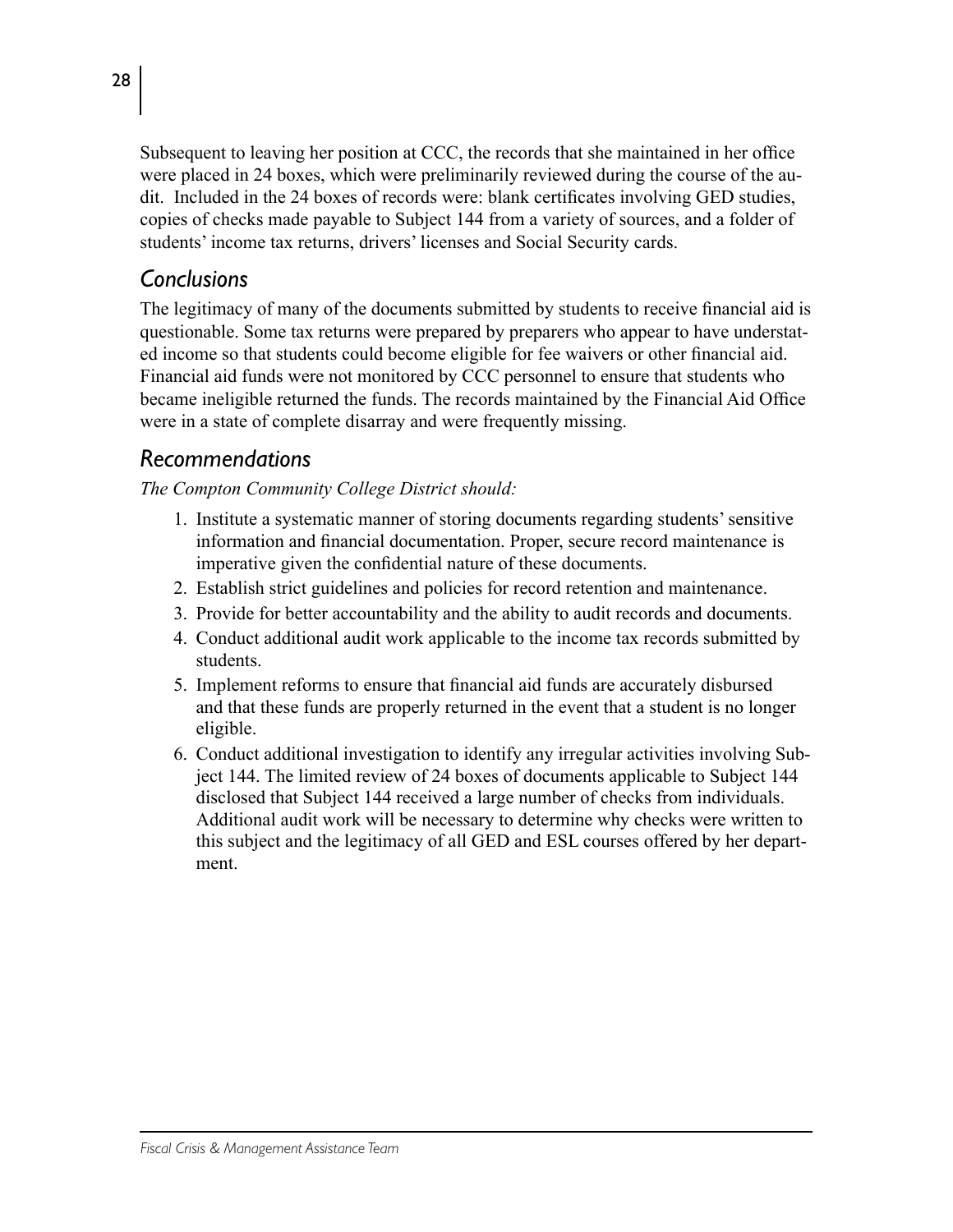Subsequent to leaving her position at CCC, the records that she maintained in her office were placed in 24 boxes, which were preliminarily reviewed during the course of the audit. Included in the 24 boxes of records were: blank certificates involving GED studies, copies of checks made payable to Subject 144 from a variety of sources, and a folder of students' income tax returns, drivers' licenses and Social Security cards.

## *Conclusions*

The legitimacy of many of the documents submitted by students to receive financial aid is questionable. Some tax returns were prepared by preparers who appear to have understated income so that students could become eligible for fee waivers or other financial aid. Financial aid funds were not monitored by CCC personnel to ensure that students who became ineligible returned the funds. The records maintained by the Financial Aid Office were in a state of complete disarray and were frequently missing.

## *Recommendations*

*The Compton Community College District should:*

1. Institute a systematic manner of storing documents regarding students' sensitive information and financial documentation. Proper, secure record maintenance is imperative given the confidential nature of these documents.
2. Establish strict guidelines and policies for record retention and maintenance.
3. Provide for better accountability and the ability to audit records and documents.
4. Conduct additional audit work applicable to the income tax records submitted by students.
5. Implement reforms to ensure that financial aid funds are accurately disbursed and that these funds are properly returned in the event that a student is no longer eligible.
6. Conduct additional investigation to identify any irregular activities involving Subject 144. The limited review of 24 boxes of documents applicable to Subject 144 disclosed that Subject 144 received a large number of checks from individuals. Additional audit work will be necessary to determine why checks were written to this subject and the legitimacy of all GED and ESL courses offered by her department.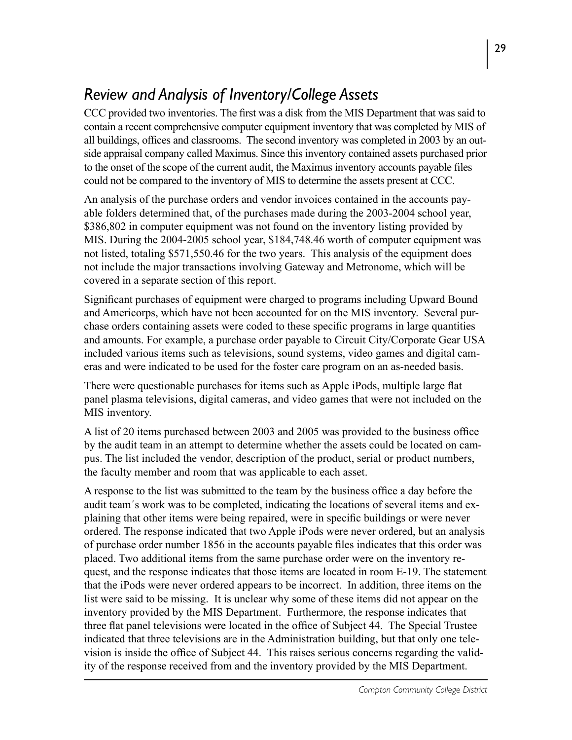## *Review and Analysis of Inventory/College Assets*

CCC provided two inventories. The first was a disk from the MIS Department that was said to contain a recent comprehensive computer equipment inventory that was completed by MIS of all buildings, offices and classrooms. The second inventory was completed in 2003 by an outside appraisal company called Maximus. Since this inventory contained assets purchased prior to the onset of the scope of the current audit, the Maximus inventory accounts payable files could not be compared to the inventory of MIS to determine the assets present at CCC.

An analysis of the purchase orders and vendor invoices contained in the accounts payable folders determined that, of the purchases made during the 2003-2004 school year, \$386,802 in computer equipment was not found on the inventory listing provided by MIS. During the 2004-2005 school year, \$184,748.46 worth of computer equipment was not listed, totaling \$571,550.46 for the two years. This analysis of the equipment does not include the major transactions involving Gateway and Metronome, which will be covered in a separate section of this report.

Significant purchases of equipment were charged to programs including Upward Bound and Americorps, which have not been accounted for on the MIS inventory. Several purchase orders containing assets were coded to these specific programs in large quantities and amounts. For example, a purchase order payable to Circuit City/Corporate Gear USA included various items such as televisions, sound systems, video games and digital cameras and were indicated to be used for the foster care program on an as-needed basis.

There were questionable purchases for items such as Apple iPods, multiple large flat panel plasma televisions, digital cameras, and video games that were not included on the MIS inventory.

A list of 20 items purchased between 2003 and 2005 was provided to the business office by the audit team in an attempt to determine whether the assets could be located on campus. The list included the vendor, description of the product, serial or product numbers, the faculty member and room that was applicable to each asset.

A response to the list was submitted to the team by the business office a day before the audit team´s work was to be completed, indicating the locations of several items and explaining that other items were being repaired, were in specific buildings or were never ordered. The response indicated that two Apple iPods were never ordered, but an analysis of purchase order number 1856 in the accounts payable files indicates that this order was placed. Two additional items from the same purchase order were on the inventory request, and the response indicates that those items are located in room E-19. The statement that the iPods were never ordered appears to be incorrect. In addition, three items on the list were said to be missing. It is unclear why some of these items did not appear on the inventory provided by the MIS Department. Furthermore, the response indicates that three flat panel televisions were located in the office of Subject 44. The Special Trustee indicated that three televisions are in the Administration building, but that only one television is inside the office of Subject 44. This raises serious concerns regarding the validity of the response received from and the inventory provided by the MIS Department.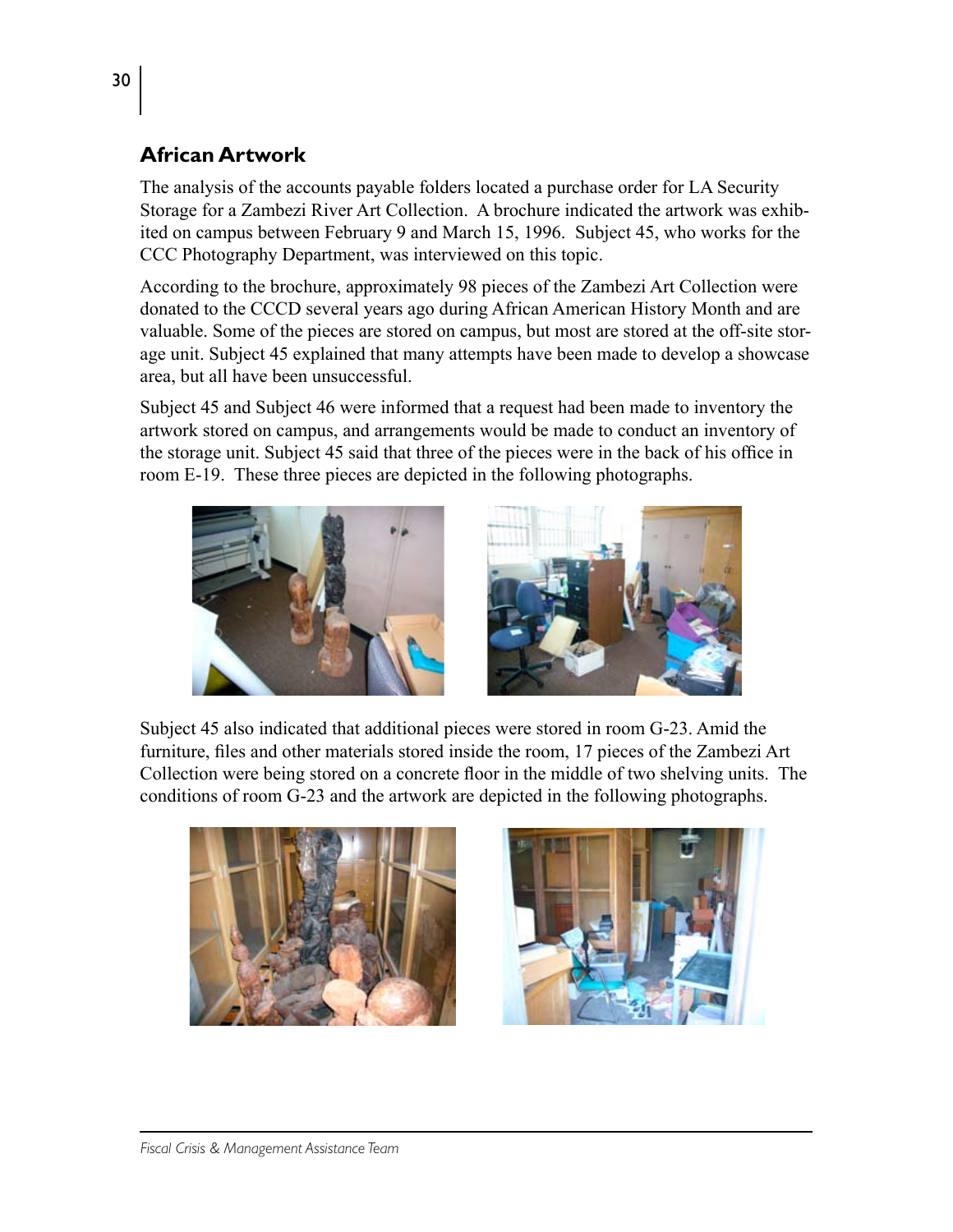## African Artwork

The analysis of the accounts payable folders located a purchase order for LA Security Storage for a Zambezi River Art Collection. A brochure indicated the artwork was exhibited on campus between February 9 and March 15, 1996. Subject 45, who works for the CCC Photography Department, was interviewed on this topic.

According to the brochure, approximately 98 pieces of the Zambezi Art Collection were donated to the CCCD several years ago during African American History Month and are valuable. Some of the pieces are stored on campus, but most are stored at the off-site storage unit. Subject 45 explained that many attempts have been made to develop a showcase area, but all have been unsuccessful.

Subject 45 and Subject 46 were informed that a request had been made to inventory the artwork stored on campus, and arrangements would be made to conduct an inventory of the storage unit. Subject 45 said that three of the pieces were in the back of his office in room E-19. These three pieces are depicted in the following photographs.

Subject 45 also indicated that additional pieces were stored in room G-23. Amid the furniture, files and other materials stored inside the room, 17 pieces of the Zambezi Art Collection were being stored on a concrete floor in the middle of two shelving units. The conditions of room G-23 and the artwork are depicted in the following photographs.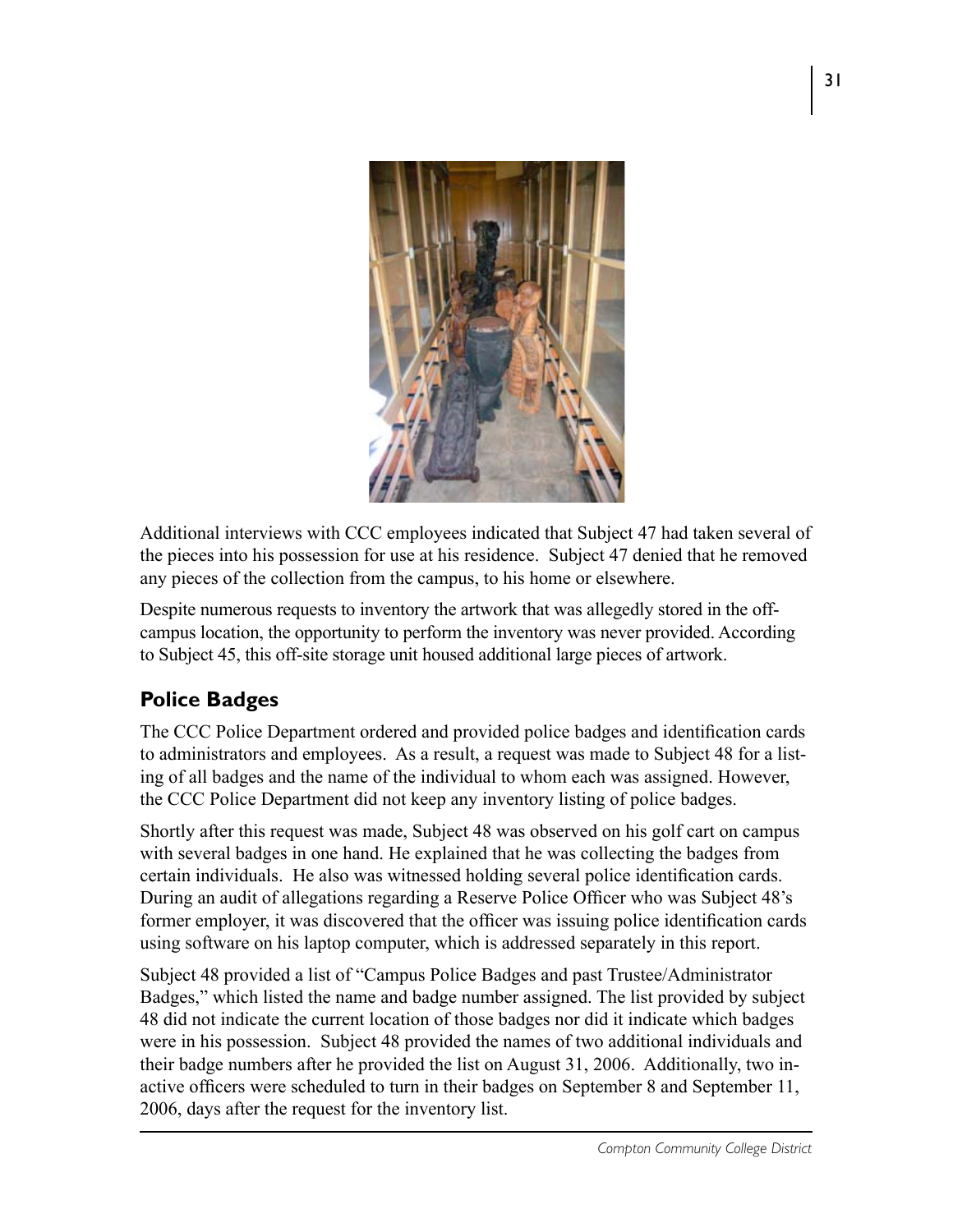Additional interviews with CCC employees indicated that Subject 47 had taken several of the pieces into his possession for use at his residence. Subject 47 denied that he removed any pieces of the collection from the campus, to his home or elsewhere.

Despite numerous requests to inventory the artwork that was allegedly stored in the off-campus location, the opportunity to perform the inventory was never provided. According to Subject 45, this off-site storage unit housed additional large pieces of artwork.

## Police Badges

The CCC Police Department ordered and provided police badges and identification cards to administrators and employees. As a result, a request was made to Subject 48 for a listing of all badges and the name of the individual to whom each was assigned. However, the CCC Police Department did not keep any inventory listing of police badges.

Shortly after this request was made, Subject 48 was observed on his golf cart on campus with several badges in one hand. He explained that he was collecting the badges from certain individuals. He also was witnessed holding several police identification cards. During an audit of allegations regarding a Reserve Police Officer who was Subject 48's former employer, it was discovered that the officer was issuing police identification cards using software on his laptop computer, which is addressed separately in this report.

Subject 48 provided a list of "Campus Police Badges and past Trustee/Administrator Badges," which listed the name and badge number assigned. The list provided by subject 48 did not indicate the current location of those badges nor did it indicate which badges were in his possession. Subject 48 provided the names of two additional individuals and their badge numbers after he provided the list on August 31, 2006. Additionally, two inactive officers were scheduled to turn in their badges on September 8 and September 11, 2006, days after the request for the inventory list.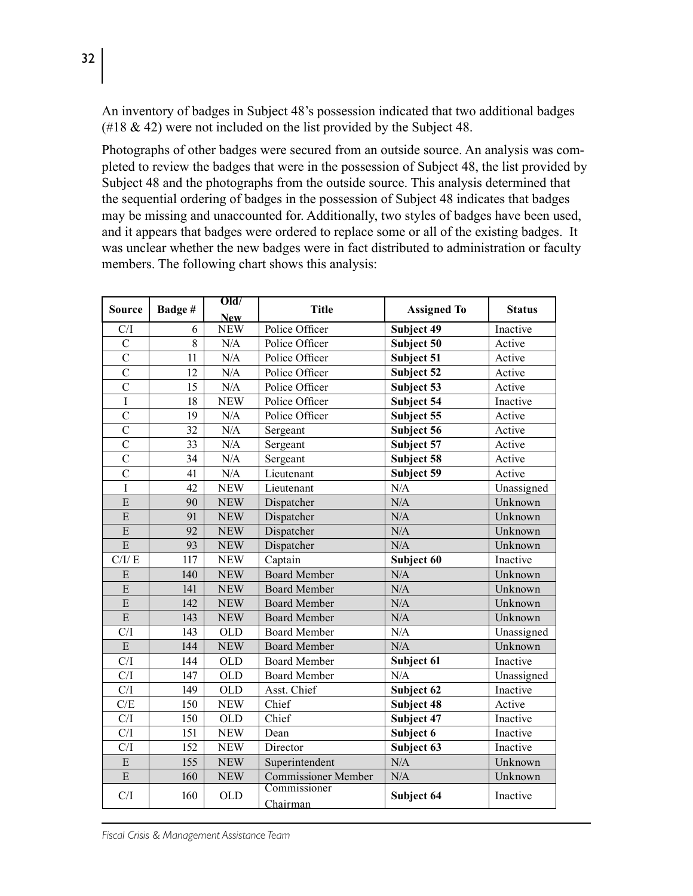An inventory of badges in Subject 48's possession indicated that two additional badges (#18 & 42) were not included on the list provided by the Subject 48.

Photographs of other badges were secured from an outside source. An analysis was completed to review the badges that were in the possession of Subject 48, the list provided by Subject 48 and the photographs from the outside source. This analysis determined that the sequential ordering of badges in the possession of Subject 48 indicates that badges may be missing and unaccounted for. Additionally, two styles of badges have been used, and it appears that badges were ordered to replace some or all of the existing badges. It was unclear whether the new badges were in fact distributed to administration or faculty members. The following chart shows this analysis:

| Source | Badge # | Old/ New | Title | Assigned To | Status |
|---|---|---|---|---|---|
| C/I | 6 | NEW | Police Officer | **Subject 49** | Inactive |
| C | 8 | N/A | Police Officer | **Subject 50** | Active |
| C | 11 | N/A | Police Officer | **Subject 51** | Active |
| C | 12 | N/A | Police Officer | **Subject 52** | Active |
| C | 15 | N/A | Police Officer | **Subject 53** | Active |
| I | 18 | NEW | Police Officer | **Subject 54** | Inactive |
| C | 19 | N/A | Police Officer | **Subject 55** | Active |
| C | 32 | N/A | Sergeant | **Subject 56** | Active |
| C | 33 | N/A | Sergeant | **Subject 57** | Active |
| C | 34 | N/A | Sergeant | **Subject 58** | Active |
| C | 41 | N/A | Lieutenant | **Subject 59** | Active |
| I | 42 | NEW | Lieutenant | N/A | Unassigned |
| E | 90 | NEW | Dispatcher | N/A | Unknown |
| E | 91 | NEW | Dispatcher | N/A | Unknown |
| E | 92 | NEW | Dispatcher | N/A | Unknown |
| E | 93 | NEW | Dispatcher | N/A | Unknown |
| C/I/ E | 117 | NEW | Captain | **Subject 60** | Inactive |
| E | 140 | NEW | Board Member | N/A | Unknown |
| E | 141 | NEW | Board Member | N/A | Unknown |
| E | 142 | NEW | Board Member | N/A | Unknown |
| E | 143 | NEW | Board Member | N/A | Unknown |
| C/I | 143 | OLD | Board Member | N/A | Unassigned |
| E | 144 | NEW | Board Member | N/A | Unknown |
| C/I | 144 | OLD | Board Member | **Subject 61** | Inactive |
| C/I | 147 | OLD | Board Member | N/A | Unassigned |
| C/I | 149 | OLD | Asst. Chief | **Subject 62** | Inactive |
| C/E | 150 | NEW | Chief | **Subject 48** | Active |
| C/I | 150 | OLD | Chief | **Subject 47** | Inactive |
| C/I | 151 | NEW | Dean | **Subject 6** | Inactive |
| C/I | 152 | NEW | Director | **Subject 63** | Inactive |
| E | 155 | NEW | Superintendent | N/A | Unknown |
| E | 160 | NEW | Commissioner Member | N/A | Unknown |
| C/I | 160 | OLD | Commissioner Chairman | **Subject 64** | Inactive |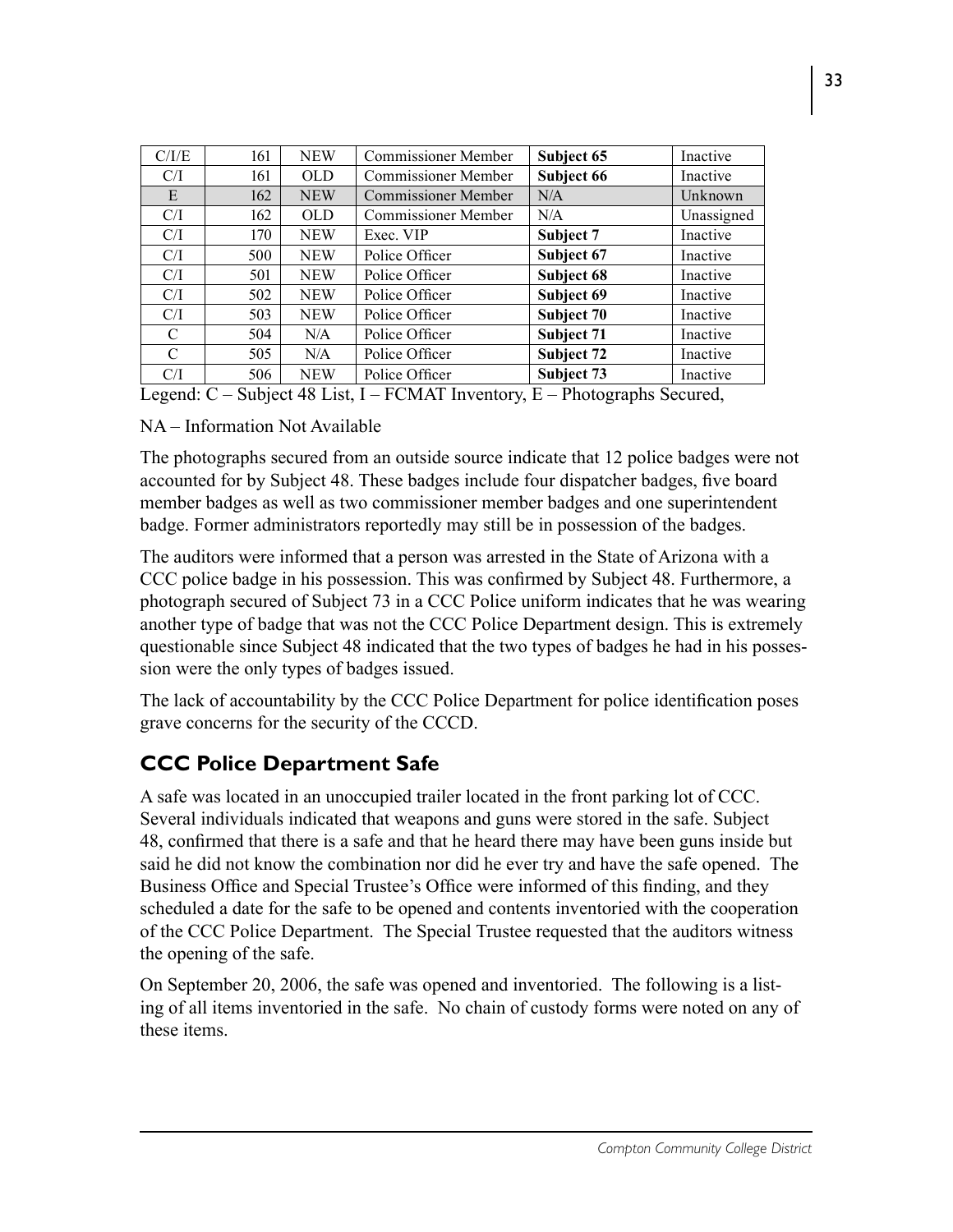| C/I/E | 161 | NEW | Commissioner Member | **Subject 65** | Inactive |
|---|---|---|---|---|---|
| C/I | 161 | OLD | Commissioner Member | **Subject 66** | Inactive |
| E | 162 | NEW | Commissioner Member | N/A | Unknown |
| C/I | 162 | OLD | Commissioner Member | N/A | Unassigned |
| C/I | 170 | NEW | Exec. VIP | **Subject 7** | Inactive |
| C/I | 500 | NEW | Police Officer | **Subject 67** | Inactive |
| C/I | 501 | NEW | Police Officer | **Subject 68** | Inactive |
| C/I | 502 | NEW | Police Officer | **Subject 69** | Inactive |
| C/I | 503 | NEW | Police Officer | **Subject 70** | Inactive |
| C | 504 | N/A | Police Officer | **Subject 71** | Inactive |
| C | 505 | N/A | Police Officer | **Subject 72** | Inactive |
| C/I | 506 | NEW | Police Officer | **Subject 73** | Inactive |

Legend: C – Subject 48 List, I – FCMAT Inventory, E – Photographs Secured,

NA – Information Not Available

The photographs secured from an outside source indicate that 12 police badges were not accounted for by Subject 48. These badges include four dispatcher badges, five board member badges as well as two commissioner member badges and one superintendent badge. Former administrators reportedly may still be in possession of the badges.

The auditors were informed that a person was arrested in the State of Arizona with a CCC police badge in his possession. This was confirmed by Subject 48. Furthermore, a photograph secured of Subject 73 in a CCC Police uniform indicates that he was wearing another type of badge that was not the CCC Police Department design. This is extremely questionable since Subject 48 indicated that the two types of badges he had in his possession were the only types of badges issued.

The lack of accountability by the CCC Police Department for police identification poses grave concerns for the security of the CCCD.

## CCC Police Department Safe

A safe was located in an unoccupied trailer located in the front parking lot of CCC. Several individuals indicated that weapons and guns were stored in the safe. Subject 48, confirmed that there is a safe and that he heard there may have been guns inside but said he did not know the combination nor did he ever try and have the safe opened. The Business Office and Special Trustee's Office were informed of this finding, and they scheduled a date for the safe to be opened and contents inventoried with the cooperation of the CCC Police Department. The Special Trustee requested that the auditors witness the opening of the safe.

On September 20, 2006, the safe was opened and inventoried. The following is a listing of all items inventoried in the safe. No chain of custody forms were noted on any of these items.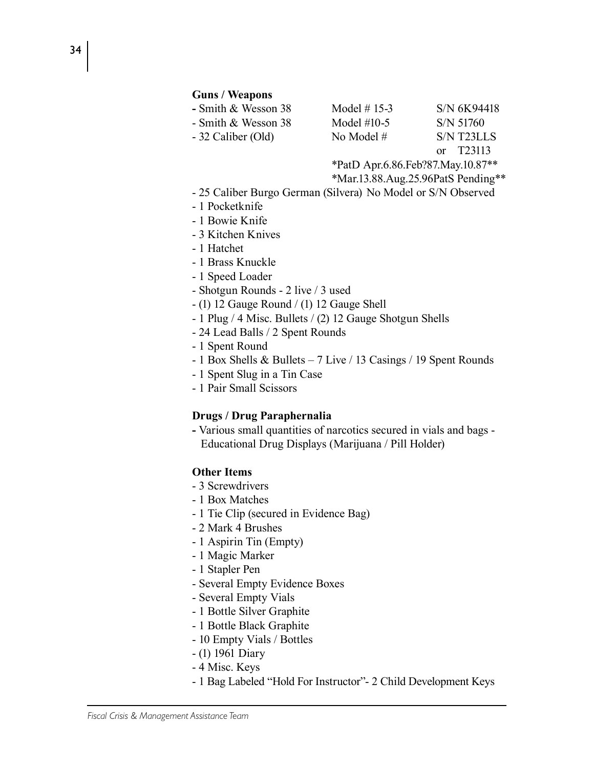**Guns / Weapons**

| | | |
|---|---|---|
| - Smith & Wesson 38 | Model # 15-3 | S/N 6K94418 |
| - Smith & Wesson 38 | Model #10-5 | S/N 51760 |
| - 32 Caliber (Old) | No Model # | S/N T23LLS or T23113 |
| | *PatD Apr.6.86.Feb?87.May.10.87** | |
| | *Mar.13.88.Aug.25.96PatS Pending** | |

- 25 Caliber Burgo German (Silvera) No Model or S/N Observed
- 1 Pocketknife
- 1 Bowie Knife
- 3 Kitchen Knives
- 1 Hatchet
- 1 Brass Knuckle
- 1 Speed Loader
- Shotgun Rounds - 2 live / 3 used
- (1) 12 Gauge Round / (1) 12 Gauge Shell
- 1 Plug / 4 Misc. Bullets / (2) 12 Gauge Shotgun Shells
- 24 Lead Balls / 2 Spent Rounds
- 1 Spent Round
- 1 Box Shells & Bullets – 7 Live / 13 Casings / 19 Spent Rounds
- 1 Spent Slug in a Tin Case
- 1 Pair Small Scissors

**Drugs / Drug Paraphernalia**

- Various small quantities of narcotics secured in vials and bags - Educational Drug Displays (Marijuana / Pill Holder)

**Other Items**

- 3 Screwdrivers
- 1 Box Matches
- 1 Tie Clip (secured in Evidence Bag)
- 2 Mark 4 Brushes
- 1 Aspirin Tin (Empty)
- 1 Magic Marker
- 1 Stapler Pen
- Several Empty Evidence Boxes
- Several Empty Vials
- 1 Bottle Silver Graphite
- 1 Bottle Black Graphite
- 10 Empty Vials / Bottles
- (1) 1961 Diary
- 4 Misc. Keys
- 1 Bag Labeled "Hold For Instructor"- 2 Child Development Keys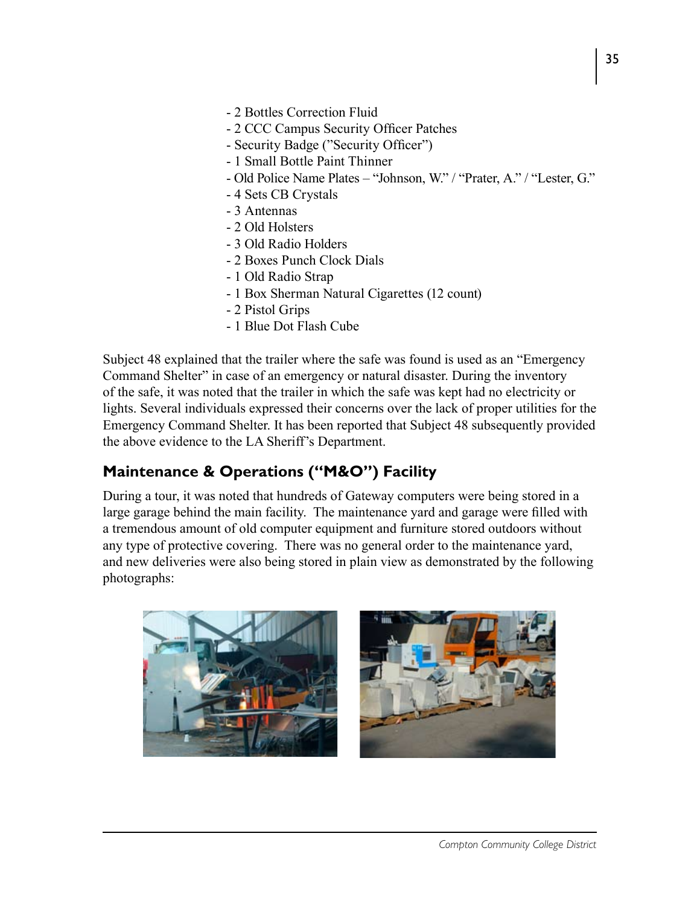- 2 Bottles Correction Fluid
- 2 CCC Campus Security Officer Patches
- Security Badge ("Security Officer")
- 1 Small Bottle Paint Thinner
- Old Police Name Plates – "Johnson, W." / "Prater, A." / "Lester, G."
- 4 Sets CB Crystals
- 3 Antennas
- 2 Old Holsters
- 3 Old Radio Holders
- 2 Boxes Punch Clock Dials
- 1 Old Radio Strap
- 1 Box Sherman Natural Cigarettes (12 count)
- 2 Pistol Grips
- 1 Blue Dot Flash Cube

Subject 48 explained that the trailer where the safe was found is used as an "Emergency Command Shelter" in case of an emergency or natural disaster. During the inventory of the safe, it was noted that the trailer in which the safe was kept had no electricity or lights. Several individuals expressed their concerns over the lack of proper utilities for the Emergency Command Shelter. It has been reported that Subject 48 subsequently provided the above evidence to the LA Sheriff's Department.

## Maintenance & Operations ("M&O") Facility

During a tour, it was noted that hundreds of Gateway computers were being stored in a large garage behind the main facility. The maintenance yard and garage were filled with a tremendous amount of old computer equipment and furniture stored outdoors without any type of protective covering. There was no general order to the maintenance yard, and new deliveries were also being stored in plain view as demonstrated by the following photographs: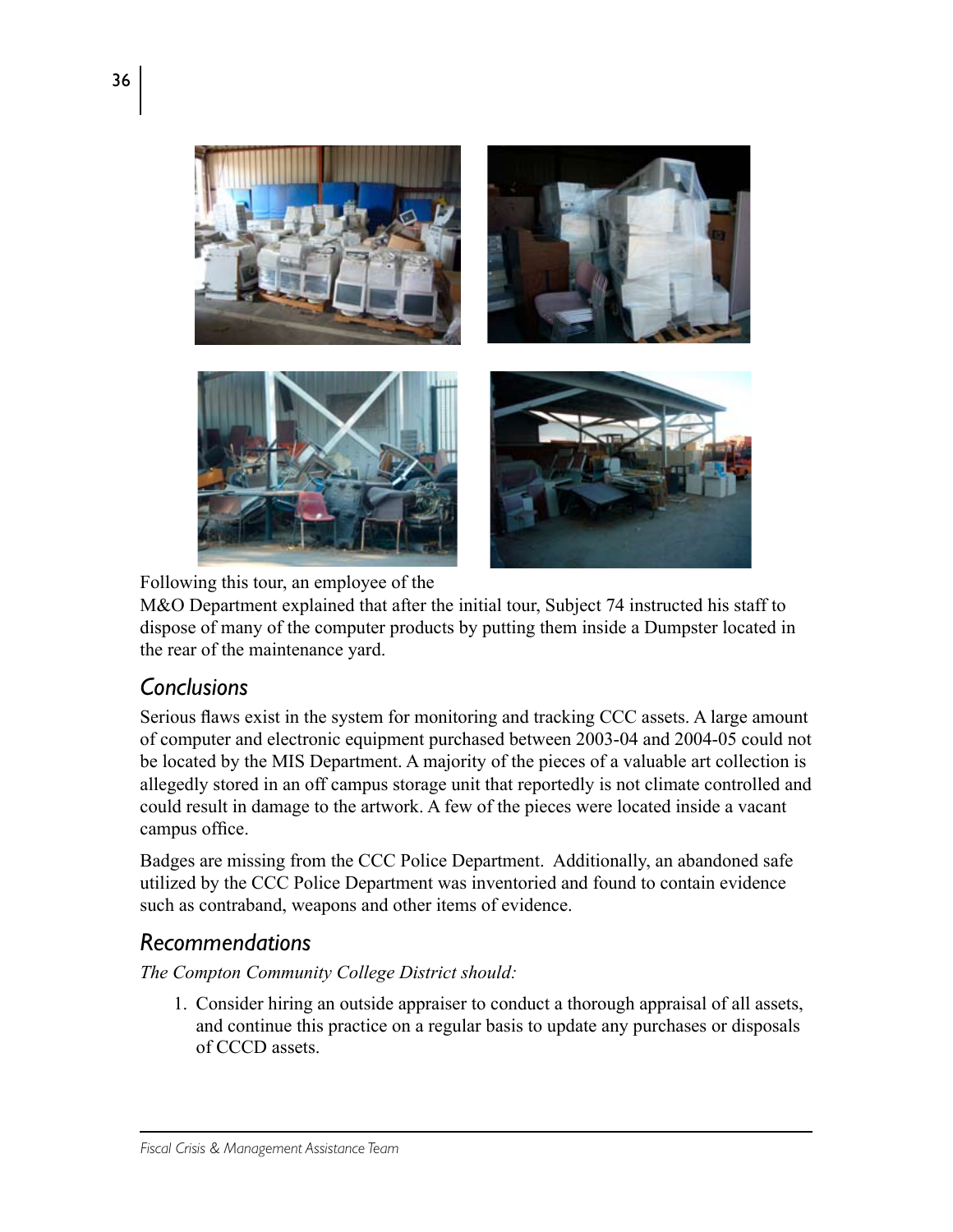Following this tour, an employee of the M&O Department explained that after the initial tour, Subject 74 instructed his staff to dispose of many of the computer products by putting them inside a Dumpster located in the rear of the maintenance yard.

## Conclusions

Serious flaws exist in the system for monitoring and tracking CCC assets. A large amount of computer and electronic equipment purchased between 2003-04 and 2004-05 could not be located by the MIS Department. A majority of the pieces of a valuable art collection is allegedly stored in an off campus storage unit that reportedly is not climate controlled and could result in damage to the artwork. A few of the pieces were located inside a vacant campus office.

Badges are missing from the CCC Police Department. Additionally, an abandoned safe utilized by the CCC Police Department was inventoried and found to contain evidence such as contraband, weapons and other items of evidence.

## Recommendations

*The Compton Community College District should:*

1. Consider hiring an outside appraiser to conduct a thorough appraisal of all assets, and continue this practice on a regular basis to update any purchases or disposals of CCCD assets.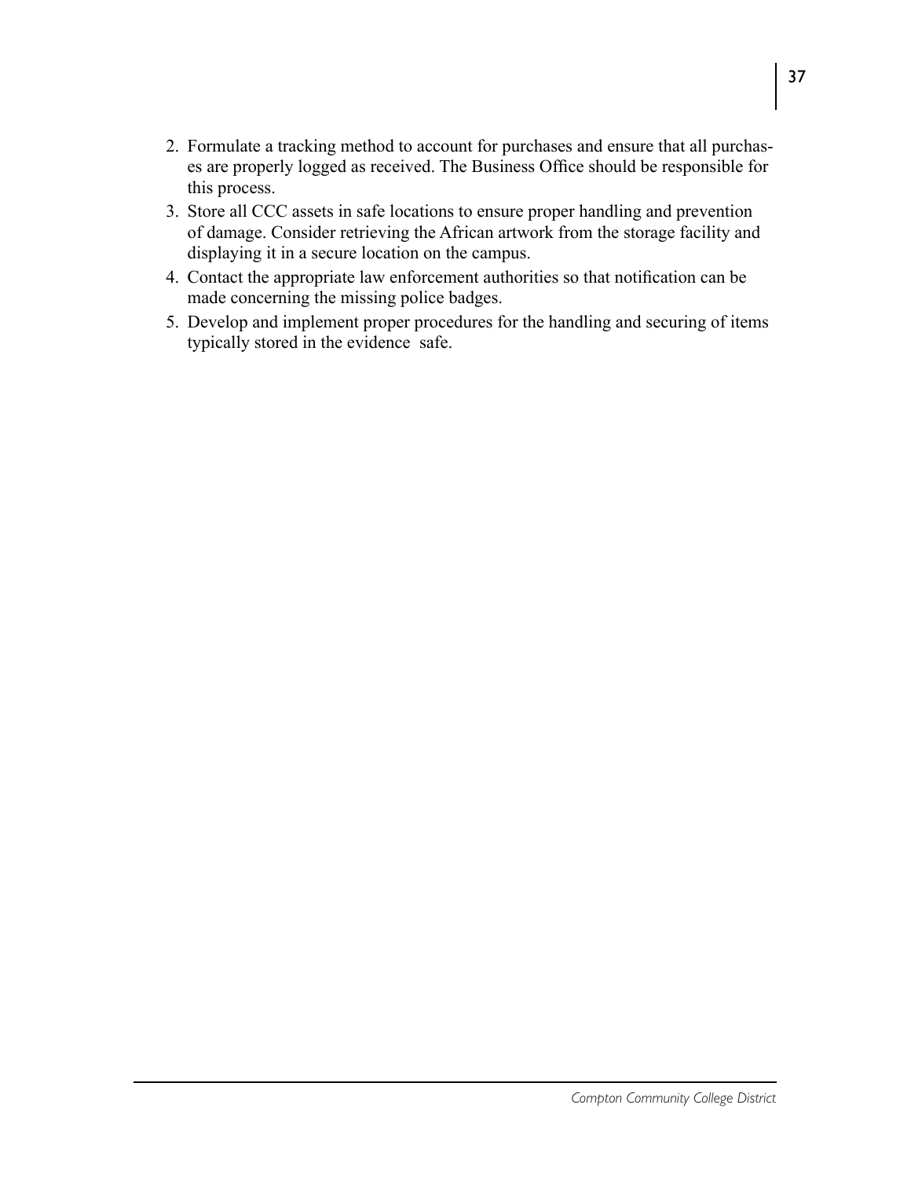2. Formulate a tracking method to account for purchases and ensure that all purchases are properly logged as received. The Business Office should be responsible for this process.
3. Store all CCC assets in safe locations to ensure proper handling and prevention of damage. Consider retrieving the African artwork from the storage facility and displaying it in a secure location on the campus.
4. Contact the appropriate law enforcement authorities so that notification can be made concerning the missing police badges.
5. Develop and implement proper procedures for the handling and securing of items typically stored in the evidence safe.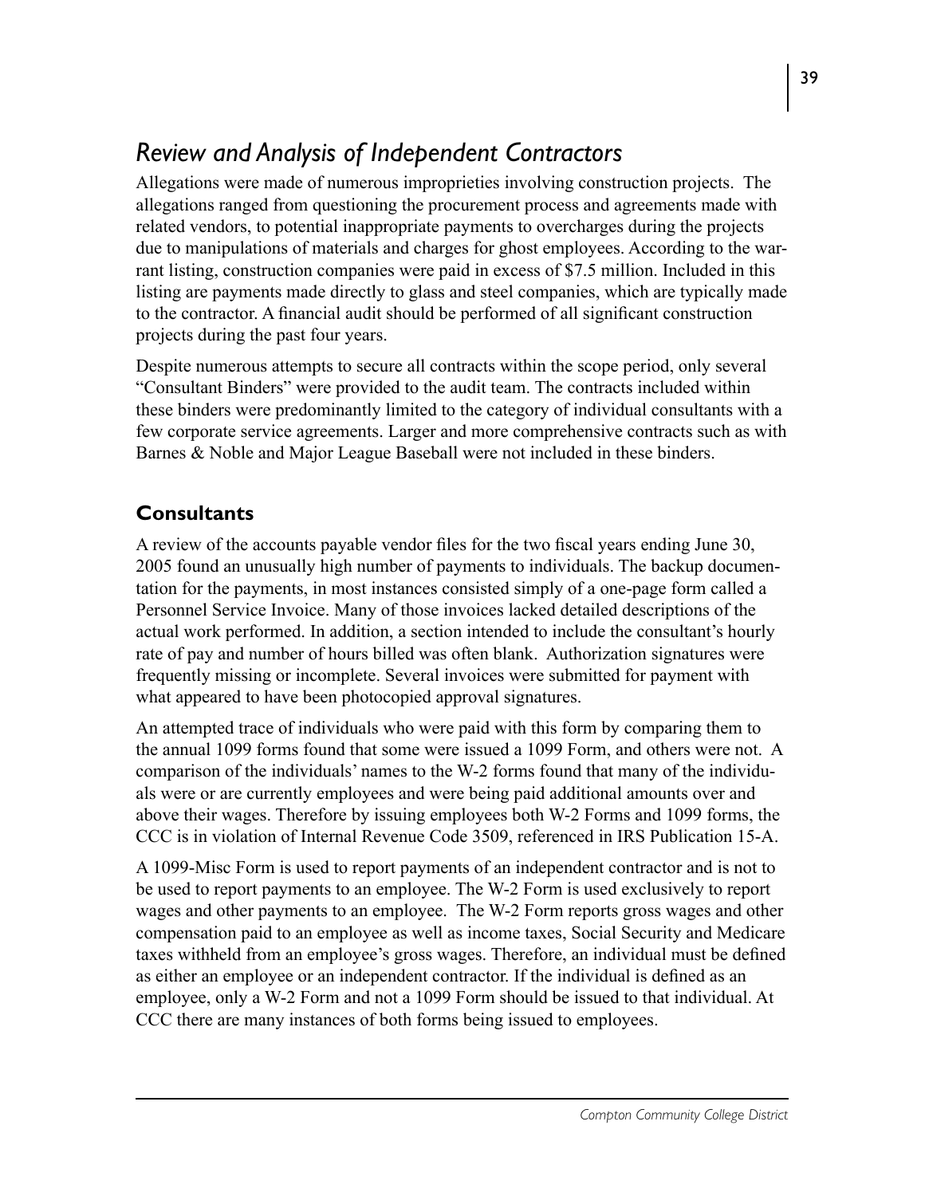## *Review and Analysis of Independent Contractors*

Allegations were made of numerous improprieties involving construction projects. The allegations ranged from questioning the procurement process and agreements made with related vendors, to potential inappropriate payments to overcharges during the projects due to manipulations of materials and charges for ghost employees. According to the warrant listing, construction companies were paid in excess of $7.5 million. Included in this listing are payments made directly to glass and steel companies, which are typically made to the contractor. A financial audit should be performed of all significant construction projects during the past four years.

Despite numerous attempts to secure all contracts within the scope period, only several "Consultant Binders" were provided to the audit team. The contracts included within these binders were predominantly limited to the category of individual consultants with a few corporate service agreements. Larger and more comprehensive contracts such as with Barnes & Noble and Major League Baseball were not included in these binders.

### Consultants

A review of the accounts payable vendor files for the two fiscal years ending June 30, 2005 found an unusually high number of payments to individuals. The backup documentation for the payments, in most instances consisted simply of a one-page form called a Personnel Service Invoice. Many of those invoices lacked detailed descriptions of the actual work performed. In addition, a section intended to include the consultant's hourly rate of pay and number of hours billed was often blank. Authorization signatures were frequently missing or incomplete. Several invoices were submitted for payment with what appeared to have been photocopied approval signatures.

An attempted trace of individuals who were paid with this form by comparing them to the annual 1099 forms found that some were issued a 1099 Form, and others were not. A comparison of the individuals' names to the W-2 forms found that many of the individuals were or are currently employees and were being paid additional amounts over and above their wages. Therefore by issuing employees both W-2 Forms and 1099 forms, the CCC is in violation of Internal Revenue Code 3509, referenced in IRS Publication 15-A.

A 1099-Misc Form is used to report payments of an independent contractor and is not to be used to report payments to an employee. The W-2 Form is used exclusively to report wages and other payments to an employee. The W-2 Form reports gross wages and other compensation paid to an employee as well as income taxes, Social Security and Medicare taxes withheld from an employee's gross wages. Therefore, an individual must be defined as either an employee or an independent contractor. If the individual is defined as an employee, only a W-2 Form and not a 1099 Form should be issued to that individual. At CCC there are many instances of both forms being issued to employees.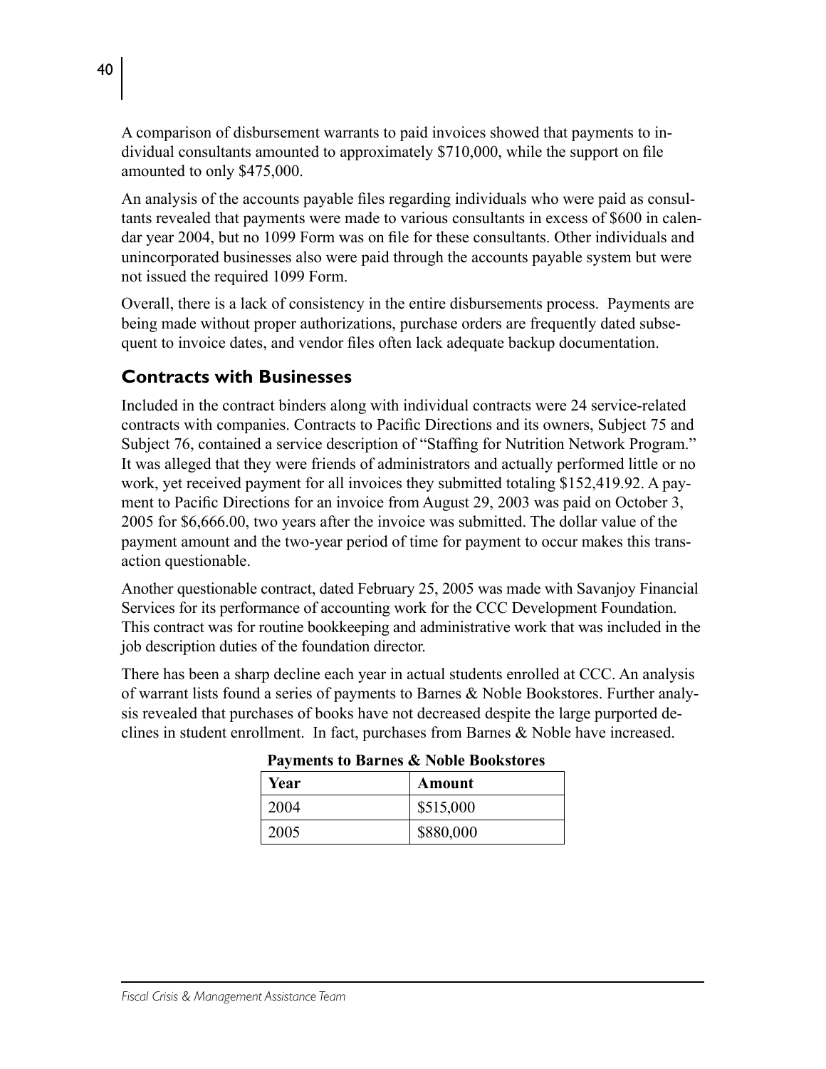A comparison of disbursement warrants to paid invoices showed that payments to individual consultants amounted to approximately $710,000, while the support on file amounted to only $475,000.

An analysis of the accounts payable files regarding individuals who were paid as consultants revealed that payments were made to various consultants in excess of $600 in calendar year 2004, but no 1099 Form was on file for these consultants. Other individuals and unincorporated businesses also were paid through the accounts payable system but were not issued the required 1099 Form.

Overall, there is a lack of consistency in the entire disbursements process. Payments are being made without proper authorizations, purchase orders are frequently dated subsequent to invoice dates, and vendor files often lack adequate backup documentation.

## Contracts with Businesses

Included in the contract binders along with individual contracts were 24 service-related contracts with companies. Contracts to Pacific Directions and its owners, Subject 75 and Subject 76, contained a service description of "Staffing for Nutrition Network Program." It was alleged that they were friends of administrators and actually performed little or no work, yet received payment for all invoices they submitted totaling $152,419.92. A payment to Pacific Directions for an invoice from August 29, 2003 was paid on October 3, 2005 for $6,666.00, two years after the invoice was submitted. The dollar value of the payment amount and the two-year period of time for payment to occur makes this transaction questionable.

Another questionable contract, dated February 25, 2005 was made with Savanjoy Financial Services for its performance of accounting work for the CCC Development Foundation. This contract was for routine bookkeeping and administrative work that was included in the job description duties of the foundation director.

There has been a sharp decline each year in actual students enrolled at CCC. An analysis of warrant lists found a series of payments to Barnes & Noble Bookstores. Further analysis revealed that purchases of books have not decreased despite the large purported declines in student enrollment. In fact, purchases from Barnes & Noble have increased.

**Payments to Barnes & Noble Bookstores**

| Year | Amount |
|---|---|
| 2004 | $515,000 |
| 2005 | $880,000 |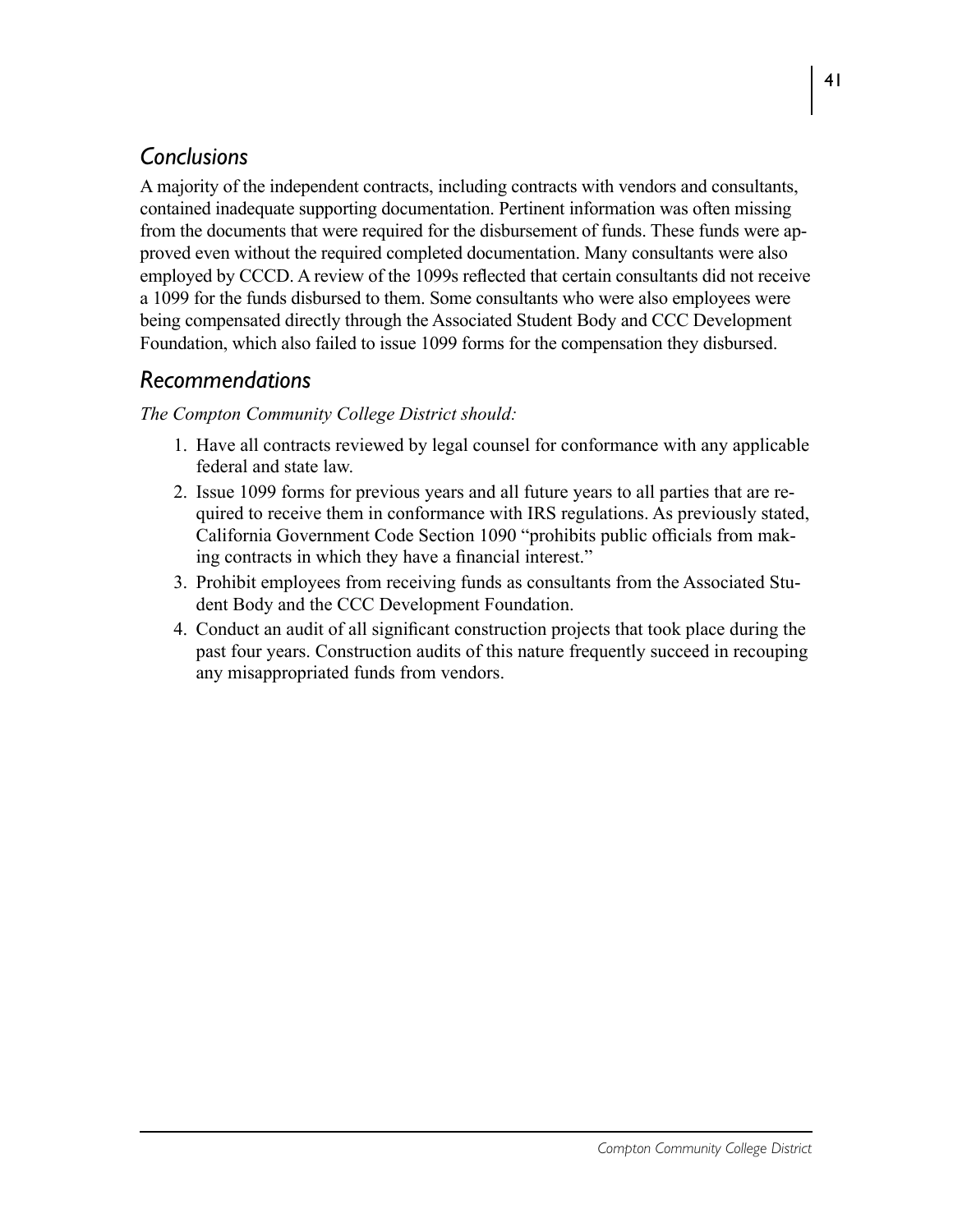## *Conclusions*

A majority of the independent contracts, including contracts with vendors and consultants, contained inadequate supporting documentation. Pertinent information was often missing from the documents that were required for the disbursement of funds. These funds were approved even without the required completed documentation. Many consultants were also employed by CCCD. A review of the 1099s reflected that certain consultants did not receive a 1099 for the funds disbursed to them. Some consultants who were also employees were being compensated directly through the Associated Student Body and CCC Development Foundation, which also failed to issue 1099 forms for the compensation they disbursed.

## *Recommendations*

*The Compton Community College District should:*

1. Have all contracts reviewed by legal counsel for conformance with any applicable federal and state law.
2. Issue 1099 forms for previous years and all future years to all parties that are required to receive them in conformance with IRS regulations. As previously stated, California Government Code Section 1090 "prohibits public officials from making contracts in which they have a financial interest."
3. Prohibit employees from receiving funds as consultants from the Associated Student Body and the CCC Development Foundation.
4. Conduct an audit of all significant construction projects that took place during the past four years. Construction audits of this nature frequently succeed in recouping any misappropriated funds from vendors.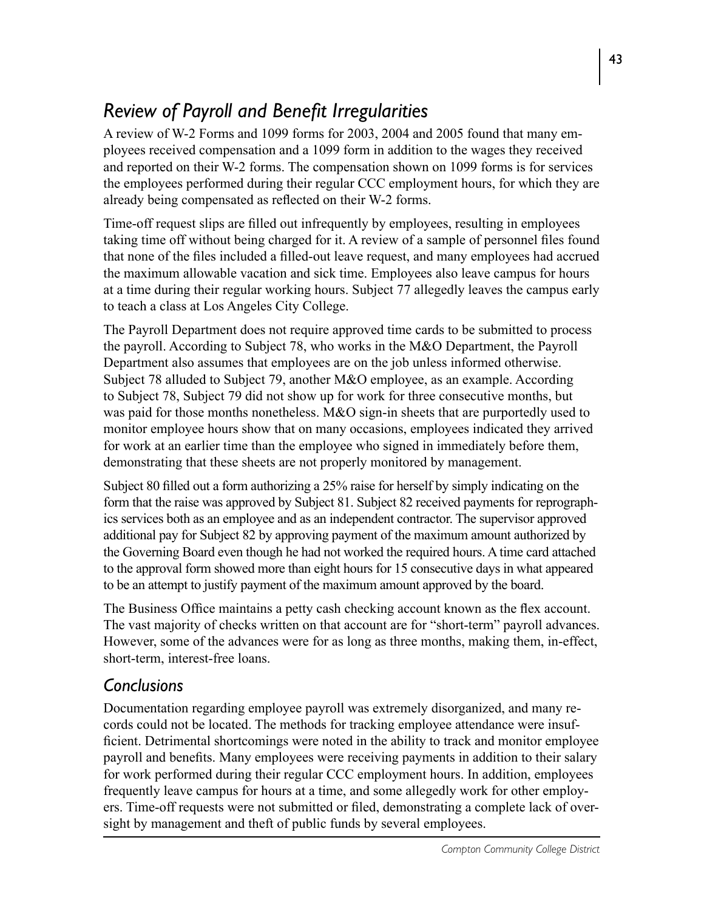## *Review of Payroll and Benefit Irregularities*

A review of W-2 Forms and 1099 forms for 2003, 2004 and 2005 found that many employees received compensation and a 1099 form in addition to the wages they received and reported on their W-2 forms. The compensation shown on 1099 forms is for services the employees performed during their regular CCC employment hours, for which they are already being compensated as reflected on their W-2 forms.

Time-off request slips are filled out infrequently by employees, resulting in employees taking time off without being charged for it. A review of a sample of personnel files found that none of the files included a filled-out leave request, and many employees had accrued the maximum allowable vacation and sick time. Employees also leave campus for hours at a time during their regular working hours. Subject 77 allegedly leaves the campus early to teach a class at Los Angeles City College.

The Payroll Department does not require approved time cards to be submitted to process the payroll. According to Subject 78, who works in the M&O Department, the Payroll Department also assumes that employees are on the job unless informed otherwise. Subject 78 alluded to Subject 79, another M&O employee, as an example. According to Subject 78, Subject 79 did not show up for work for three consecutive months, but was paid for those months nonetheless. M&O sign-in sheets that are purportedly used to monitor employee hours show that on many occasions, employees indicated they arrived for work at an earlier time than the employee who signed in immediately before them, demonstrating that these sheets are not properly monitored by management.

Subject 80 filled out a form authorizing a 25% raise for herself by simply indicating on the form that the raise was approved by Subject 81. Subject 82 received payments for reprographics services both as an employee and as an independent contractor. The supervisor approved additional pay for Subject 82 by approving payment of the maximum amount authorized by the Governing Board even though he had not worked the required hours. A time card attached to the approval form showed more than eight hours for 15 consecutive days in what appeared to be an attempt to justify payment of the maximum amount approved by the board.

The Business Office maintains a petty cash checking account known as the flex account. The vast majority of checks written on that account are for "short-term" payroll advances. However, some of the advances were for as long as three months, making them, in-effect, short-term, interest-free loans.

### *Conclusions*

Documentation regarding employee payroll was extremely disorganized, and many records could not be located. The methods for tracking employee attendance were insufficient. Detrimental shortcomings were noted in the ability to track and monitor employee payroll and benefits. Many employees were receiving payments in addition to their salary for work performed during their regular CCC employment hours. In addition, employees frequently leave campus for hours at a time, and some allegedly work for other employers. Time-off requests were not submitted or filed, demonstrating a complete lack of oversight by management and theft of public funds by several employees.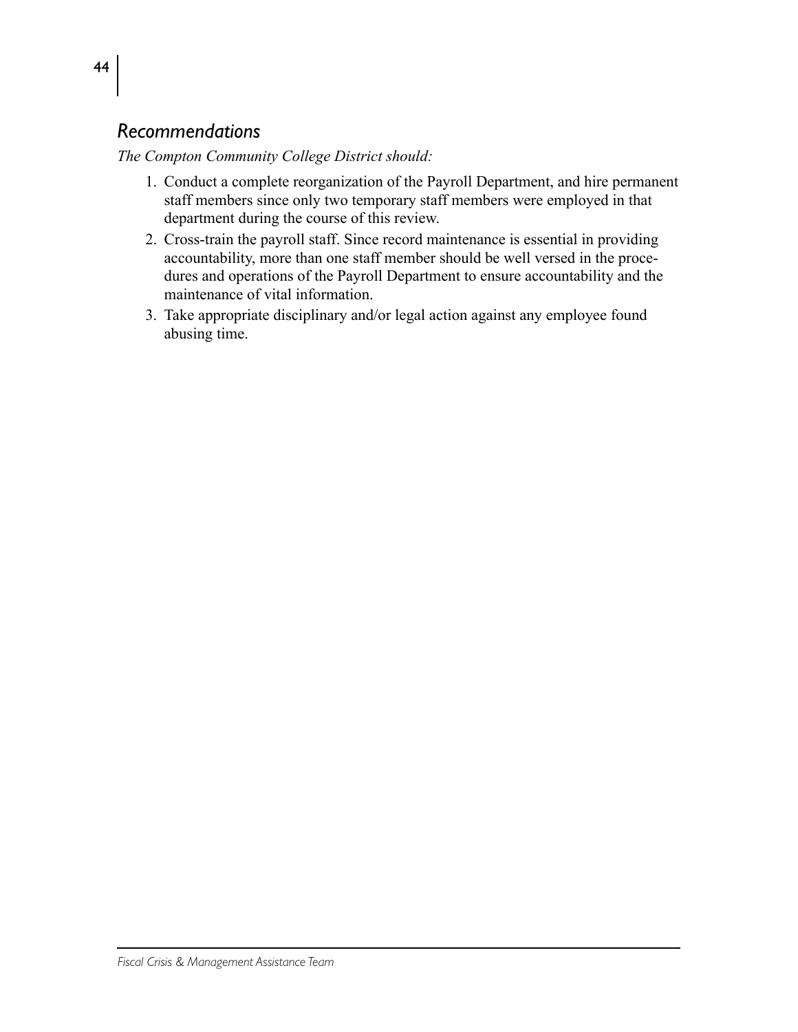## *Recommendations*

*The Compton Community College District should:*

1. Conduct a complete reorganization of the Payroll Department, and hire permanent staff members since only two temporary staff members were employed in that department during the course of this review.
2. Cross-train the payroll staff. Since record maintenance is essential in providing accountability, more than one staff member should be well versed in the procedures and operations of the Payroll Department to ensure accountability and the maintenance of vital information.
3. Take appropriate disciplinary and/or legal action against any employee found abusing time.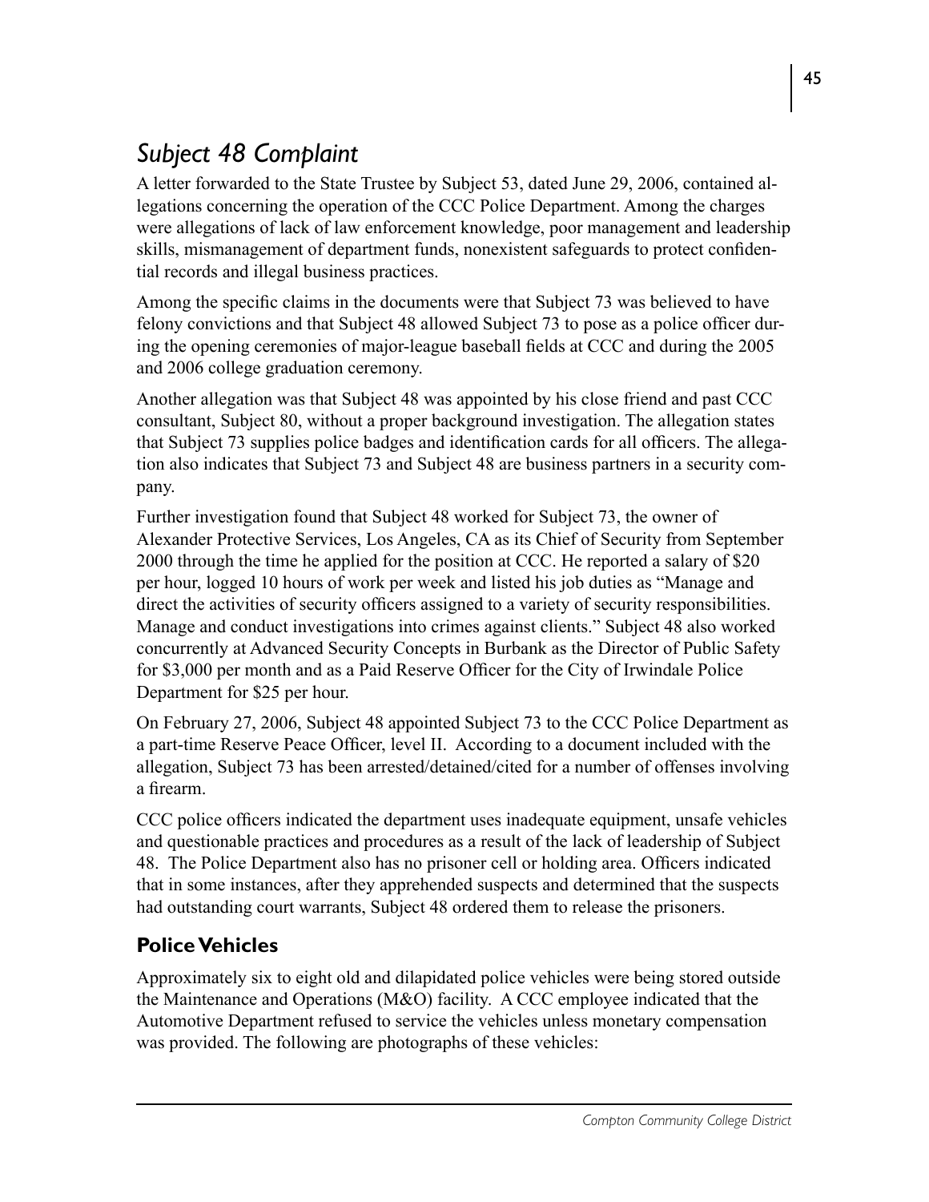## *Subject 48 Complaint*

A letter forwarded to the State Trustee by Subject 53, dated June 29, 2006, contained allegations concerning the operation of the CCC Police Department. Among the charges were allegations of lack of law enforcement knowledge, poor management and leadership skills, mismanagement of department funds, nonexistent safeguards to protect confidential records and illegal business practices.

Among the specific claims in the documents were that Subject 73 was believed to have felony convictions and that Subject 48 allowed Subject 73 to pose as a police officer during the opening ceremonies of major-league baseball fields at CCC and during the 2005 and 2006 college graduation ceremony.

Another allegation was that Subject 48 was appointed by his close friend and past CCC consultant, Subject 80, without a proper background investigation. The allegation states that Subject 73 supplies police badges and identification cards for all officers. The allegation also indicates that Subject 73 and Subject 48 are business partners in a security company.

Further investigation found that Subject 48 worked for Subject 73, the owner of Alexander Protective Services, Los Angeles, CA as its Chief of Security from September 2000 through the time he applied for the position at CCC. He reported a salary of $20 per hour, logged 10 hours of work per week and listed his job duties as "Manage and direct the activities of security officers assigned to a variety of security responsibilities. Manage and conduct investigations into crimes against clients." Subject 48 also worked concurrently at Advanced Security Concepts in Burbank as the Director of Public Safety for $3,000 per month and as a Paid Reserve Officer for the City of Irwindale Police Department for $25 per hour.

On February 27, 2006, Subject 48 appointed Subject 73 to the CCC Police Department as a part-time Reserve Peace Officer, level II. According to a document included with the allegation, Subject 73 has been arrested/detained/cited for a number of offenses involving a firearm.

CCC police officers indicated the department uses inadequate equipment, unsafe vehicles and questionable practices and procedures as a result of the lack of leadership of Subject 48. The Police Department also has no prisoner cell or holding area. Officers indicated that in some instances, after they apprehended suspects and determined that the suspects had outstanding court warrants, Subject 48 ordered them to release the prisoners.

### **Police Vehicles**

Approximately six to eight old and dilapidated police vehicles were being stored outside the Maintenance and Operations (M&O) facility. A CCC employee indicated that the Automotive Department refused to service the vehicles unless monetary compensation was provided. The following are photographs of these vehicles: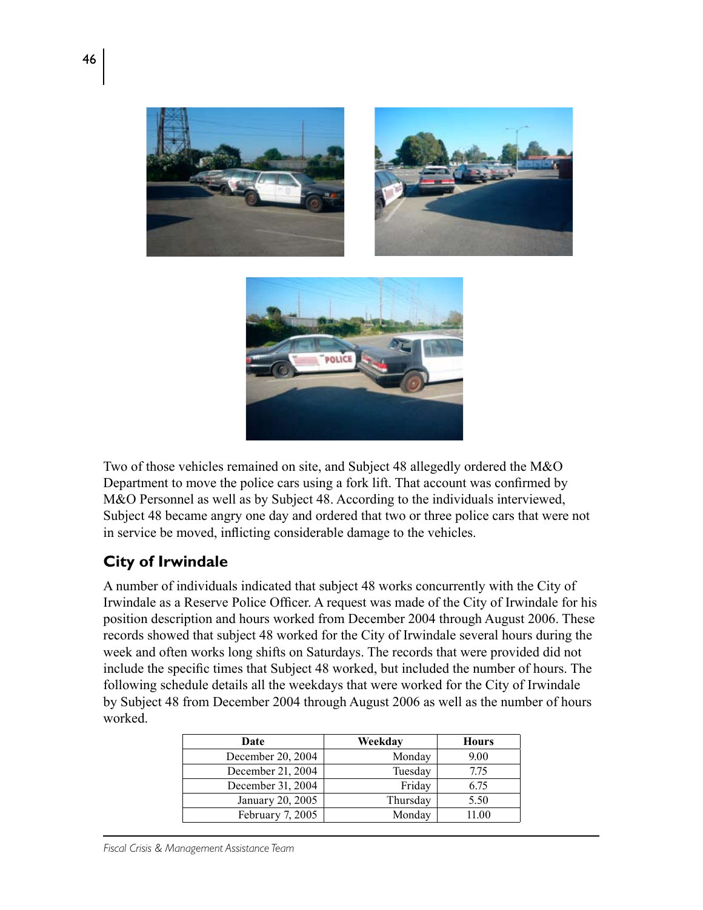Two of those vehicles remained on site, and Subject 48 allegedly ordered the M&O Department to move the police cars using a fork lift. That account was confirmed by M&O Personnel as well as by Subject 48. According to the individuals interviewed, Subject 48 became angry one day and ordered that two or three police cars that were not in service be moved, inflicting considerable damage to the vehicles.

## City of Irwindale

A number of individuals indicated that subject 48 works concurrently with the City of Irwindale as a Reserve Police Officer. A request was made of the City of Irwindale for his position description and hours worked from December 2004 through August 2006. These records showed that subject 48 worked for the City of Irwindale several hours during the week and often works long shifts on Saturdays. The records that were provided did not include the specific times that Subject 48 worked, but included the number of hours. The following schedule details all the weekdays that were worked for the City of Irwindale by Subject 48 from December 2004 through August 2006 as well as the number of hours worked.

| Date | Weekday | Hours |
|---:|---:|:---:|
| December 20, 2004 | Monday | 9.00 |
| December 21, 2004 | Tuesday | 7.75 |
| December 31, 2004 | Friday | 6.75 |
| January 20, 2005 | Thursday | 5.50 |
| February 7, 2005 | Monday | 11.00 |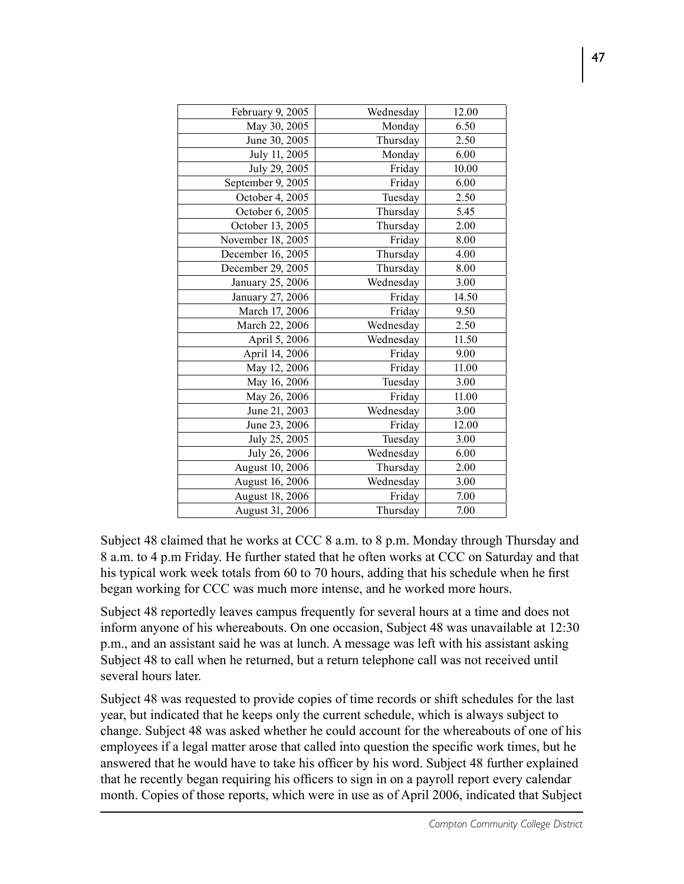| | | |
|---|---|---|
| February 9, 2005 | Wednesday | 12.00 |
| May 30, 2005 | Monday | 6.50 |
| June 30, 2005 | Thursday | 2.50 |
| July 11, 2005 | Monday | 6.00 |
| July 29, 2005 | Friday | 10.00 |
| September 9, 2005 | Friday | 6.00 |
| October 4, 2005 | Tuesday | 2.50 |
| October 6, 2005 | Thursday | 5.45 |
| October 13, 2005 | Thursday | 2.00 |
| November 18, 2005 | Friday | 8.00 |
| December 16, 2005 | Thursday | 4.00 |
| December 29, 2005 | Thursday | 8.00 |
| January 25, 2006 | Wednesday | 3.00 |
| January 27, 2006 | Friday | 14.50 |
| March 17, 2006 | Friday | 9.50 |
| March 22, 2006 | Wednesday | 2.50 |
| April 5, 2006 | Wednesday | 11.50 |
| April 14, 2006 | Friday | 9.00 |
| May 12, 2006 | Friday | 11.00 |
| May 16, 2006 | Tuesday | 3.00 |
| May 26, 2006 | Friday | 11.00 |
| June 21, 2003 | Wednesday | 3.00 |
| June 23, 2006 | Friday | 12.00 |
| July 25, 2005 | Tuesday | 3.00 |
| July 26, 2006 | Wednesday | 6.00 |
| August 10, 2006 | Thursday | 2.00 |
| August 16, 2006 | Wednesday | 3.00 |
| August 18, 2006 | Friday | 7.00 |
| August 31, 2006 | Thursday | 7.00 |

Subject 48 claimed that he works at CCC 8 a.m. to 8 p.m. Monday through Thursday and 8 a.m. to 4 p.m Friday. He further stated that he often works at CCC on Saturday and that his typical work week totals from 60 to 70 hours, adding that his schedule when he first began working for CCC was much more intense, and he worked more hours.

Subject 48 reportedly leaves campus frequently for several hours at a time and does not inform anyone of his whereabouts. On one occasion, Subject 48 was unavailable at 12:30 p.m., and an assistant said he was at lunch. A message was left with his assistant asking Subject 48 to call when he returned, but a return telephone call was not received until several hours later.

Subject 48 was requested to provide copies of time records or shift schedules for the last year, but indicated that he keeps only the current schedule, which is always subject to change. Subject 48 was asked whether he could account for the whereabouts of one of his employees if a legal matter arose that called into question the specific work times, but he answered that he would have to take his officer by his word. Subject 48 further explained that he recently began requiring his officers to sign in on a payroll report every calendar month. Copies of those reports, which were in use as of April 2006, indicated that Subject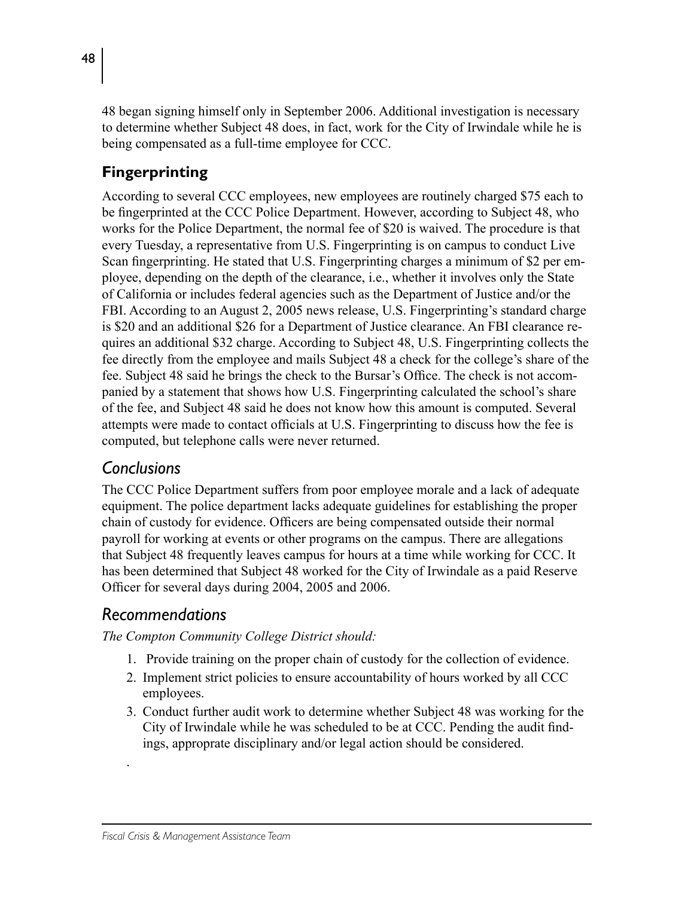48 began signing himself only in September 2006. Additional investigation is necessary to determine whether Subject 48 does, in fact, work for the City of Irwindale while he is being compensated as a full-time employee for CCC.

## Fingerprinting

According to several CCC employees, new employees are routinely charged $75 each to be fingerprinted at the CCC Police Department. However, according to Subject 48, who works for the Police Department, the normal fee of $20 is waived. The procedure is that every Tuesday, a representative from U.S. Fingerprinting is on campus to conduct Live Scan fingerprinting. He stated that U.S. Fingerprinting charges a minimum of $2 per employee, depending on the depth of the clearance, i.e., whether it involves only the State of California or includes federal agencies such as the Department of Justice and/or the FBI. According to an August 2, 2005 news release, U.S. Fingerprinting's standard charge is $20 and an additional $26 for a Department of Justice clearance. An FBI clearance requires an additional $32 charge. According to Subject 48, U.S. Fingerprinting collects the fee directly from the employee and mails Subject 48 a check for the college's share of the fee. Subject 48 said he brings the check to the Bursar's Office. The check is not accompanied by a statement that shows how U.S. Fingerprinting calculated the school's share of the fee, and Subject 48 said he does not know how this amount is computed. Several attempts were made to contact officials at U.S. Fingerprinting to discuss how the fee is computed, but telephone calls were never returned.

## *Conclusions*

The CCC Police Department suffers from poor employee morale and a lack of adequate equipment. The police department lacks adequate guidelines for establishing the proper chain of custody for evidence. Officers are being compensated outside their normal payroll for working at events or other programs on the campus. There are allegations that Subject 48 frequently leaves campus for hours at a time while working for CCC. It has been determined that Subject 48 worked for the City of Irwindale as a paid Reserve Officer for several days during 2004, 2005 and 2006.

## *Recommendations*

*The Compton Community College District should:*

1. Provide training on the proper chain of custody for the collection of evidence.
2. Implement strict policies to ensure accountability of hours worked by all CCC employees.
3. Conduct further audit work to determine whether Subject 48 was working for the City of Irwindale while he was scheduled to be at CCC. Pending the audit findings, approprate disciplinary and/or legal action should be considered.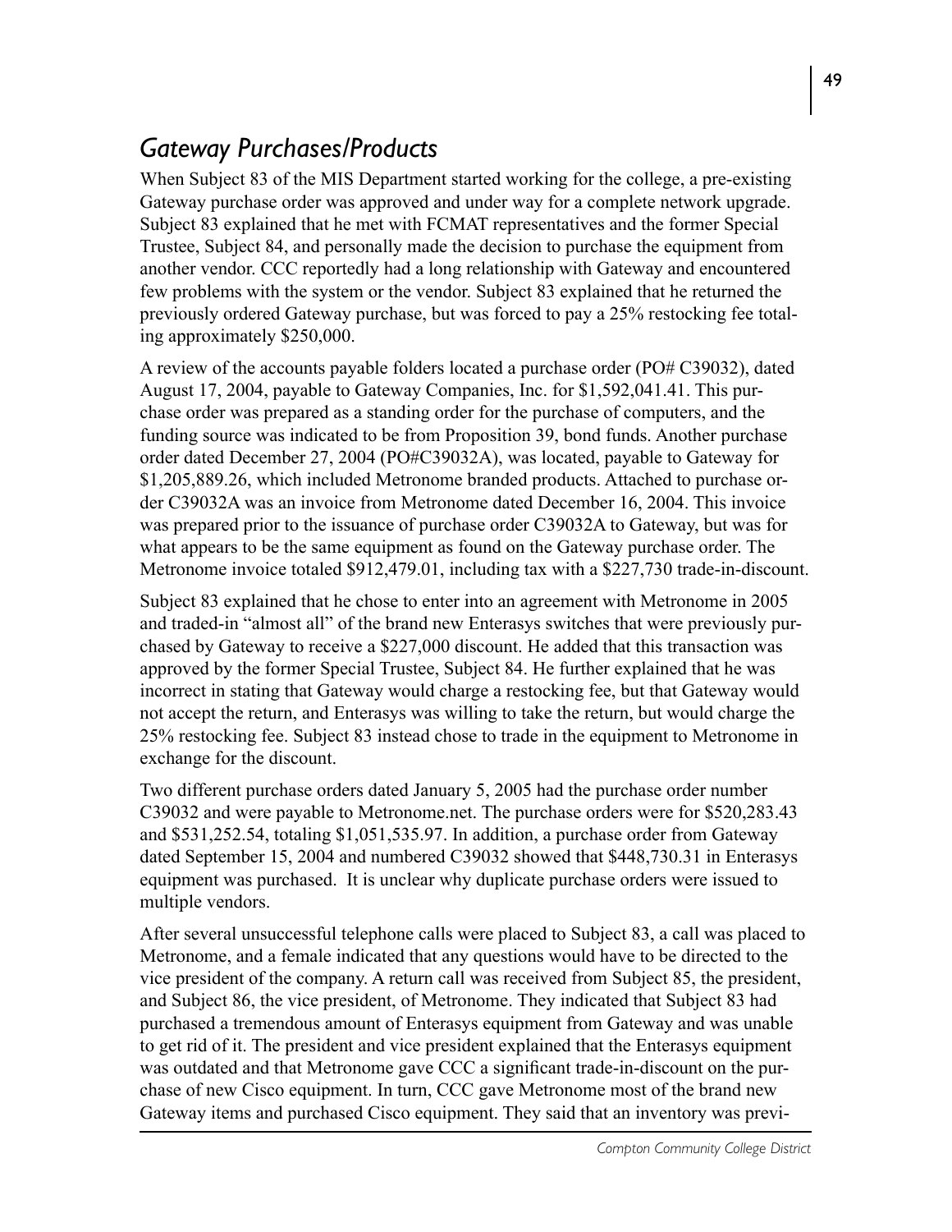## *Gateway Purchases/Products*

When Subject 83 of the MIS Department started working for the college, a pre-existing Gateway purchase order was approved and under way for a complete network upgrade. Subject 83 explained that he met with FCMAT representatives and the former Special Trustee, Subject 84, and personally made the decision to purchase the equipment from another vendor. CCC reportedly had a long relationship with Gateway and encountered few problems with the system or the vendor. Subject 83 explained that he returned the previously ordered Gateway purchase, but was forced to pay a 25% restocking fee totaling approximately $250,000.

A review of the accounts payable folders located a purchase order (PO# C39032), dated August 17, 2004, payable to Gateway Companies, Inc. for $1,592,041.41. This purchase order was prepared as a standing order for the purchase of computers, and the funding source was indicated to be from Proposition 39, bond funds. Another purchase order dated December 27, 2004 (PO#C39032A), was located, payable to Gateway for $1,205,889.26, which included Metronome branded products. Attached to purchase order C39032A was an invoice from Metronome dated December 16, 2004. This invoice was prepared prior to the issuance of purchase order C39032A to Gateway, but was for what appears to be the same equipment as found on the Gateway purchase order. The Metronome invoice totaled $912,479.01, including tax with a $227,730 trade-in-discount.

Subject 83 explained that he chose to enter into an agreement with Metronome in 2005 and traded-in "almost all" of the brand new Enterasys switches that were previously purchased by Gateway to receive a $227,000 discount. He added that this transaction was approved by the former Special Trustee, Subject 84. He further explained that he was incorrect in stating that Gateway would charge a restocking fee, but that Gateway would not accept the return, and Enterasys was willing to take the return, but would charge the 25% restocking fee. Subject 83 instead chose to trade in the equipment to Metronome in exchange for the discount.

Two different purchase orders dated January 5, 2005 had the purchase order number C39032 and were payable to Metronome.net. The purchase orders were for $520,283.43 and $531,252.54, totaling $1,051,535.97. In addition, a purchase order from Gateway dated September 15, 2004 and numbered C39032 showed that $448,730.31 in Enterasys equipment was purchased. It is unclear why duplicate purchase orders were issued to multiple vendors.

After several unsuccessful telephone calls were placed to Subject 83, a call was placed to Metronome, and a female indicated that any questions would have to be directed to the vice president of the company. A return call was received from Subject 85, the president, and Subject 86, the vice president, of Metronome. They indicated that Subject 83 had purchased a tremendous amount of Enterasys equipment from Gateway and was unable to get rid of it. The president and vice president explained that the Enterasys equipment was outdated and that Metronome gave CCC a significant trade-in-discount on the purchase of new Cisco equipment. In turn, CCC gave Metronome most of the brand new Gateway items and purchased Cisco equipment. They said that an inventory was previ-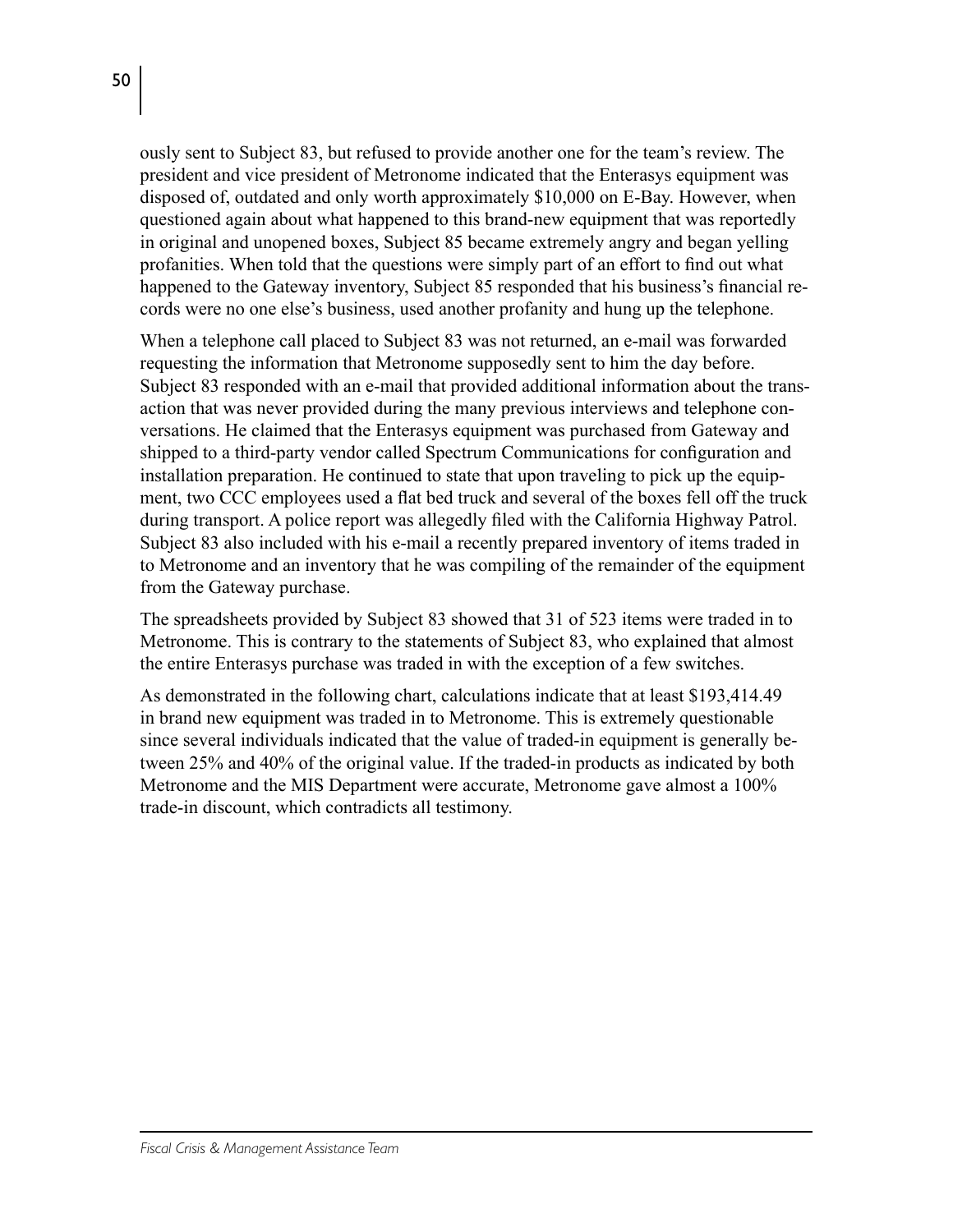ously sent to Subject 83, but refused to provide another one for the team's review. The president and vice president of Metronome indicated that the Enterasys equipment was disposed of, outdated and only worth approximately $10,000 on E-Bay. However, when questioned again about what happened to this brand-new equipment that was reportedly in original and unopened boxes, Subject 85 became extremely angry and began yelling profanities. When told that the questions were simply part of an effort to find out what happened to the Gateway inventory, Subject 85 responded that his business's financial records were no one else's business, used another profanity and hung up the telephone.

When a telephone call placed to Subject 83 was not returned, an e-mail was forwarded requesting the information that Metronome supposedly sent to him the day before. Subject 83 responded with an e-mail that provided additional information about the transaction that was never provided during the many previous interviews and telephone conversations. He claimed that the Enterasys equipment was purchased from Gateway and shipped to a third-party vendor called Spectrum Communications for configuration and installation preparation. He continued to state that upon traveling to pick up the equipment, two CCC employees used a flat bed truck and several of the boxes fell off the truck during transport. A police report was allegedly filed with the California Highway Patrol. Subject 83 also included with his e-mail a recently prepared inventory of items traded in to Metronome and an inventory that he was compiling of the remainder of the equipment from the Gateway purchase.

The spreadsheets provided by Subject 83 showed that 31 of 523 items were traded in to Metronome. This is contrary to the statements of Subject 83, who explained that almost the entire Enterasys purchase was traded in with the exception of a few switches.

As demonstrated in the following chart, calculations indicate that at least $193,414.49 in brand new equipment was traded in to Metronome. This is extremely questionable since several individuals indicated that the value of traded-in equipment is generally between 25% and 40% of the original value. If the traded-in products as indicated by both Metronome and the MIS Department were accurate, Metronome gave almost a 100% trade-in discount, which contradicts all testimony.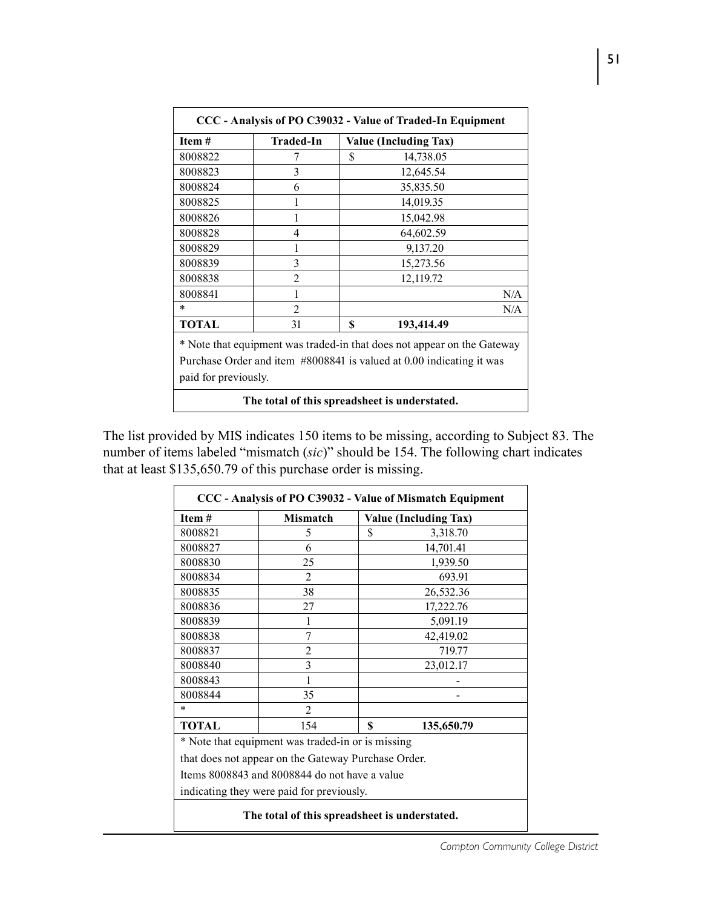| CCC - Analysis of PO C39032 - Value of Traded-In Equipment | | |
|---|---|---|
| **Item #** | **Traded-In** | **Value (Including Tax)** |
| 8008822 | 7 | $ 14,738.05 |
| 8008823 | 3 | 12,645.54 |
| 8008824 | 6 | 35,835.50 |
| 8008825 | 1 | 14,019.35 |
| 8008826 | 1 | 15,042.98 |
| 8008828 | 4 | 64,602.59 |
| 8008829 | 1 | 9,137.20 |
| 8008839 | 3 | 15,273.56 |
| 8008838 | 2 | 12,119.72 |
| 8008841 | 1 | N/A |
| * | 2 | N/A |
| **TOTAL** | 31 | **$ 193,414.49** |
| * Note that equipment was traded-in that does not appear on the Gateway Purchase Order and item #8008841 is valued at 0.00 indicating it was paid for previously. | | |
| **The total of this spreadsheet is understated.** | | |

The list provided by MIS indicates 150 items to be missing, according to Subject 83. The number of items labeled "mismatch (*sic*)" should be 154. The following chart indicates that at least $135,650.79 of this purchase order is missing.

| CCC - Analysis of PO C39032 - Value of Mismatch Equipment | | |
|---|---|---|
| **Item #** | **Mismatch** | **Value (Including Tax)** |
| 8008821 | 5 | $ 3,318.70 |
| 8008827 | 6 | 14,701.41 |
| 8008830 | 25 | 1,939.50 |
| 8008834 | 2 | 693.91 |
| 8008835 | 38 | 26,532.36 |
| 8008836 | 27 | 17,222.76 |
| 8008839 | 1 | 5,091.19 |
| 8008838 | 7 | 42,419.02 |
| 8008837 | 2 | 719.77 |
| 8008840 | 3 | 23,012.17 |
| 8008843 | 1 | - |
| 8008844 | 35 | - |
| * | 2 | |
| **TOTAL** | 154 | **$ 135,650.79** |
| * Note that equipment was traded-in or is missing that does not appear on the Gateway Purchase Order. Items 8008843 and 8008844 do not have a value indicating they were paid for previously. | | |
| **The total of this spreadsheet is understated.** | | |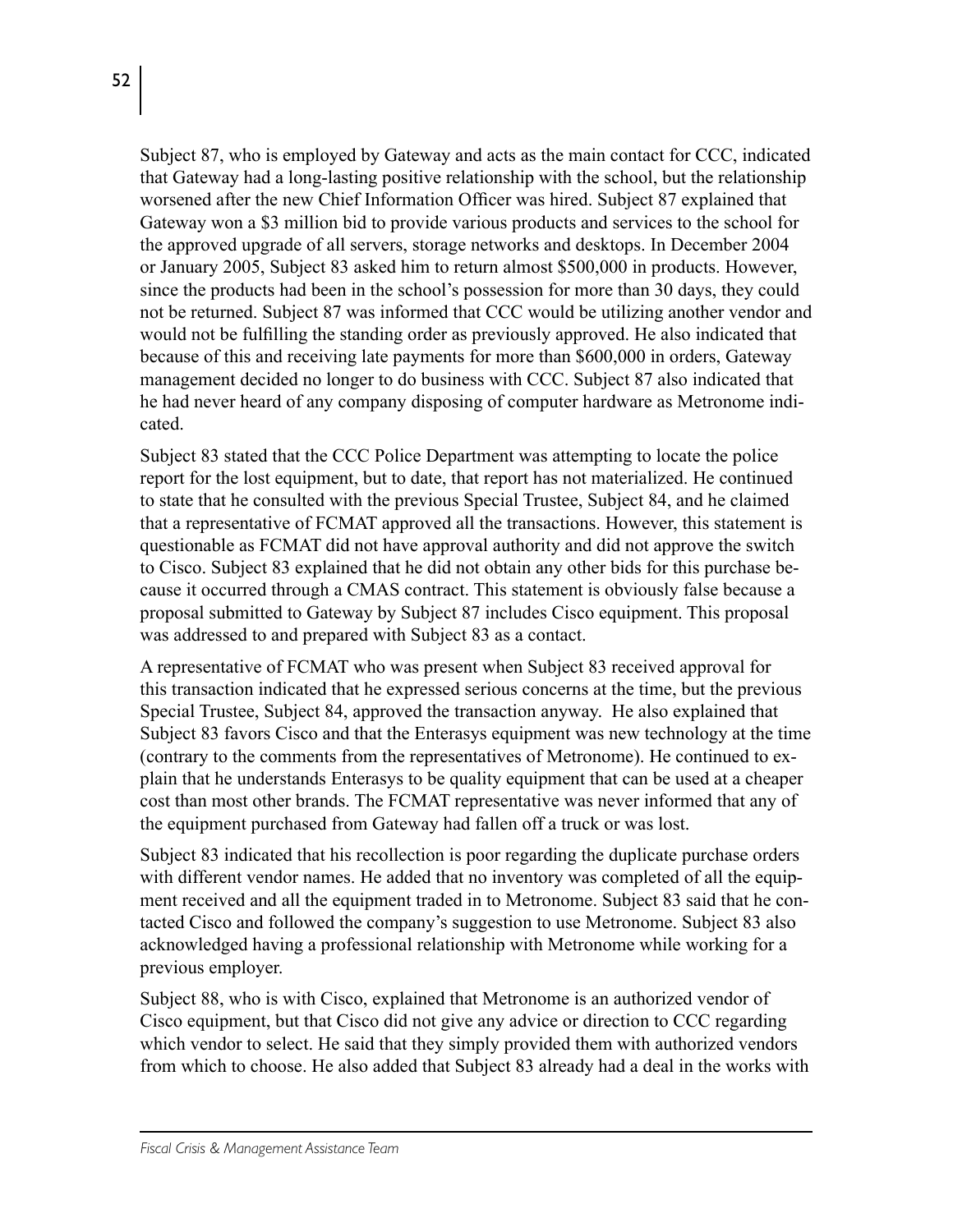Subject 87, who is employed by Gateway and acts as the main contact for CCC, indicated that Gateway had a long-lasting positive relationship with the school, but the relationship worsened after the new Chief Information Officer was hired. Subject 87 explained that Gateway won a $3 million bid to provide various products and services to the school for the approved upgrade of all servers, storage networks and desktops. In December 2004 or January 2005, Subject 83 asked him to return almost $500,000 in products. However, since the products had been in the school's possession for more than 30 days, they could not be returned. Subject 87 was informed that CCC would be utilizing another vendor and would not be fulfilling the standing order as previously approved. He also indicated that because of this and receiving late payments for more than $600,000 in orders, Gateway management decided no longer to do business with CCC. Subject 87 also indicated that he had never heard of any company disposing of computer hardware as Metronome indicated.

Subject 83 stated that the CCC Police Department was attempting to locate the police report for the lost equipment, but to date, that report has not materialized. He continued to state that he consulted with the previous Special Trustee, Subject 84, and he claimed that a representative of FCMAT approved all the transactions. However, this statement is questionable as FCMAT did not have approval authority and did not approve the switch to Cisco. Subject 83 explained that he did not obtain any other bids for this purchase because it occurred through a CMAS contract. This statement is obviously false because a proposal submitted to Gateway by Subject 87 includes Cisco equipment. This proposal was addressed to and prepared with Subject 83 as a contact.

A representative of FCMAT who was present when Subject 83 received approval for this transaction indicated that he expressed serious concerns at the time, but the previous Special Trustee, Subject 84, approved the transaction anyway. He also explained that Subject 83 favors Cisco and that the Enterasys equipment was new technology at the time (contrary to the comments from the representatives of Metronome). He continued to explain that he understands Enterasys to be quality equipment that can be used at a cheaper cost than most other brands. The FCMAT representative was never informed that any of the equipment purchased from Gateway had fallen off a truck or was lost.

Subject 83 indicated that his recollection is poor regarding the duplicate purchase orders with different vendor names. He added that no inventory was completed of all the equipment received and all the equipment traded in to Metronome. Subject 83 said that he contacted Cisco and followed the company's suggestion to use Metronome. Subject 83 also acknowledged having a professional relationship with Metronome while working for a previous employer.

Subject 88, who is with Cisco, explained that Metronome is an authorized vendor of Cisco equipment, but that Cisco did not give any advice or direction to CCC regarding which vendor to select. He said that they simply provided them with authorized vendors from which to choose. He also added that Subject 83 already had a deal in the works with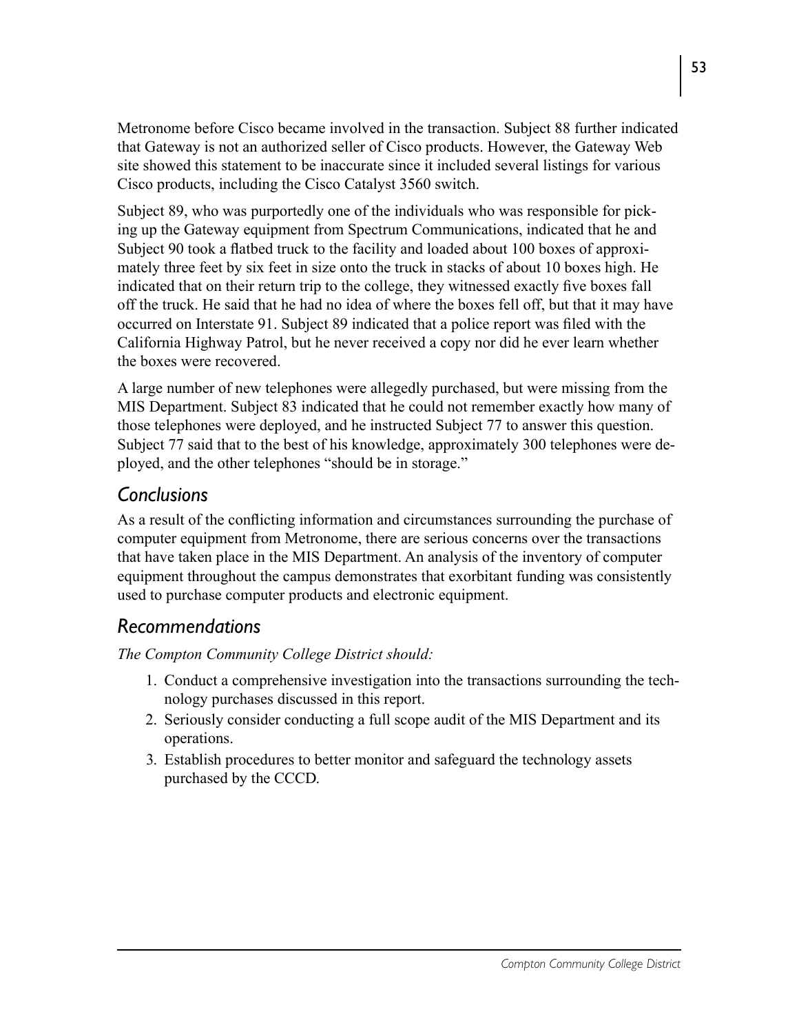Metronome before Cisco became involved in the transaction. Subject 88 further indicated that Gateway is not an authorized seller of Cisco products. However, the Gateway Web site showed this statement to be inaccurate since it included several listings for various Cisco products, including the Cisco Catalyst 3560 switch.

Subject 89, who was purportedly one of the individuals who was responsible for picking up the Gateway equipment from Spectrum Communications, indicated that he and Subject 90 took a flatbed truck to the facility and loaded about 100 boxes of approximately three feet by six feet in size onto the truck in stacks of about 10 boxes high. He indicated that on their return trip to the college, they witnessed exactly five boxes fall off the truck. He said that he had no idea of where the boxes fell off, but that it may have occurred on Interstate 91. Subject 89 indicated that a police report was filed with the California Highway Patrol, but he never received a copy nor did he ever learn whether the boxes were recovered.

A large number of new telephones were allegedly purchased, but were missing from the MIS Department. Subject 83 indicated that he could not remember exactly how many of those telephones were deployed, and he instructed Subject 77 to answer this question. Subject 77 said that to the best of his knowledge, approximately 300 telephones were deployed, and the other telephones "should be in storage."

## Conclusions

As a result of the conflicting information and circumstances surrounding the purchase of computer equipment from Metronome, there are serious concerns over the transactions that have taken place in the MIS Department. An analysis of the inventory of computer equipment throughout the campus demonstrates that exorbitant funding was consistently used to purchase computer products and electronic equipment.

## Recommendations

*The Compton Community College District should:*

1. Conduct a comprehensive investigation into the transactions surrounding the technology purchases discussed in this report.
2. Seriously consider conducting a full scope audit of the MIS Department and its operations.
3. Establish procedures to better monitor and safeguard the technology assets purchased by the CCCD.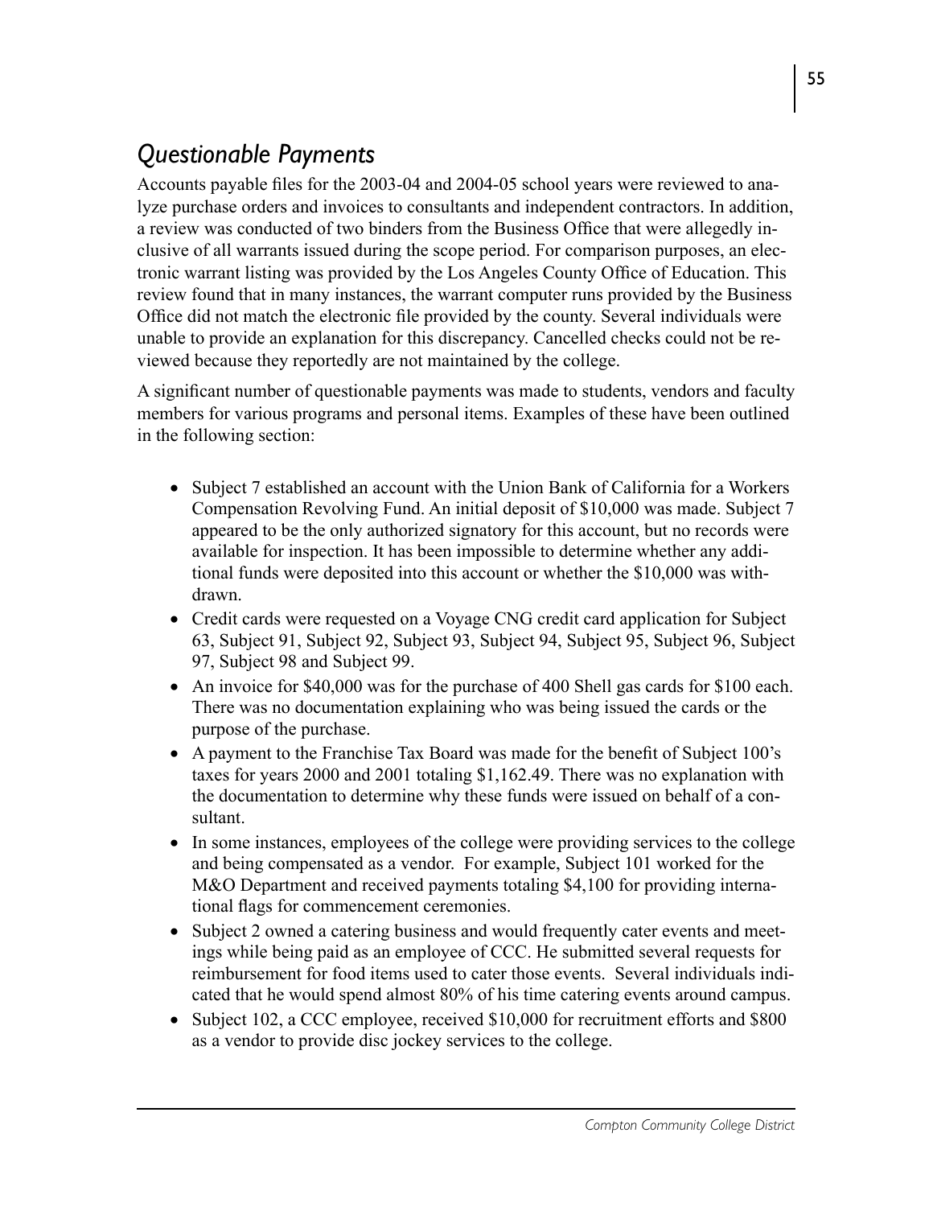## *Questionable Payments*

Accounts payable files for the 2003-04 and 2004-05 school years were reviewed to analyze purchase orders and invoices to consultants and independent contractors. In addition, a review was conducted of two binders from the Business Office that were allegedly inclusive of all warrants issued during the scope period. For comparison purposes, an electronic warrant listing was provided by the Los Angeles County Office of Education. This review found that in many instances, the warrant computer runs provided by the Business Office did not match the electronic file provided by the county. Several individuals were unable to provide an explanation for this discrepancy. Cancelled checks could not be reviewed because they reportedly are not maintained by the college.

A significant number of questionable payments was made to students, vendors and faculty members for various programs and personal items. Examples of these have been outlined in the following section:

- Subject 7 established an account with the Union Bank of California for a Workers Compensation Revolving Fund. An initial deposit of $10,000 was made. Subject 7 appeared to be the only authorized signatory for this account, but no records were available for inspection. It has been impossible to determine whether any additional funds were deposited into this account or whether the $10,000 was withdrawn.
- Credit cards were requested on a Voyage CNG credit card application for Subject 63, Subject 91, Subject 92, Subject 93, Subject 94, Subject 95, Subject 96, Subject 97, Subject 98 and Subject 99.
- An invoice for $40,000 was for the purchase of 400 Shell gas cards for $100 each. There was no documentation explaining who was being issued the cards or the purpose of the purchase.
- A payment to the Franchise Tax Board was made for the benefit of Subject 100's taxes for years 2000 and 2001 totaling $1,162.49. There was no explanation with the documentation to determine why these funds were issued on behalf of a consultant.
- In some instances, employees of the college were providing services to the college and being compensated as a vendor. For example, Subject 101 worked for the M&O Department and received payments totaling $4,100 for providing international flags for commencement ceremonies.
- Subject 2 owned a catering business and would frequently cater events and meetings while being paid as an employee of CCC. He submitted several requests for reimbursement for food items used to cater those events. Several individuals indicated that he would spend almost 80% of his time catering events around campus.
- Subject 102, a CCC employee, received $10,000 for recruitment efforts and $800 as a vendor to provide disc jockey services to the college.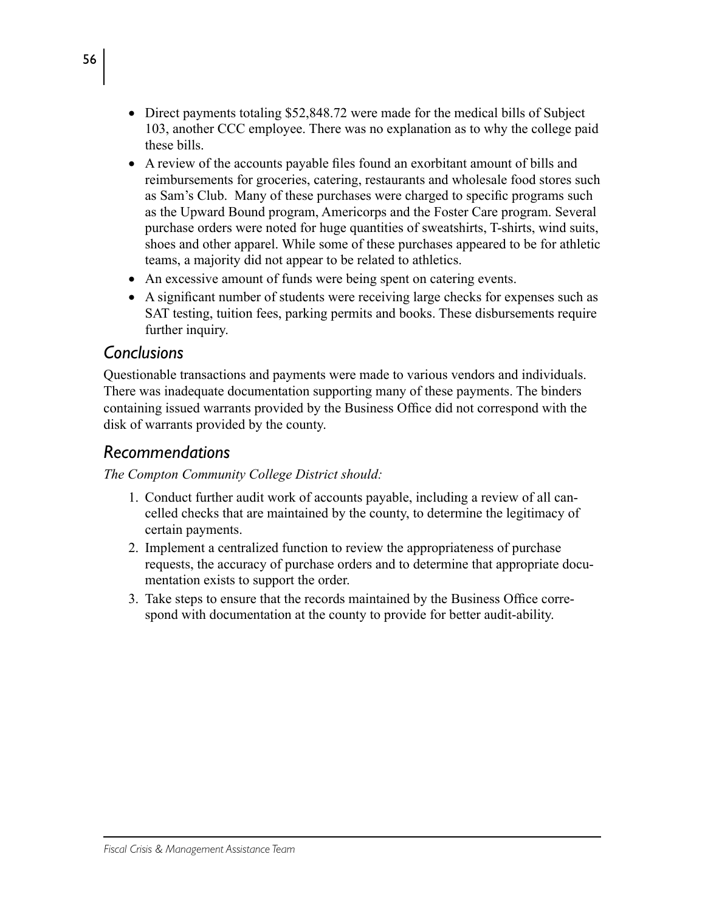- Direct payments totaling $52,848.72 were made for the medical bills of Subject 103, another CCC employee. There was no explanation as to why the college paid these bills.
- A review of the accounts payable files found an exorbitant amount of bills and reimbursements for groceries, catering, restaurants and wholesale food stores such as Sam's Club. Many of these purchases were charged to specific programs such as the Upward Bound program, Americorps and the Foster Care program. Several purchase orders were noted for huge quantities of sweatshirts, T-shirts, wind suits, shoes and other apparel. While some of these purchases appeared to be for athletic teams, a majority did not appear to be related to athletics.
- An excessive amount of funds were being spent on catering events.
- A significant number of students were receiving large checks for expenses such as SAT testing, tuition fees, parking permits and books. These disbursements require further inquiry.

## *Conclusions*

Questionable transactions and payments were made to various vendors and individuals. There was inadequate documentation supporting many of these payments. The binders containing issued warrants provided by the Business Office did not correspond with the disk of warrants provided by the county.

## *Recommendations*

*The Compton Community College District should:*

1. Conduct further audit work of accounts payable, including a review of all cancelled checks that are maintained by the county, to determine the legitimacy of certain payments.
2. Implement a centralized function to review the appropriateness of purchase requests, the accuracy of purchase orders and to determine that appropriate documentation exists to support the order.
3. Take steps to ensure that the records maintained by the Business Office correspond with documentation at the county to provide for better audit-ability.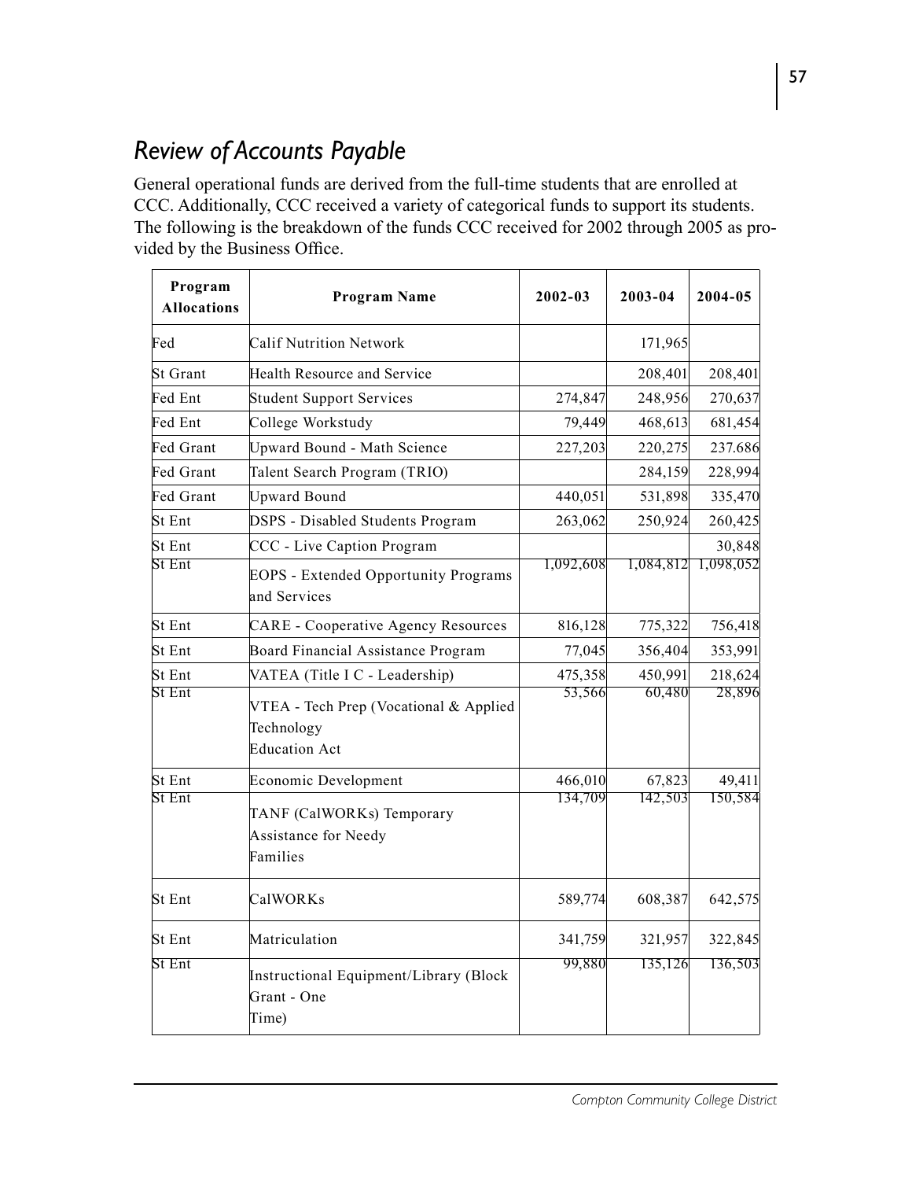## Review of Accounts Payable

General operational funds are derived from the full-time students that are enrolled at CCC. Additionally, CCC received a variety of categorical funds to support its students. The following is the breakdown of the funds CCC received for 2002 through 2005 as provided by the Business Office.

| Program Allocations | Program Name | 2002-03 | 2003-04 | 2004-05 |
|---|---|---|---|---|
| Fed | Calif Nutrition Network | | 171,965 | |
| St Grant | Health Resource and Service | | 208,401 | 208,401 |
| Fed Ent | Student Support Services | 274,847 | 248,956 | 270,637 |
| Fed Ent | College Workstudy | 79,449 | 468,613 | 681,454 |
| Fed Grant | Upward Bound - Math Science | 227,203 | 220,275 | 237.686 |
| Fed Grant | Talent Search Program (TRIO) | | 284,159 | 228,994 |
| Fed Grant | Upward Bound | 440,051 | 531,898 | 335,470 |
| St Ent | DSPS - Disabled Students Program | 263,062 | 250,924 | 260,425 |
| St Ent | CCC - Live Caption Program | | | 30,848 |
| St Ent | EOPS - Extended Opportunity Programs and Services | 1,092,608 | 1,084,812 | 1,098,052 |
| St Ent | CARE - Cooperative Agency Resources | 816,128 | 775,322 | 756,418 |
| St Ent | Board Financial Assistance Program | 77,045 | 356,404 | 353,991 |
| St Ent | VATEA (Title I C - Leadership) | 475,358 | 450,991 | 218,624 |
| St Ent | VTEA - Tech Prep (Vocational & Applied Technology Education Act | 53,566 | 60,480 | 28,896 |
| St Ent | Economic Development | 466,010 | 67,823 | 49,411 |
| St Ent | TANF (CalWORKs) Temporary Assistance for Needy Families | 134,709 | 142,503 | 150,584 |
| St Ent | CalWORKs | 589,774 | 608,387 | 642,575 |
| St Ent | Matriculation | 341,759 | 321,957 | 322,845 |
| St Ent | Instructional Equipment/Library (Block Grant - One Time) | 99,880 | 135,126 | 136,503 |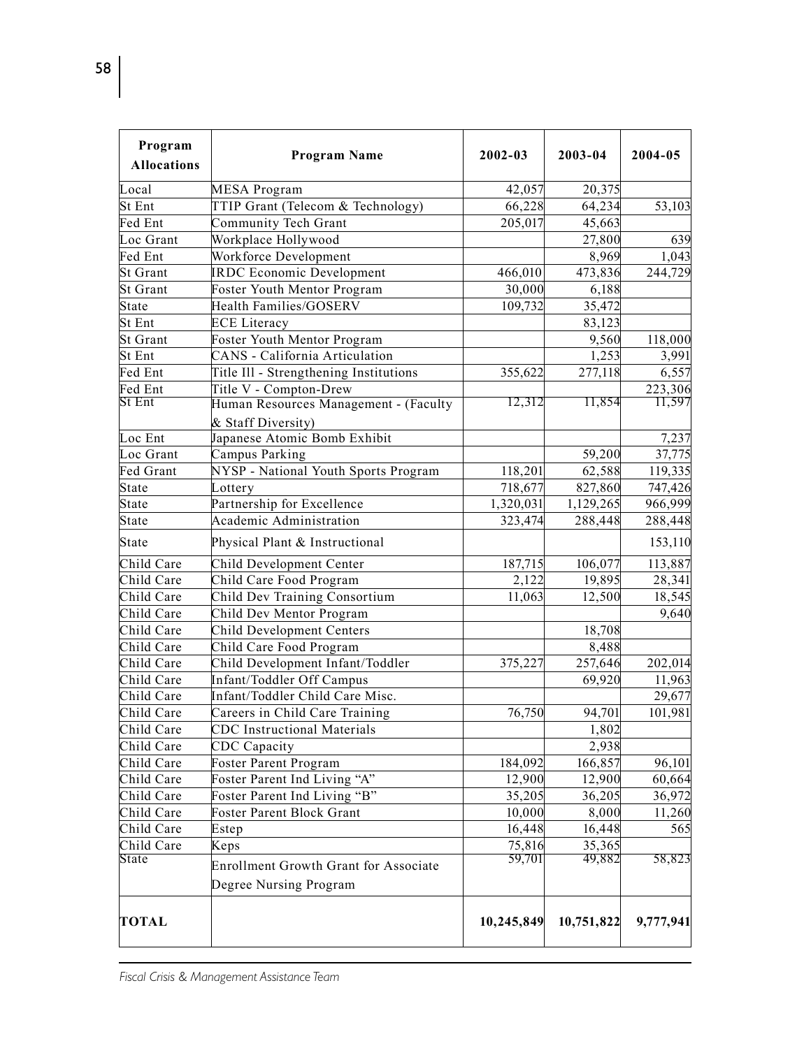| Program Allocations | Program Name | 2002-03 | 2003-04 | 2004-05 |
|---|---|---|---|---|
| Local | MESA Program | 42,057 | 20,375 | |
| St Ent | TTIP Grant (Telecom & Technology) | 66,228 | 64,234 | 53,103 |
| Fed Ent | Community Tech Grant | 205,017 | 45,663 | |
| Loc Grant | Workplace Hollywood | | 27,800 | 639 |
| Fed Ent | Workforce Development | | 8,969 | 1,043 |
| St Grant | IRDC Economic Development | 466,010 | 473,836 | 244,729 |
| St Grant | Foster Youth Mentor Program | 30,000 | 6,188 | |
| State | Health Families/GOSERV | 109,732 | 35,472 | |
| St Ent | ECE Literacy | | 83,123 | |
| St Grant | Foster Youth Mentor Program | | 9,560 | 118,000 |
| St Ent | CANS - California Articulation | | 1,253 | 3,991 |
| Fed Ent | Title Ill - Strengthening Institutions | 355,622 | 277,118 | 6,557 |
| Fed Ent | Title V - Compton-Drew | | | 223,306 |
| St Ent | Human Resources Management - (Faculty & Staff Diversity) | 12,312 | 11,854 | 11,597 |
| Loc Ent | Japanese Atomic Bomb Exhibit | | | 7,237 |
| Loc Grant | Campus Parking | | 59,200 | 37,775 |
| Fed Grant | NYSP - National Youth Sports Program | 118,201 | 62,588 | 119,335 |
| State | Lottery | 718,677 | 827,860 | 747,426 |
| State | Partnership for Excellence | 1,320,031 | 1,129,265 | 966,999 |
| State | Academic Administration | 323,474 | 288,448 | 288,448 |
| State | Physical Plant & Instructional | | | 153,110 |
| Child Care | Child Development Center | 187,715 | 106,077 | 113,887 |
| Child Care | Child Care Food Program | 2,122 | 19,895 | 28,341 |
| Child Care | Child Dev Training Consortium | 11,063 | 12,500 | 18,545 |
| Child Care | Child Dev Mentor Program | | | 9,640 |
| Child Care | Child Development Centers | | 18,708 | |
| Child Care | Child Care Food Program | | 8,488 | |
| Child Care | Child Development Infant/Toddler | 375,227 | 257,646 | 202,014 |
| Child Care | Infant/Toddler Off Campus | | 69,920 | 11,963 |
| Child Care | Infant/Toddler Child Care Misc. | | | 29,677 |
| Child Care | Careers in Child Care Training | 76,750 | 94,701 | 101,981 |
| Child Care | CDC Instructional Materials | | 1,802 | |
| Child Care | CDC Capacity | | 2,938 | |
| Child Care | Foster Parent Program | 184,092 | 166,857 | 96,101 |
| Child Care | Foster Parent Ind Living "A" | 12,900 | 12,900 | 60,664 |
| Child Care | Foster Parent Ind Living "B" | 35,205 | 36,205 | 36,972 |
| Child Care | Foster Parent Block Grant | 10,000 | 8,000 | 11,260 |
| Child Care | Estep | 16,448 | 16,448 | 565 |
| Child Care | Keps | 75,816 | 35,365 | |
| State | Enrollment Growth Grant for Associate Degree Nursing Program | 59,701 | 49,882 | 58,823 |
| **TOTAL** | | **10,245,849** | **10,751,822** | **9,777,941** |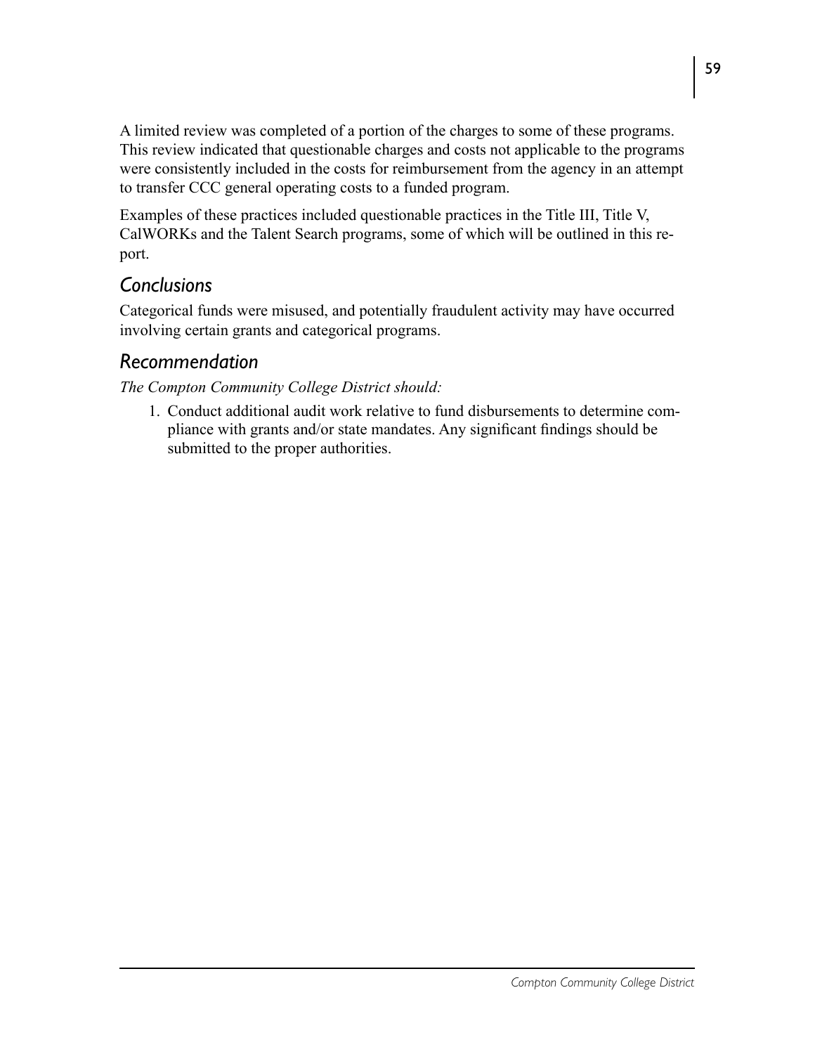A limited review was completed of a portion of the charges to some of these programs. This review indicated that questionable charges and costs not applicable to the programs were consistently included in the costs for reimbursement from the agency in an attempt to transfer CCC general operating costs to a funded program.

Examples of these practices included questionable practices in the Title III, Title V, CalWORKs and the Talent Search programs, some of which will be outlined in this report.

## *Conclusions*

Categorical funds were misused, and potentially fraudulent activity may have occurred involving certain grants and categorical programs.

## *Recommendation*

*The Compton Community College District should:*

1. Conduct additional audit work relative to fund disbursements to determine compliance with grants and/or state mandates. Any significant findings should be submitted to the proper authorities.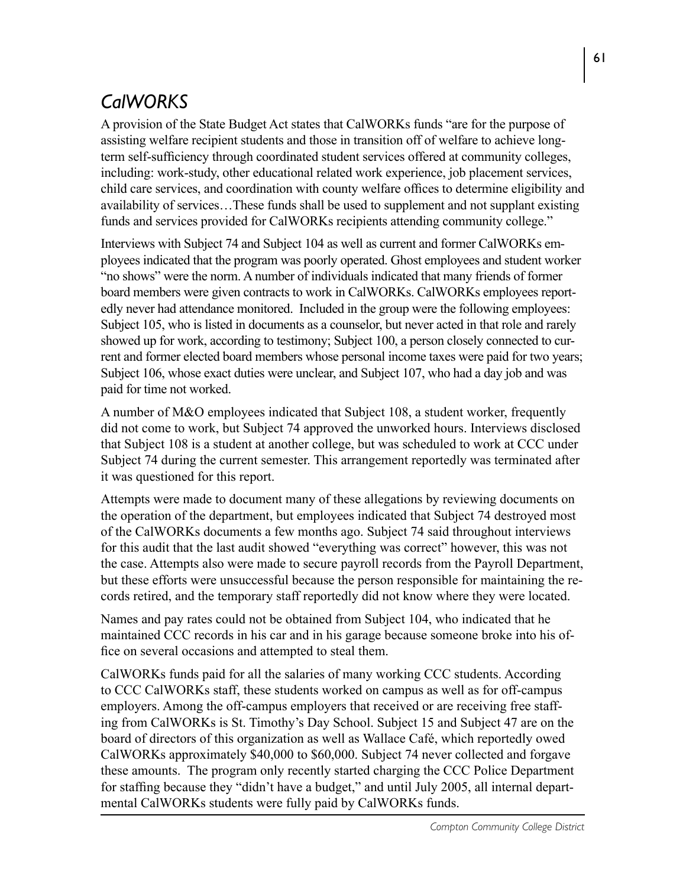## *CalWORKS*

A provision of the State Budget Act states that CalWORKs funds "are for the purpose of assisting welfare recipient students and those in transition off of welfare to achieve long-term self-sufficiency through coordinated student services offered at community colleges, including: work-study, other educational related work experience, job placement services, child care services, and coordination with county welfare offices to determine eligibility and availability of services…These funds shall be used to supplement and not supplant existing funds and services provided for CalWORKs recipients attending community college."

Interviews with Subject 74 and Subject 104 as well as current and former CalWORKs employees indicated that the program was poorly operated. Ghost employees and student worker "no shows" were the norm. A number of individuals indicated that many friends of former board members were given contracts to work in CalWORKs. CalWORKs employees reportedly never had attendance monitored. Included in the group were the following employees: Subject 105, who is listed in documents as a counselor, but never acted in that role and rarely showed up for work, according to testimony; Subject 100, a person closely connected to current and former elected board members whose personal income taxes were paid for two years; Subject 106, whose exact duties were unclear, and Subject 107, who had a day job and was paid for time not worked.

A number of M&O employees indicated that Subject 108, a student worker, frequently did not come to work, but Subject 74 approved the unworked hours. Interviews disclosed that Subject 108 is a student at another college, but was scheduled to work at CCC under Subject 74 during the current semester. This arrangement reportedly was terminated after it was questioned for this report.

Attempts were made to document many of these allegations by reviewing documents on the operation of the department, but employees indicated that Subject 74 destroyed most of the CalWORKs documents a few months ago. Subject 74 said throughout interviews for this audit that the last audit showed "everything was correct" however, this was not the case. Attempts also were made to secure payroll records from the Payroll Department, but these efforts were unsuccessful because the person responsible for maintaining the records retired, and the temporary staff reportedly did not know where they were located.

Names and pay rates could not be obtained from Subject 104, who indicated that he maintained CCC records in his car and in his garage because someone broke into his office on several occasions and attempted to steal them.

CalWORKs funds paid for all the salaries of many working CCC students. According to CCC CalWORKs staff, these students worked on campus as well as for off-campus employers. Among the off-campus employers that received or are receiving free staffing from CalWORKs is St. Timothy's Day School. Subject 15 and Subject 47 are on the board of directors of this organization as well as Wallace Café, which reportedly owed CalWORKs approximately $40,000 to $60,000. Subject 74 never collected and forgave these amounts. The program only recently started charging the CCC Police Department for staffing because they "didn't have a budget," and until July 2005, all internal departmental CalWORKs students were fully paid by CalWORKs funds.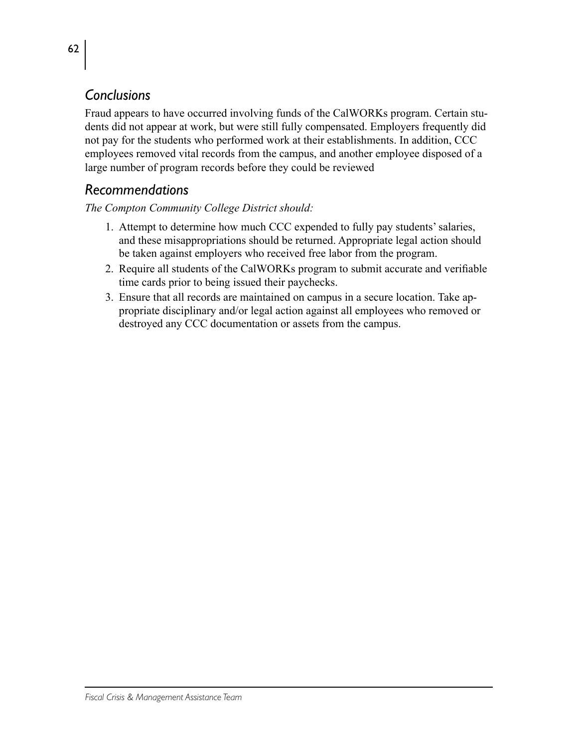## Conclusions

Fraud appears to have occurred involving funds of the CalWORKs program. Certain students did not appear at work, but were still fully compensated. Employers frequently did not pay for the students who performed work at their establishments. In addition, CCC employees removed vital records from the campus, and another employee disposed of a large number of program records before they could be reviewed

## Recommendations

*The Compton Community College District should:*

1. Attempt to determine how much CCC expended to fully pay students' salaries, and these misappropriations should be returned. Appropriate legal action should be taken against employers who received free labor from the program.
2. Require all students of the CalWORKs program to submit accurate and verifiable time cards prior to being issued their paychecks.
3. Ensure that all records are maintained on campus in a secure location. Take appropriate disciplinary and/or legal action against all employees who removed or destroyed any CCC documentation or assets from the campus.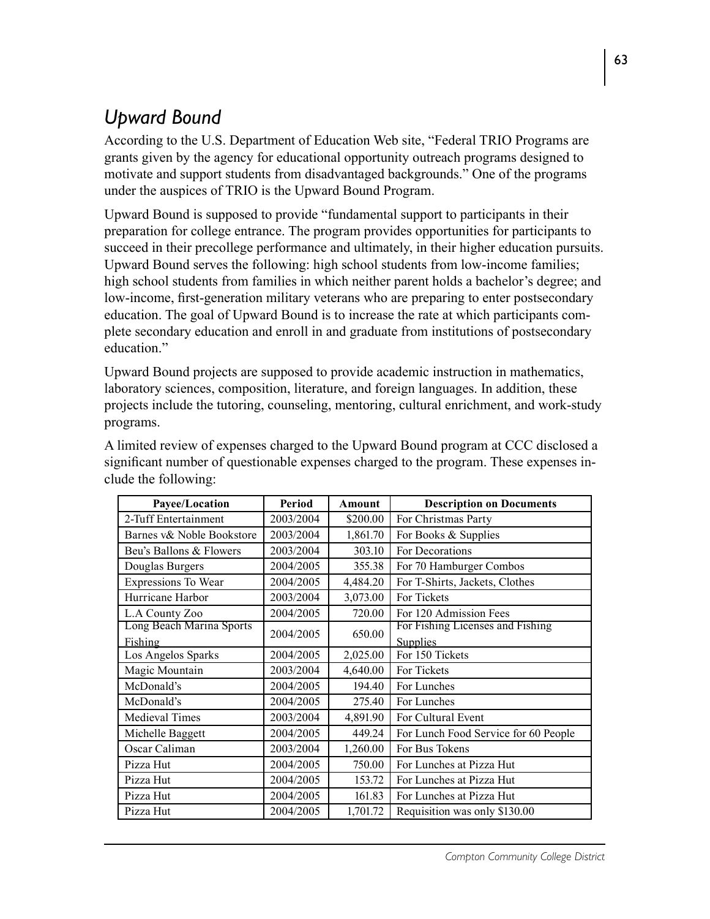## *Upward Bound*

According to the U.S. Department of Education Web site, "Federal TRIO Programs are grants given by the agency for educational opportunity outreach programs designed to motivate and support students from disadvantaged backgrounds." One of the programs under the auspices of TRIO is the Upward Bound Program.

Upward Bound is supposed to provide "fundamental support to participants in their preparation for college entrance. The program provides opportunities for participants to succeed in their precollege performance and ultimately, in their higher education pursuits. Upward Bound serves the following: high school students from low-income families; high school students from families in which neither parent holds a bachelor's degree; and low-income, first-generation military veterans who are preparing to enter postsecondary education. The goal of Upward Bound is to increase the rate at which participants complete secondary education and enroll in and graduate from institutions of postsecondary education."

Upward Bound projects are supposed to provide academic instruction in mathematics, laboratory sciences, composition, literature, and foreign languages. In addition, these projects include the tutoring, counseling, mentoring, cultural enrichment, and work-study programs.

A limited review of expenses charged to the Upward Bound program at CCC disclosed a significant number of questionable expenses charged to the program. These expenses include the following:

| Payee/Location | Period | Amount | Description on Documents |
|---|---|---|---|
| 2-Tuff Entertainment | 2003/2004 | $200.00 | For Christmas Party |
| Barnes v& Noble Bookstore | 2003/2004 | 1,861.70 | For Books & Supplies |
| Beu's Ballons & Flowers | 2003/2004 | 303.10 | For Decorations |
| Douglas Burgers | 2004/2005 | 355.38 | For 70 Hamburger Combos |
| Expressions To Wear | 2004/2005 | 4,484.20 | For T-Shirts, Jackets, Clothes |
| Hurricane Harbor | 2003/2004 | 3,073.00 | For Tickets |
| L.A County Zoo | 2004/2005 | 720.00 | For 120 Admission Fees |
| Long Beach Marina Sports Fishing | 2004/2005 | 650.00 | For Fishing Licenses and Fishing Supplies |
| Los Angelos Sparks | 2004/2005 | 2,025.00 | For 150 Tickets |
| Magic Mountain | 2003/2004 | 4,640.00 | For Tickets |
| McDonald's | 2004/2005 | 194.40 | For Lunches |
| McDonald's | 2004/2005 | 275.40 | For Lunches |
| Medieval Times | 2003/2004 | 4,891.90 | For Cultural Event |
| Michelle Baggett | 2004/2005 | 449.24 | For Lunch Food Service for 60 People |
| Oscar Caliman | 2003/2004 | 1,260.00 | For Bus Tokens |
| Pizza Hut | 2004/2005 | 750.00 | For Lunches at Pizza Hut |
| Pizza Hut | 2004/2005 | 153.72 | For Lunches at Pizza Hut |
| Pizza Hut | 2004/2005 | 161.83 | For Lunches at Pizza Hut |
| Pizza Hut | 2004/2005 | 1,701.72 | Requisition was only $130.00 |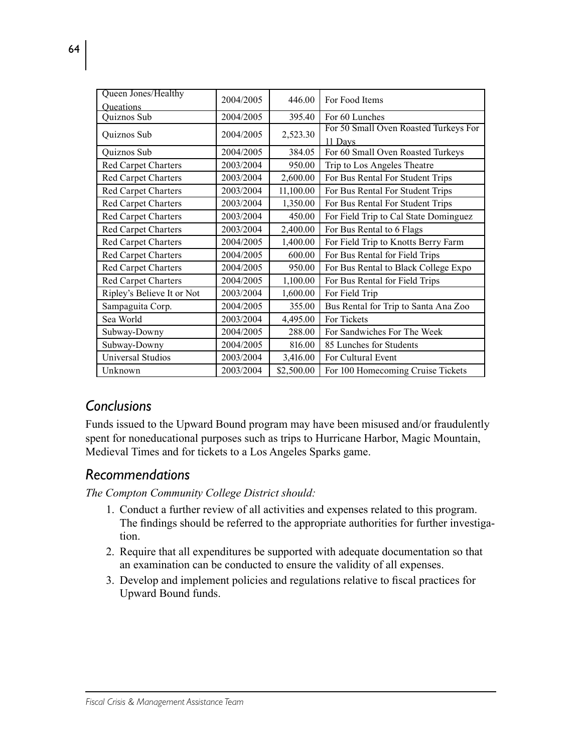| Queen Jones/Healthy Queations | 2004/2005 | 446.00 | For Food Items |
|---|---|---|---|
| Quiznos Sub | 2004/2005 | 395.40 | For 60 Lunches |
| Quiznos Sub | 2004/2005 | 2,523.30 | For 50 Small Oven Roasted Turkeys For 11 Days |
| Quiznos Sub | 2004/2005 | 384.05 | For 60 Small Oven Roasted Turkeys |
| Red Carpet Charters | 2003/2004 | 950.00 | Trip to Los Angeles Theatre |
| Red Carpet Charters | 2003/2004 | 2,600.00 | For Bus Rental For Student Trips |
| Red Carpet Charters | 2003/2004 | 11,100.00 | For Bus Rental For Student Trips |
| Red Carpet Charters | 2003/2004 | 1,350.00 | For Bus Rental For Student Trips |
| Red Carpet Charters | 2003/2004 | 450.00 | For Field Trip to Cal State Dominguez |
| Red Carpet Charters | 2003/2004 | 2,400.00 | For Bus Rental to 6 Flags |
| Red Carpet Charters | 2004/2005 | 1,400.00 | For Field Trip to Knotts Berry Farm |
| Red Carpet Charters | 2004/2005 | 600.00 | For Bus Rental for Field Trips |
| Red Carpet Charters | 2004/2005 | 950.00 | For Bus Rental to Black College Expo |
| Red Carpet Charters | 2004/2005 | 1,100.00 | For Bus Rental for Field Trips |
| Ripley's Believe It or Not | 2003/2004 | 1,600.00 | For Field Trip |
| Sampaguita Corp. | 2004/2005 | 355.00 | Bus Rental for Trip to Santa Ana Zoo |
| Sea World | 2003/2004 | 4,495.00 | For Tickets |
| Subway-Downy | 2004/2005 | 288.00 | For Sandwiches For The Week |
| Subway-Downy | 2004/2005 | 816.00 | 85 Lunches for Students |
| Universal Studios | 2003/2004 | 3,416.00 | For Cultural Event |
| Unknown | 2003/2004 | $2,500.00 | For 100 Homecoming Cruise Tickets |

## *Conclusions*

Funds issued to the Upward Bound program may have been misused and/or fraudulently spent for noneducational purposes such as trips to Hurricane Harbor, Magic Mountain, Medieval Times and for tickets to a Los Angeles Sparks game.

## *Recommendations*

*The Compton Community College District should:*

1. Conduct a further review of all activities and expenses related to this program. The findings should be referred to the appropriate authorities for further investigation.
2. Require that all expenditures be supported with adequate documentation so that an examination can be conducted to ensure the validity of all expenses.
3. Develop and implement policies and regulations relative to fiscal practices for Upward Bound funds.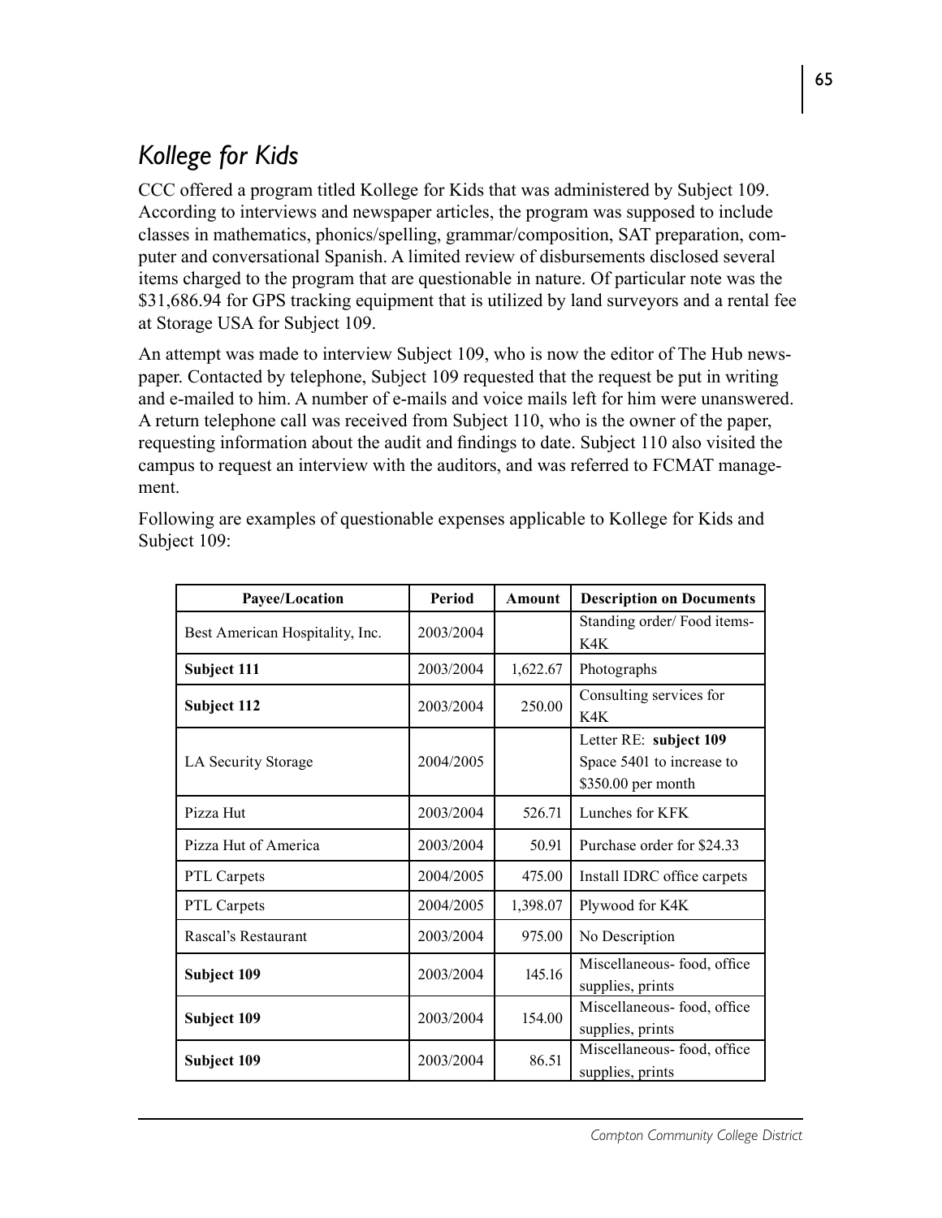## *Kollege for Kids*

CCC offered a program titled Kollege for Kids that was administered by Subject 109. According to interviews and newspaper articles, the program was supposed to include classes in mathematics, phonics/spelling, grammar/composition, SAT preparation, computer and conversational Spanish. A limited review of disbursements disclosed several items charged to the program that are questionable in nature. Of particular note was the $31,686.94 for GPS tracking equipment that is utilized by land surveyors and a rental fee at Storage USA for Subject 109.

An attempt was made to interview Subject 109, who is now the editor of The Hub newspaper. Contacted by telephone, Subject 109 requested that the request be put in writing and e-mailed to him. A number of e-mails and voice mails left for him were unanswered. A return telephone call was received from Subject 110, who is the owner of the paper, requesting information about the audit and findings to date. Subject 110 also visited the campus to request an interview with the auditors, and was referred to FCMAT management.

Following are examples of questionable expenses applicable to Kollege for Kids and Subject 109:

| Payee/Location | Period | Amount | Description on Documents |
|---|---|---|---|
| Best American Hospitality, Inc. | 2003/2004 | | Standing order/ Food items-K4K |
| **Subject 111** | 2003/2004 | 1,622.67 | Photographs |
| **Subject 112** | 2003/2004 | 250.00 | Consulting services for K4K |
| LA Security Storage | 2004/2005 | | Letter RE: **subject 109** Space 5401 to increase to $350.00 per month |
| Pizza Hut | 2003/2004 | 526.71 | Lunches for KFK |
| Pizza Hut of America | 2003/2004 | 50.91 | Purchase order for $24.33 |
| PTL Carpets | 2004/2005 | 475.00 | Install IDRC office carpets |
| PTL Carpets | 2004/2005 | 1,398.07 | Plywood for K4K |
| Rascal's Restaurant | 2003/2004 | 975.00 | No Description |
| **Subject 109** | 2003/2004 | 145.16 | Miscellaneous- food, office supplies, prints |
| **Subject 109** | 2003/2004 | 154.00 | Miscellaneous- food, office supplies, prints |
| **Subject 109** | 2003/2004 | 86.51 | Miscellaneous- food, office supplies, prints |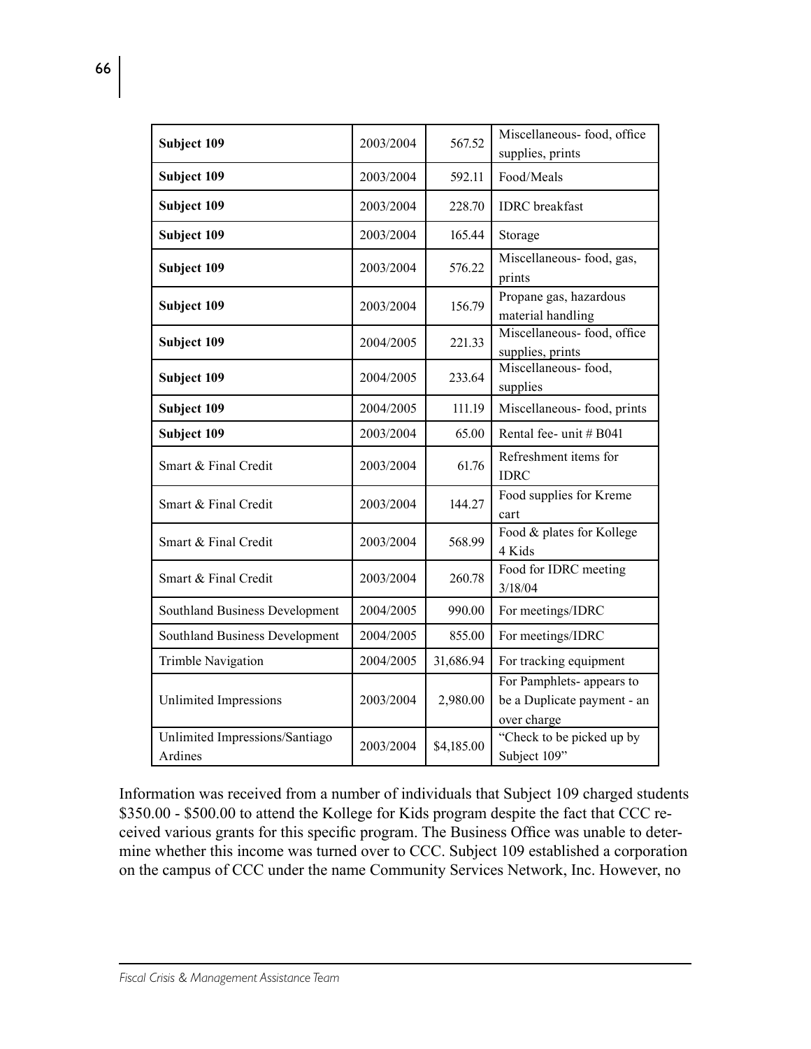| | | | |
|---|---|---|---|
| **Subject 109** | 2003/2004 | 567.52 | Miscellaneous- food, office supplies, prints |
| **Subject 109** | 2003/2004 | 592.11 | Food/Meals |
| **Subject 109** | 2003/2004 | 228.70 | IDRC breakfast |
| **Subject 109** | 2003/2004 | 165.44 | Storage |
| **Subject 109** | 2003/2004 | 576.22 | Miscellaneous- food, gas, prints |
| **Subject 109** | 2003/2004 | 156.79 | Propane gas, hazardous material handling |
| **Subject 109** | 2004/2005 | 221.33 | Miscellaneous- food, office supplies, prints |
| **Subject 109** | 2004/2005 | 233.64 | Miscellaneous- food, supplies |
| **Subject 109** | 2004/2005 | 111.19 | Miscellaneous- food, prints |
| **Subject 109** | 2003/2004 | 65.00 | Rental fee- unit # B041 |
| Smart & Final Credit | 2003/2004 | 61.76 | Refreshment items for IDRC |
| Smart & Final Credit | 2003/2004 | 144.27 | Food supplies for Kreme cart |
| Smart & Final Credit | 2003/2004 | 568.99 | Food & plates for Kollege 4 Kids |
| Smart & Final Credit | 2003/2004 | 260.78 | Food for IDRC meeting 3/18/04 |
| Southland Business Development | 2004/2005 | 990.00 | For meetings/IDRC |
| Southland Business Development | 2004/2005 | 855.00 | For meetings/IDRC |
| Trimble Navigation | 2004/2005 | 31,686.94 | For tracking equipment |
| Unlimited Impressions | 2003/2004 | 2,980.00 | For Pamphlets- appears to be a Duplicate payment - an over charge |
| Unlimited Impressions/Santiago Ardines | 2003/2004 | $4,185.00 | "Check to be picked up by Subject 109" |

Information was received from a number of individuals that Subject 109 charged students \$350.00 - \$500.00 to attend the Kollege for Kids program despite the fact that CCC received various grants for this specific program. The Business Office was unable to determine whether this income was turned over to CCC. Subject 109 established a corporation on the campus of CCC under the name Community Services Network, Inc. However, no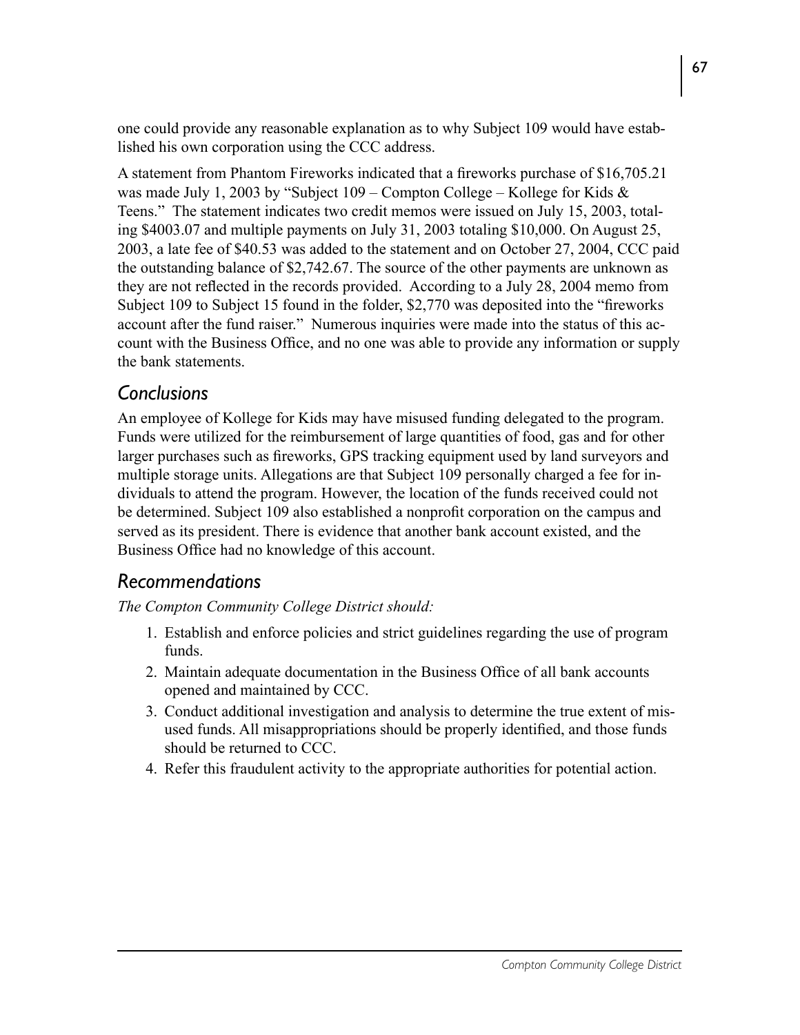one could provide any reasonable explanation as to why Subject 109 would have established his own corporation using the CCC address.

A statement from Phantom Fireworks indicated that a fireworks purchase of $16,705.21 was made July 1, 2003 by "Subject 109 – Compton College – Kollege for Kids & Teens." The statement indicates two credit memos were issued on July 15, 2003, totaling $4003.07 and multiple payments on July 31, 2003 totaling $10,000. On August 25, 2003, a late fee of $40.53 was added to the statement and on October 27, 2004, CCC paid the outstanding balance of $2,742.67. The source of the other payments are unknown as they are not reflected in the records provided. According to a July 28, 2004 memo from Subject 109 to Subject 15 found in the folder, $2,770 was deposited into the "fireworks account after the fund raiser." Numerous inquiries were made into the status of this account with the Business Office, and no one was able to provide any information or supply the bank statements.

## *Conclusions*

An employee of Kollege for Kids may have misused funding delegated to the program. Funds were utilized for the reimbursement of large quantities of food, gas and for other larger purchases such as fireworks, GPS tracking equipment used by land surveyors and multiple storage units. Allegations are that Subject 109 personally charged a fee for individuals to attend the program. However, the location of the funds received could not be determined. Subject 109 also established a nonprofit corporation on the campus and served as its president. There is evidence that another bank account existed, and the Business Office had no knowledge of this account.

## *Recommendations*

*The Compton Community College District should:*

1. Establish and enforce policies and strict guidelines regarding the use of program funds.
2. Maintain adequate documentation in the Business Office of all bank accounts opened and maintained by CCC.
3. Conduct additional investigation and analysis to determine the true extent of misused funds. All misappropriations should be properly identified, and those funds should be returned to CCC.
4. Refer this fraudulent activity to the appropriate authorities for potential action.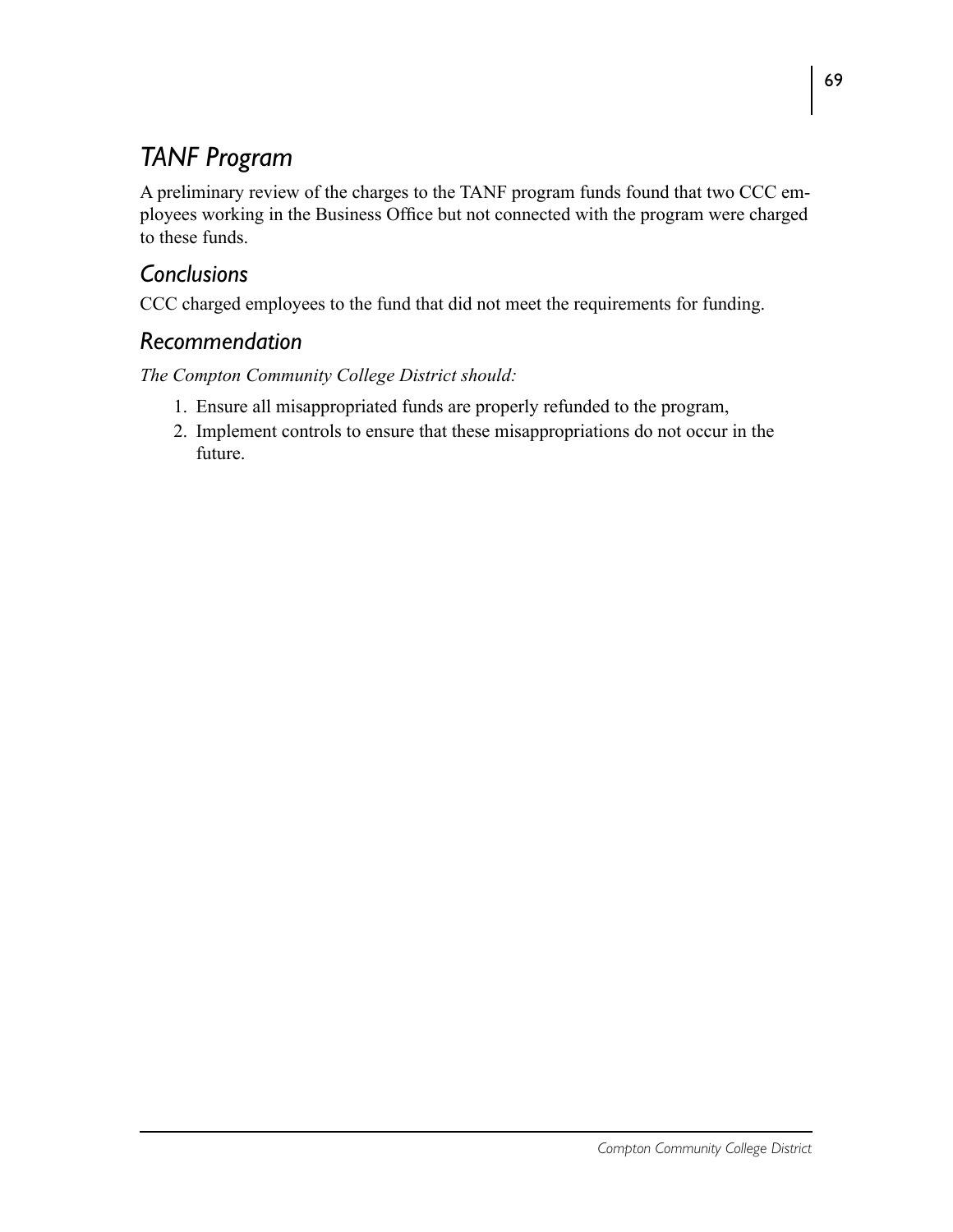## *TANF Program*

A preliminary review of the charges to the TANF program funds found that two CCC employees working in the Business Office but not connected with the program were charged to these funds.

### *Conclusions*

CCC charged employees to the fund that did not meet the requirements for funding.

### *Recommendation*

*The Compton Community College District should:*

1. Ensure all misappropriated funds are properly refunded to the program,
2. Implement controls to ensure that these misappropriations do not occur in the future.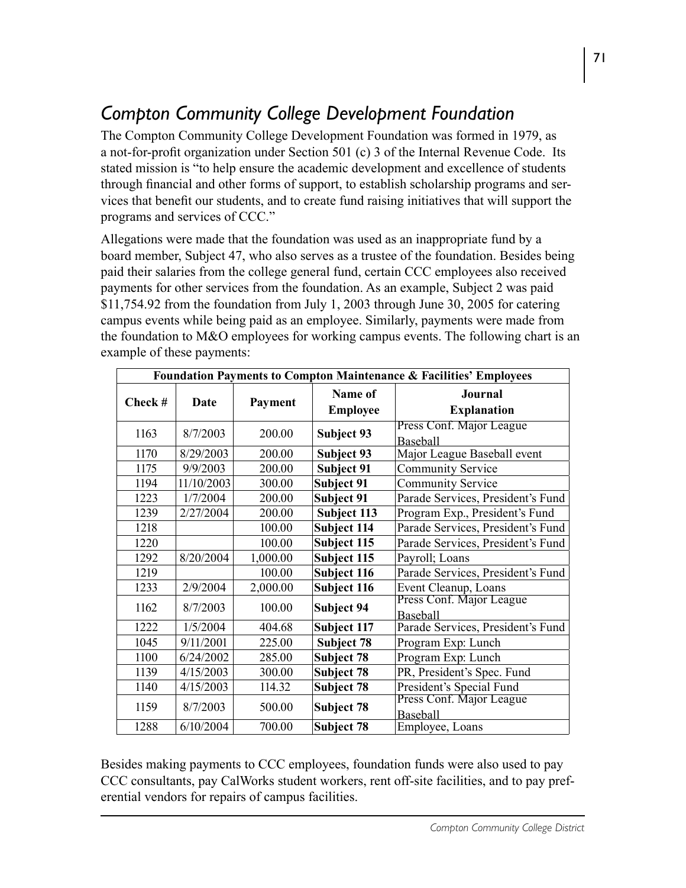## *Compton Community College Development Foundation*

The Compton Community College Development Foundation was formed in 1979, as a not-for-profit organization under Section 501 (c) 3 of the Internal Revenue Code. Its stated mission is "to help ensure the academic development and excellence of students through financial and other forms of support, to establish scholarship programs and services that benefit our students, and to create fund raising initiatives that will support the programs and services of CCC."

Allegations were made that the foundation was used as an inappropriate fund by a board member, Subject 47, who also serves as a trustee of the foundation. Besides being paid their salaries from the college general fund, certain CCC employees also received payments for other services from the foundation. As an example, Subject 2 was paid $11,754.92 from the foundation from July 1, 2003 through June 30, 2005 for catering campus events while being paid as an employee. Similarly, payments were made from the foundation to M&O employees for working campus events. The following chart is an example of these payments:

| **Foundation Payments to Compton Maintenance & Facilities' Employees** | | | | |
|---|---|---|---|---|
| **Check #** | **Date** | **Payment** | **Name of Employee** | **Journal Explanation** |
| 1163 | 8/7/2003 | 200.00 | **Subject 93** | Press Conf. Major League Baseball |
| 1170 | 8/29/2003 | 200.00 | **Subject 93** | Major League Baseball event |
| 1175 | 9/9/2003 | 200.00 | **Subject 91** | Community Service |
| 1194 | 11/10/2003 | 300.00 | **Subject 91** | Community Service |
| 1223 | 1/7/2004 | 200.00 | **Subject 91** | Parade Services, President's Fund |
| 1239 | 2/27/2004 | 200.00 | **Subject 113** | Program Exp., President's Fund |
| 1218 | | 100.00 | **Subject 114** | Parade Services, President's Fund |
| 1220 | | 100.00 | **Subject 115** | Parade Services, President's Fund |
| 1292 | 8/20/2004 | 1,000.00 | **Subject 115** | Payroll; Loans |
| 1219 | | 100.00 | **Subject 116** | Parade Services, President's Fund |
| 1233 | 2/9/2004 | 2,000.00 | **Subject 116** | Event Cleanup, Loans |
| 1162 | 8/7/2003 | 100.00 | **Subject 94** | Press Conf. Major League Baseball |
| 1222 | 1/5/2004 | 404.68 | **Subject 117** | Parade Services, President's Fund |
| 1045 | 9/11/2001 | 225.00 | **Subject 78** | Program Exp: Lunch |
| 1100 | 6/24/2002 | 285.00 | **Subject 78** | Program Exp: Lunch |
| 1139 | 4/15/2003 | 300.00 | **Subject 78** | PR, President's Spec. Fund |
| 1140 | 4/15/2003 | 114.32 | **Subject 78** | President's Special Fund |
| 1159 | 8/7/2003 | 500.00 | **Subject 78** | Press Conf. Major League Baseball |
| 1288 | 6/10/2004 | 700.00 | **Subject 78** | Employee, Loans |

Besides making payments to CCC employees, foundation funds were also used to pay CCC consultants, pay CalWorks student workers, rent off-site facilities, and to pay preferential vendors for repairs of campus facilities.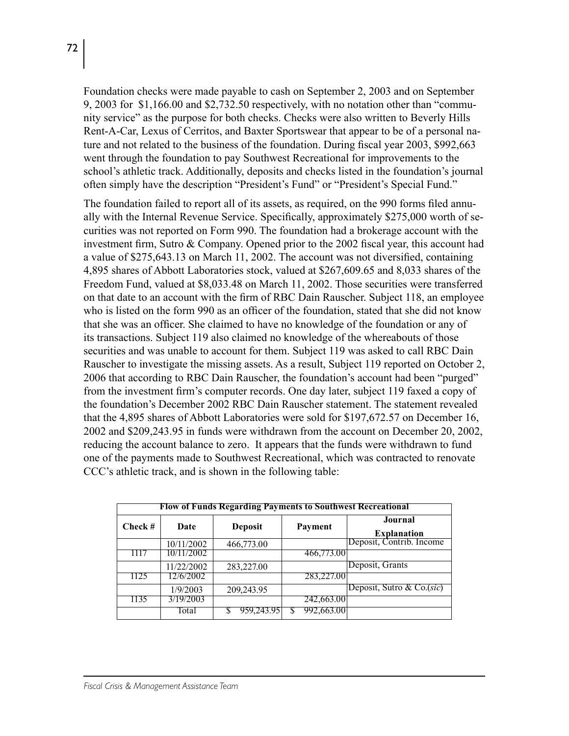Foundation checks were made payable to cash on September 2, 2003 and on September 9, 2003 for $1,166.00 and $2,732.50 respectively, with no notation other than "community service" as the purpose for both checks. Checks were also written to Beverly Hills Rent-A-Car, Lexus of Cerritos, and Baxter Sportswear that appear to be of a personal nature and not related to the business of the foundation. During fiscal year 2003, $992,663 went through the foundation to pay Southwest Recreational for improvements to the school's athletic track. Additionally, deposits and checks listed in the foundation's journal often simply have the description "President's Fund" or "President's Special Fund."

The foundation failed to report all of its assets, as required, on the 990 forms filed annually with the Internal Revenue Service. Specifically, approximately $275,000 worth of securities was not reported on Form 990. The foundation had a brokerage account with the investment firm, Sutro & Company. Opened prior to the 2002 fiscal year, this account had a value of $275,643.13 on March 11, 2002. The account was not diversified, containing 4,895 shares of Abbott Laboratories stock, valued at $267,609.65 and 8,033 shares of the Freedom Fund, valued at $8,033.48 on March 11, 2002. Those securities were transferred on that date to an account with the firm of RBC Dain Rauscher. Subject 118, an employee who is listed on the form 990 as an officer of the foundation, stated that she did not know that she was an officer. She claimed to have no knowledge of the foundation or any of its transactions. Subject 119 also claimed no knowledge of the whereabouts of those securities and was unable to account for them. Subject 119 was asked to call RBC Dain Rauscher to investigate the missing assets. As a result, Subject 119 reported on October 2, 2006 that according to RBC Dain Rauscher, the foundation's account had been "purged" from the investment firm's computer records. One day later, subject 119 faxed a copy of the foundation's December 2002 RBC Dain Rauscher statement. The statement revealed that the 4,895 shares of Abbott Laboratories were sold for $197,672.57 on December 16, 2002 and $209,243.95 in funds were withdrawn from the account on December 20, 2002, reducing the account balance to zero. It appears that the funds were withdrawn to fund one of the payments made to Southwest Recreational, which was contracted to renovate CCC's athletic track, and is shown in the following table:

**Flow of Funds Regarding Payments to Southwest Recreational**

| Check # | Date | Deposit | Payment | Journal Explanation |
|---|---|---|---|---|
| | 10/11/2002 | 466,773.00 | | Deposit, Contrib. Income |
| 1117 | 10/11/2002 | | 466,773.00 | |
| | 11/22/2002 | 283,227.00 | | Deposit, Grants |
| 1125 | 12/6/2002 | | 283,227.00 | |
| | 1/9/2003 | 209,243.95 | | Deposit, Sutro & Co.(*sic*) |
| 1135 | 3/19/2003 | | 242,663.00 | |
| | Total | $ 959,243.95 | $ 992,663.00 | |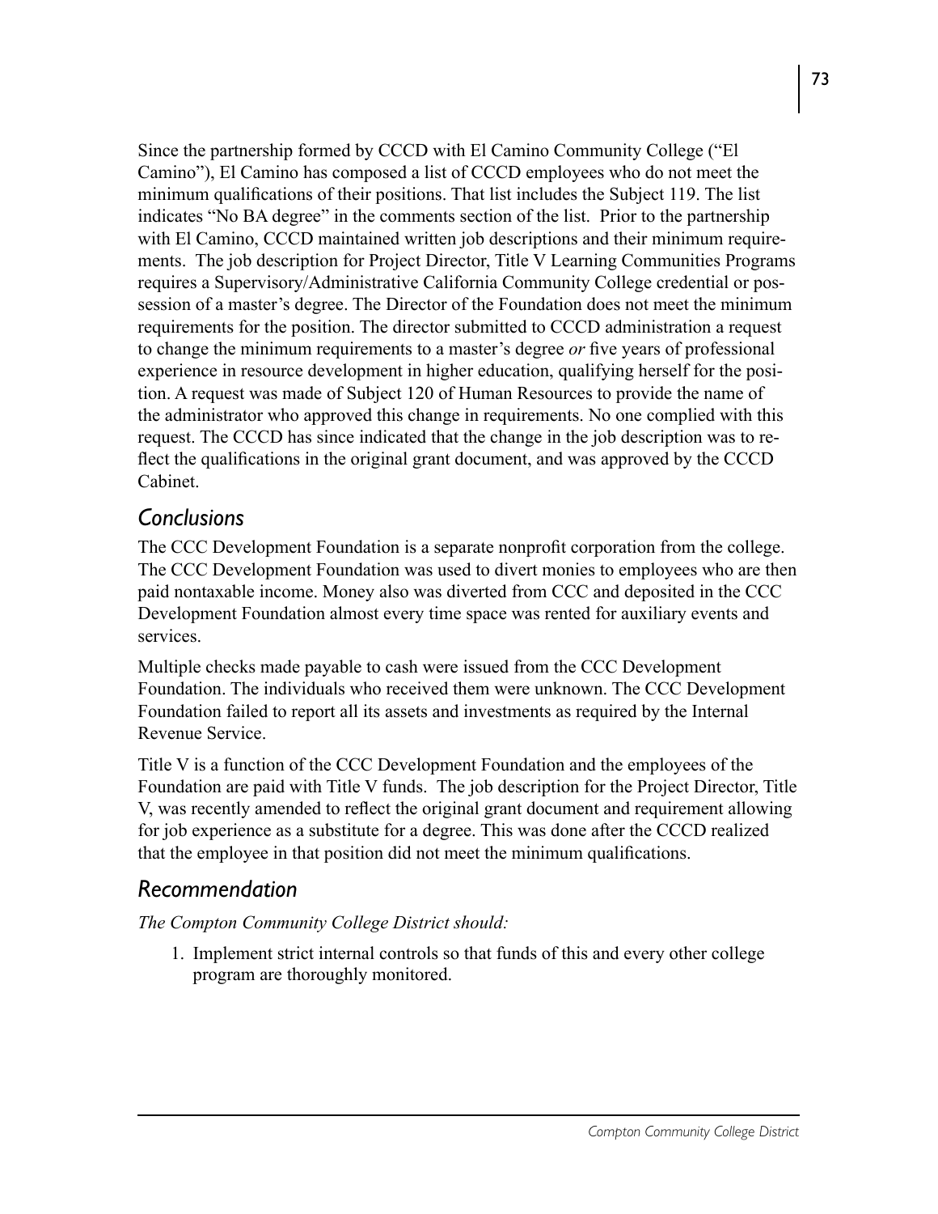Since the partnership formed by CCCD with El Camino Community College ("El Camino"), El Camino has composed a list of CCCD employees who do not meet the minimum qualifications of their positions. That list includes the Subject 119. The list indicates "No BA degree" in the comments section of the list. Prior to the partnership with El Camino, CCCD maintained written job descriptions and their minimum requirements. The job description for Project Director, Title V Learning Communities Programs requires a Supervisory/Administrative California Community College credential or possession of a master's degree. The Director of the Foundation does not meet the minimum requirements for the position. The director submitted to CCCD administration a request to change the minimum requirements to a master's degree *or* five years of professional experience in resource development in higher education, qualifying herself for the position. A request was made of Subject 120 of Human Resources to provide the name of the administrator who approved this change in requirements. No one complied with this request. The CCCD has since indicated that the change in the job description was to reflect the qualifications in the original grant document, and was approved by the CCCD Cabinet.

## *Conclusions*

The CCC Development Foundation is a separate nonprofit corporation from the college. The CCC Development Foundation was used to divert monies to employees who are then paid nontaxable income. Money also was diverted from CCC and deposited in the CCC Development Foundation almost every time space was rented for auxiliary events and services.

Multiple checks made payable to cash were issued from the CCC Development Foundation. The individuals who received them were unknown. The CCC Development Foundation failed to report all its assets and investments as required by the Internal Revenue Service.

Title V is a function of the CCC Development Foundation and the employees of the Foundation are paid with Title V funds. The job description for the Project Director, Title V, was recently amended to reflect the original grant document and requirement allowing for job experience as a substitute for a degree. This was done after the CCCD realized that the employee in that position did not meet the minimum qualifications.

## *Recommendation*

*The Compton Community College District should:*

1. Implement strict internal controls so that funds of this and every other college program are thoroughly monitored.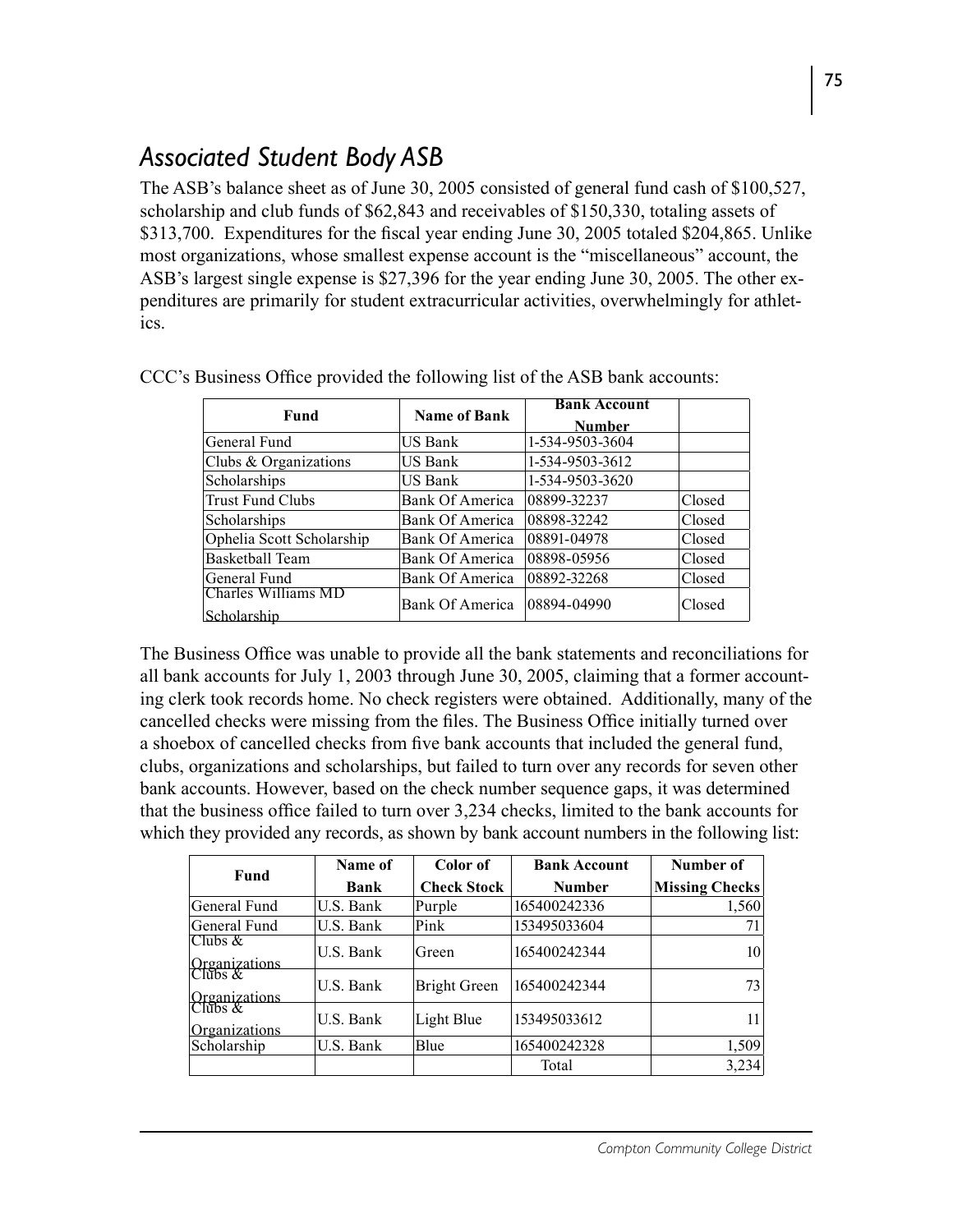## *Associated Student Body ASB*

The ASB's balance sheet as of June 30, 2005 consisted of general fund cash of $100,527, scholarship and club funds of $62,843 and receivables of $150,330, totaling assets of $313,700. Expenditures for the fiscal year ending June 30, 2005 totaled $204,865. Unlike most organizations, whose smallest expense account is the "miscellaneous" account, the ASB's largest single expense is $27,396 for the year ending June 30, 2005. The other expenditures are primarily for student extracurricular activities, overwhelmingly for athletics.

CCC's Business Office provided the following list of the ASB bank accounts:

| Fund | Name of Bank | Bank Account Number | |
|---|---|---|---|
| General Fund | US Bank | 1-534-9503-3604 | |
| Clubs & Organizations | US Bank | 1-534-9503-3612 | |
| Scholarships | US Bank | 1-534-9503-3620 | |
| Trust Fund Clubs | Bank Of America | 08899-32237 | Closed |
| Scholarships | Bank Of America | 08898-32242 | Closed |
| Ophelia Scott Scholarship | Bank Of America | 08891-04978 | Closed |
| Basketball Team | Bank Of America | 08898-05956 | Closed |
| General Fund | Bank Of America | 08892-32268 | Closed |
| Charles Williams MD Scholarship | Bank Of America | 08894-04990 | Closed |

The Business Office was unable to provide all the bank statements and reconciliations for all bank accounts for July 1, 2003 through June 30, 2005, claiming that a former accounting clerk took records home. No check registers were obtained. Additionally, many of the cancelled checks were missing from the files. The Business Office initially turned over a shoebox of cancelled checks from five bank accounts that included the general fund, clubs, organizations and scholarships, but failed to turn over any records for seven other bank accounts. However, based on the check number sequence gaps, it was determined that the business office failed to turn over 3,234 checks, limited to the bank accounts for which they provided any records, as shown by bank account numbers in the following list:

| Fund | Name of Bank | Color of Check Stock | Bank Account Number | Number of Missing Checks |
|---|---|---|---|---|
| General Fund | U.S. Bank | Purple | 165400242336 | 1,560 |
| General Fund | U.S. Bank | Pink | 153495033604 | 71 |
| Clubs & Organizations | U.S. Bank | Green | 165400242344 | 10 |
| Clubs & Organizations | U.S. Bank | Bright Green | 165400242344 | 73 |
| Clubs & Organizations | U.S. Bank | Light Blue | 153495033612 | 11 |
| Scholarship | U.S. Bank | Blue | 165400242328 | 1,509 |
| | | | Total | 3,234 |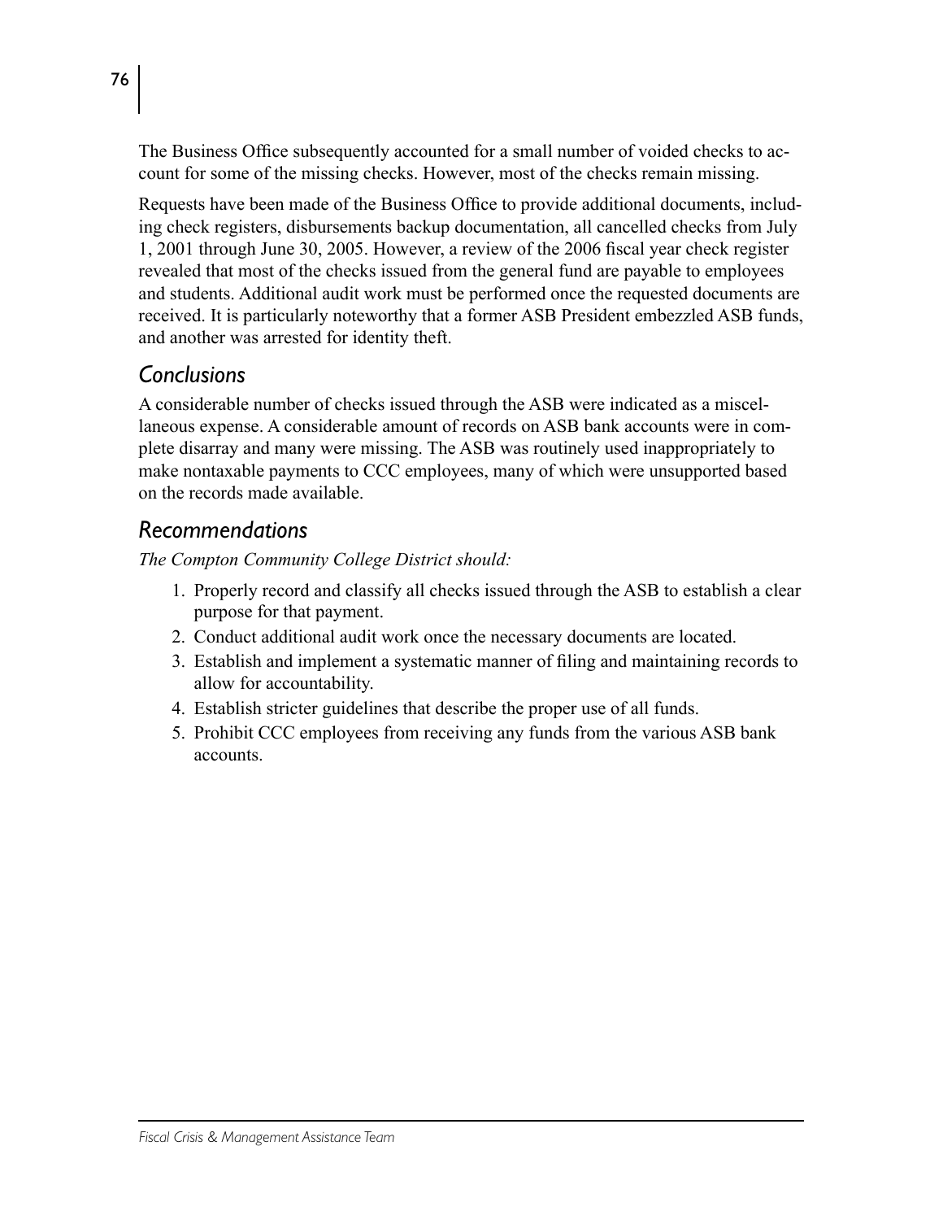The Business Office subsequently accounted for a small number of voided checks to account for some of the missing checks. However, most of the checks remain missing.

Requests have been made of the Business Office to provide additional documents, including check registers, disbursements backup documentation, all cancelled checks from July 1, 2001 through June 30, 2005. However, a review of the 2006 fiscal year check register revealed that most of the checks issued from the general fund are payable to employees and students. Additional audit work must be performed once the requested documents are received. It is particularly noteworthy that a former ASB President embezzled ASB funds, and another was arrested for identity theft.

## *Conclusions*

A considerable number of checks issued through the ASB were indicated as a miscellaneous expense. A considerable amount of records on ASB bank accounts were in complete disarray and many were missing. The ASB was routinely used inappropriately to make nontaxable payments to CCC employees, many of which were unsupported based on the records made available.

## *Recommendations*

*The Compton Community College District should:*

1. Properly record and classify all checks issued through the ASB to establish a clear purpose for that payment.
2. Conduct additional audit work once the necessary documents are located.
3. Establish and implement a systematic manner of filing and maintaining records to allow for accountability.
4. Establish stricter guidelines that describe the proper use of all funds.
5. Prohibit CCC employees from receiving any funds from the various ASB bank accounts.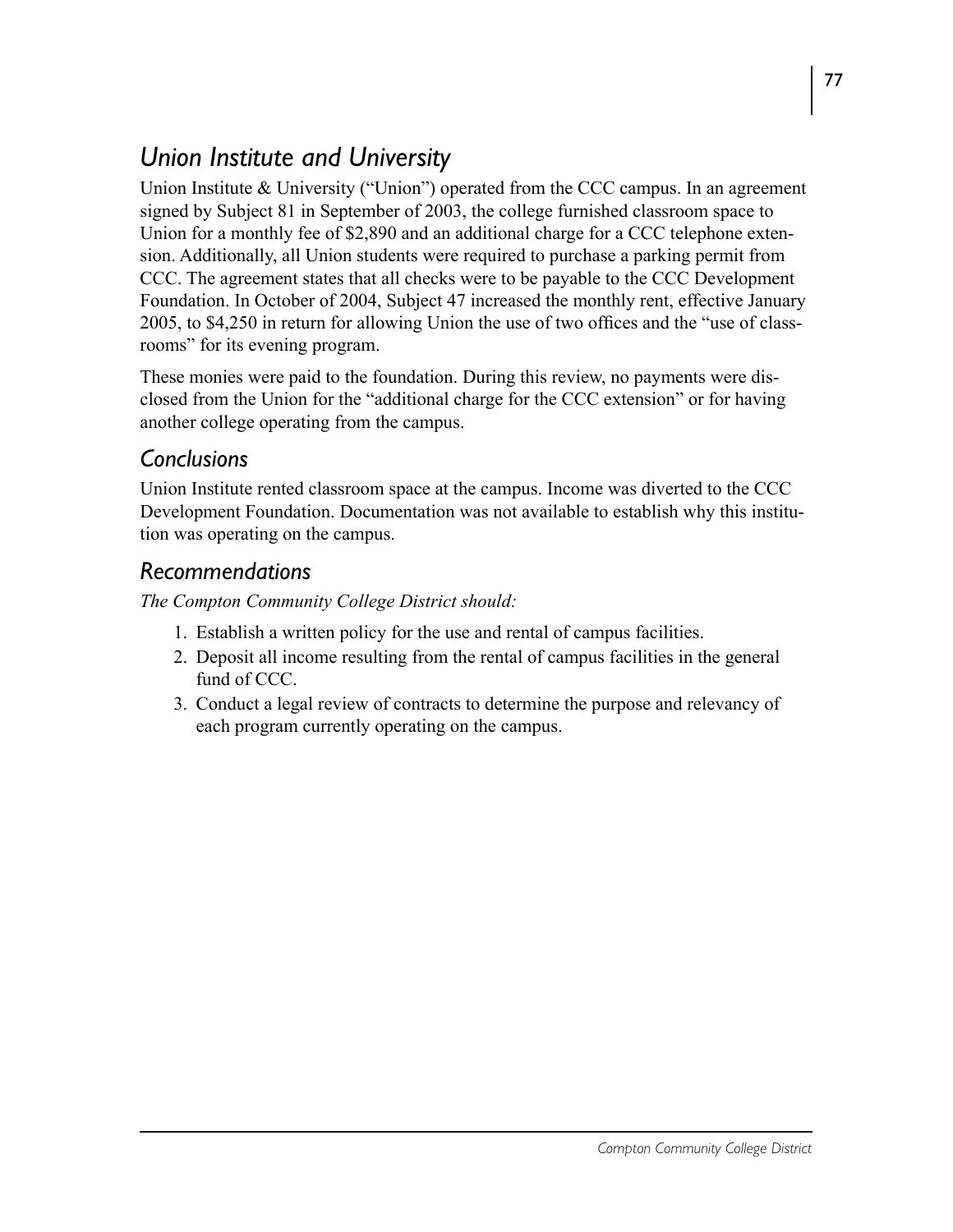## *Union Institute and University*

Union Institute & University ("Union") operated from the CCC campus. In an agreement signed by Subject 81 in September of 2003, the college furnished classroom space to Union for a monthly fee of $2,890 and an additional charge for a CCC telephone extension. Additionally, all Union students were required to purchase a parking permit from CCC. The agreement states that all checks were to be payable to the CCC Development Foundation. In October of 2004, Subject 47 increased the monthly rent, effective January 2005, to $4,250 in return for allowing Union the use of two offices and the "use of classrooms" for its evening program.

These monies were paid to the foundation. During this review, no payments were disclosed from the Union for the "additional charge for the CCC extension" or for having another college operating from the campus.

### *Conclusions*

Union Institute rented classroom space at the campus. Income was diverted to the CCC Development Foundation. Documentation was not available to establish why this institution was operating on the campus.

### *Recommendations*

*The Compton Community College District should:*

1. Establish a written policy for the use and rental of campus facilities.
2. Deposit all income resulting from the rental of campus facilities in the general fund of CCC.
3. Conduct a legal review of contracts to determine the purpose and relevancy of each program currently operating on the campus.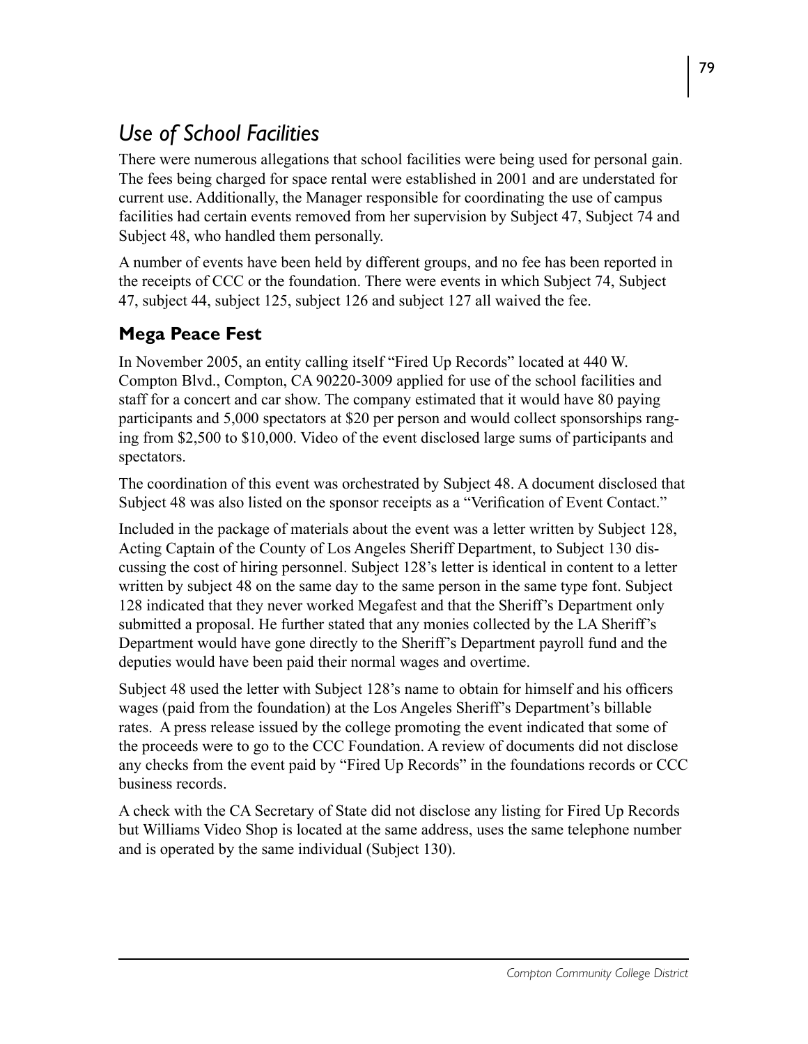## *Use of School Facilities*

There were numerous allegations that school facilities were being used for personal gain. The fees being charged for space rental were established in 2001 and are understated for current use. Additionally, the Manager responsible for coordinating the use of campus facilities had certain events removed from her supervision by Subject 47, Subject 74 and Subject 48, who handled them personally.

A number of events have been held by different groups, and no fee has been reported in the receipts of CCC or the foundation. There were events in which Subject 74, Subject 47, subject 44, subject 125, subject 126 and subject 127 all waived the fee.

### Mega Peace Fest

In November 2005, an entity calling itself "Fired Up Records" located at 440 W. Compton Blvd., Compton, CA 90220-3009 applied for use of the school facilities and staff for a concert and car show. The company estimated that it would have 80 paying participants and 5,000 spectators at $20 per person and would collect sponsorships ranging from $2,500 to $10,000. Video of the event disclosed large sums of participants and spectators.

The coordination of this event was orchestrated by Subject 48. A document disclosed that Subject 48 was also listed on the sponsor receipts as a "Verification of Event Contact."

Included in the package of materials about the event was a letter written by Subject 128, Acting Captain of the County of Los Angeles Sheriff Department, to Subject 130 discussing the cost of hiring personnel. Subject 128's letter is identical in content to a letter written by subject 48 on the same day to the same person in the same type font. Subject 128 indicated that they never worked Megafest and that the Sheriff's Department only submitted a proposal. He further stated that any monies collected by the LA Sheriff's Department would have gone directly to the Sheriff's Department payroll fund and the deputies would have been paid their normal wages and overtime.

Subject 48 used the letter with Subject 128's name to obtain for himself and his officers wages (paid from the foundation) at the Los Angeles Sheriff's Department's billable rates. A press release issued by the college promoting the event indicated that some of the proceeds were to go to the CCC Foundation. A review of documents did not disclose any checks from the event paid by "Fired Up Records" in the foundations records or CCC business records.

A check with the CA Secretary of State did not disclose any listing for Fired Up Records but Williams Video Shop is located at the same address, uses the same telephone number and is operated by the same individual (Subject 130).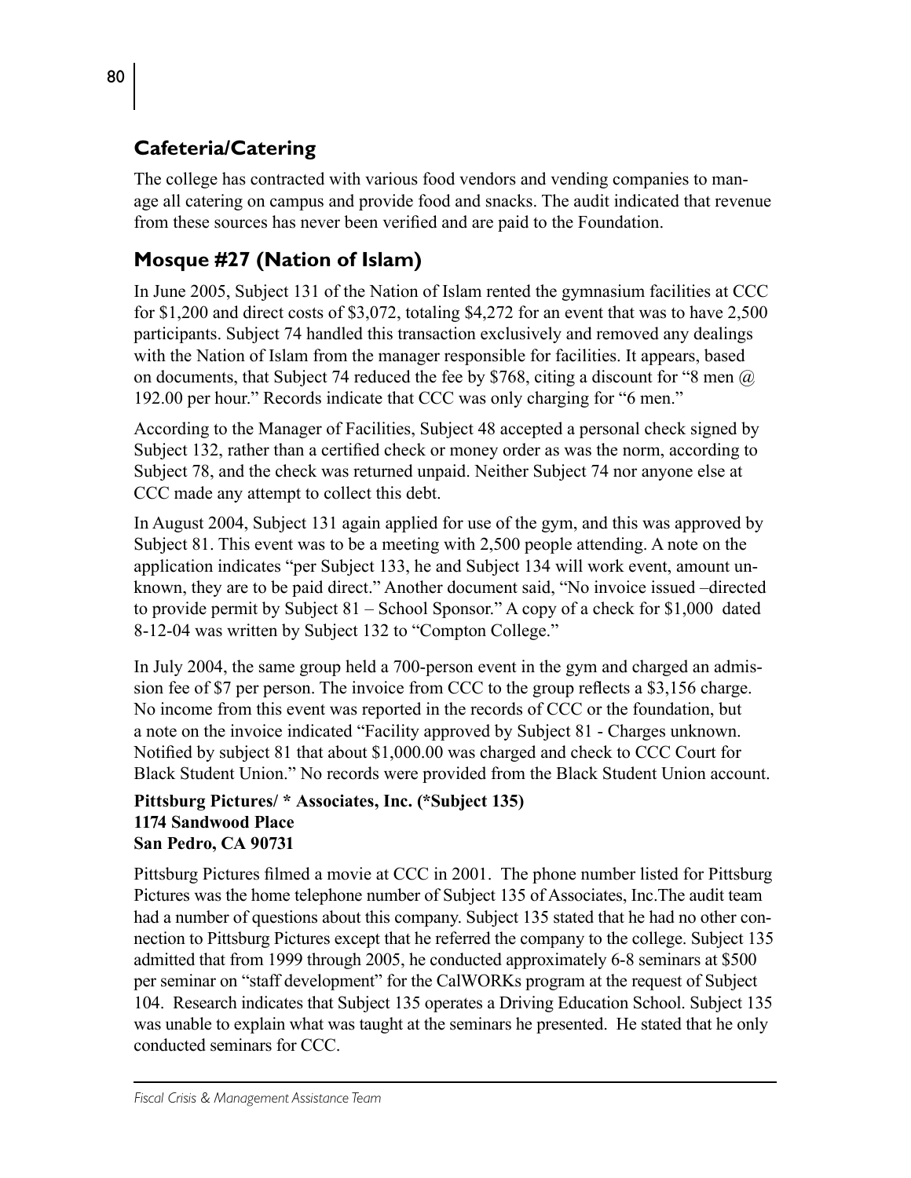## Cafeteria/Catering

The college has contracted with various food vendors and vending companies to manage all catering on campus and provide food and snacks. The audit indicated that revenue from these sources has never been verified and are paid to the Foundation.

## Mosque #27 (Nation of Islam)

In June 2005, Subject 131 of the Nation of Islam rented the gymnasium facilities at CCC for $1,200 and direct costs of $3,072, totaling $4,272 for an event that was to have 2,500 participants. Subject 74 handled this transaction exclusively and removed any dealings with the Nation of Islam from the manager responsible for facilities. It appears, based on documents, that Subject 74 reduced the fee by $768, citing a discount for "8 men @ 192.00 per hour." Records indicate that CCC was only charging for "6 men."

According to the Manager of Facilities, Subject 48 accepted a personal check signed by Subject 132, rather than a certified check or money order as was the norm, according to Subject 78, and the check was returned unpaid. Neither Subject 74 nor anyone else at CCC made any attempt to collect this debt.

In August 2004, Subject 131 again applied for use of the gym, and this was approved by Subject 81. This event was to be a meeting with 2,500 people attending. A note on the application indicates "per Subject 133, he and Subject 134 will work event, amount unknown, they are to be paid direct." Another document said, "No invoice issued –directed to provide permit by Subject 81 – School Sponsor." A copy of a check for $1,000 dated 8-12-04 was written by Subject 132 to "Compton College."

In July 2004, the same group held a 700-person event in the gym and charged an admission fee of $7 per person. The invoice from CCC to the group reflects a $3,156 charge. No income from this event was reported in the records of CCC or the foundation, but a note on the invoice indicated "Facility approved by Subject 81 - Charges unknown. Notified by subject 81 that about $1,000.00 was charged and check to CCC Court for Black Student Union." No records were provided from the Black Student Union account.

**Pittsburg Pictures/ * Associates, Inc. (*Subject 135)**
**1174 Sandwood Place**
**San Pedro, CA 90731**

Pittsburg Pictures filmed a movie at CCC in 2001. The phone number listed for Pittsburg Pictures was the home telephone number of Subject 135 of Associates, Inc.The audit team had a number of questions about this company. Subject 135 stated that he had no other connection to Pittsburg Pictures except that he referred the company to the college. Subject 135 admitted that from 1999 through 2005, he conducted approximately 6-8 seminars at $500 per seminar on "staff development" for the CalWORKs program at the request of Subject 104. Research indicates that Subject 135 operates a Driving Education School. Subject 135 was unable to explain what was taught at the seminars he presented. He stated that he only conducted seminars for CCC.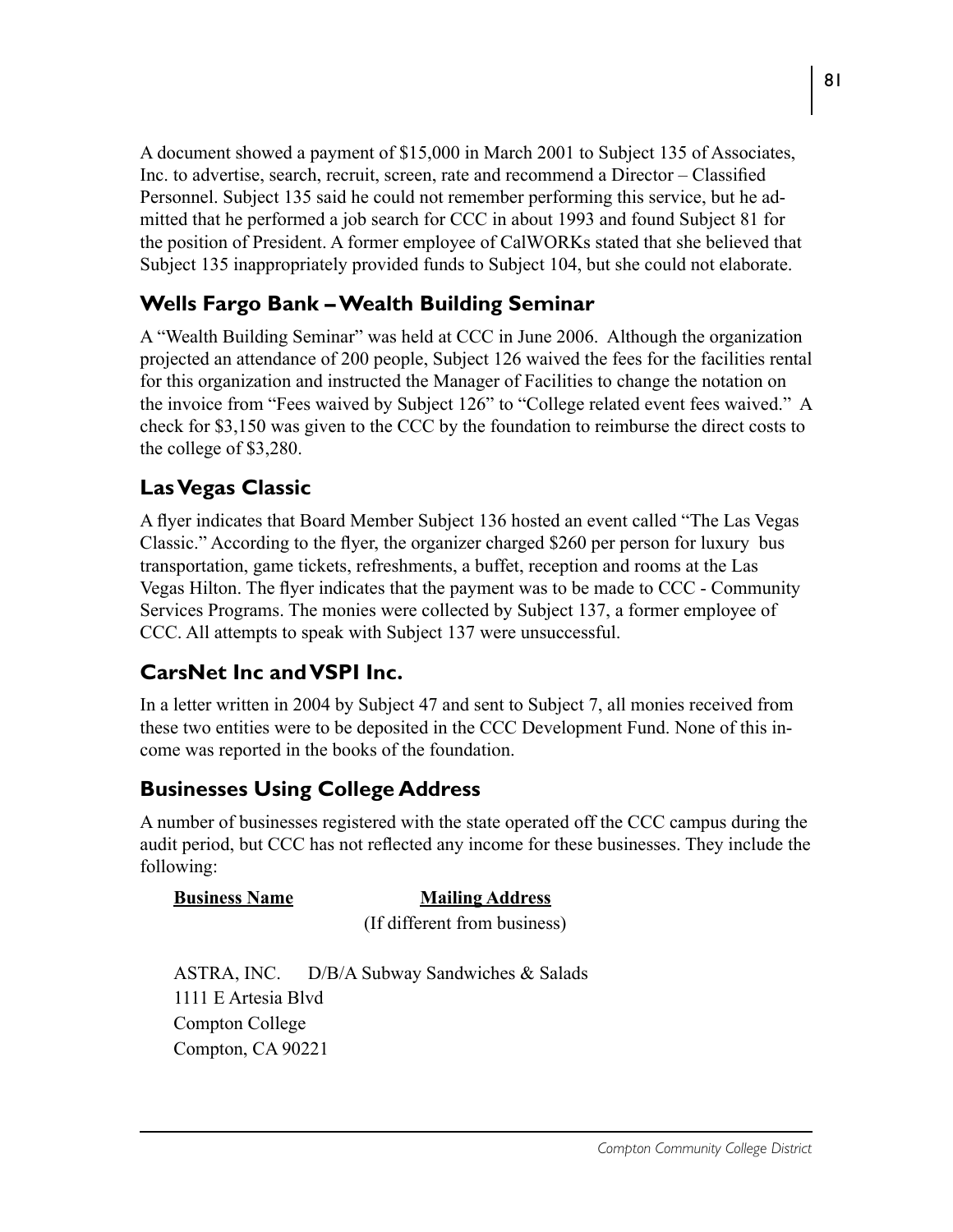A document showed a payment of $15,000 in March 2001 to Subject 135 of Associates, Inc. to advertise, search, recruit, screen, rate and recommend a Director – Classified Personnel. Subject 135 said he could not remember performing this service, but he admitted that he performed a job search for CCC in about 1993 and found Subject 81 for the position of President. A former employee of CalWORKs stated that she believed that Subject 135 inappropriately provided funds to Subject 104, but she could not elaborate.

## Wells Fargo Bank – Wealth Building Seminar

A "Wealth Building Seminar" was held at CCC in June 2006. Although the organization projected an attendance of 200 people, Subject 126 waived the fees for the facilities rental for this organization and instructed the Manager of Facilities to change the notation on the invoice from "Fees waived by Subject 126" to "College related event fees waived." A check for $3,150 was given to the CCC by the foundation to reimburse the direct costs to the college of $3,280.

## Las Vegas Classic

A flyer indicates that Board Member Subject 136 hosted an event called "The Las Vegas Classic." According to the flyer, the organizer charged $260 per person for luxury bus transportation, game tickets, refreshments, a buffet, reception and rooms at the Las Vegas Hilton. The flyer indicates that the payment was to be made to CCC - Community Services Programs. The monies were collected by Subject 137, a former employee of CCC. All attempts to speak with Subject 137 were unsuccessful.

## CarsNet Inc and VSPI Inc.

In a letter written in 2004 by Subject 47 and sent to Subject 7, all monies received from these two entities were to be deposited in the CCC Development Fund. None of this income was reported in the books of the foundation.

## Businesses Using College Address

A number of businesses registered with the state operated off the CCC campus during the audit period, but CCC has not reflected any income for these businesses. They include the following:

**Business Name** **Mailing Address**
(If different from business)

ASTRA, INC. D/B/A Subway Sandwiches & Salads
1111 E Artesia Blvd
Compton College
Compton, CA 90221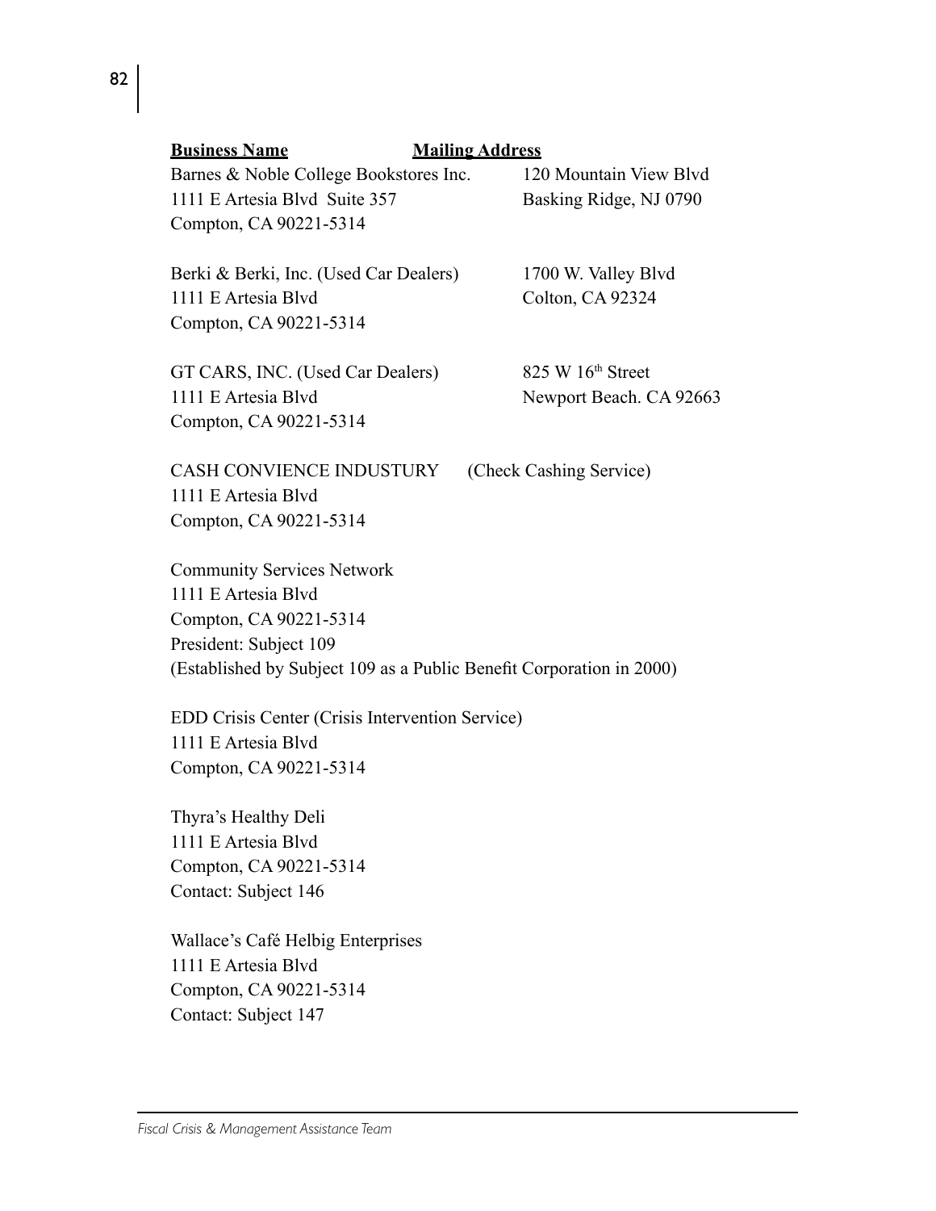| **Business Name** | **Mailing Address** |
|---|---|
| Barnes & Noble College Bookstores Inc.<br>1111 E Artesia Blvd Suite 357<br>Compton, CA 90221-5314 | 120 Mountain View Blvd<br>Basking Ridge, NJ 0790 |
| Berki & Berki, Inc. (Used Car Dealers)<br>1111 E Artesia Blvd<br>Compton, CA 90221-5314 | 1700 W. Valley Blvd<br>Colton, CA 92324 |
| GT CARS, INC. (Used Car Dealers)<br>1111 E Artesia Blvd<br>Compton, CA 90221-5314 | 825 W 16th Street<br>Newport Beach. CA 92663 |

CASH CONVIENCE INDUSTURY (Check Cashing Service)
1111 E Artesia Blvd
Compton, CA 90221-5314

Community Services Network
1111 E Artesia Blvd
Compton, CA 90221-5314
President: Subject 109
(Established by Subject 109 as a Public Benefit Corporation in 2000)

EDD Crisis Center (Crisis Intervention Service)
1111 E Artesia Blvd
Compton, CA 90221-5314

Thyra's Healthy Deli
1111 E Artesia Blvd
Compton, CA 90221-5314
Contact: Subject 146

Wallace's Café Helbig Enterprises
1111 E Artesia Blvd
Compton, CA 90221-5314
Contact: Subject 147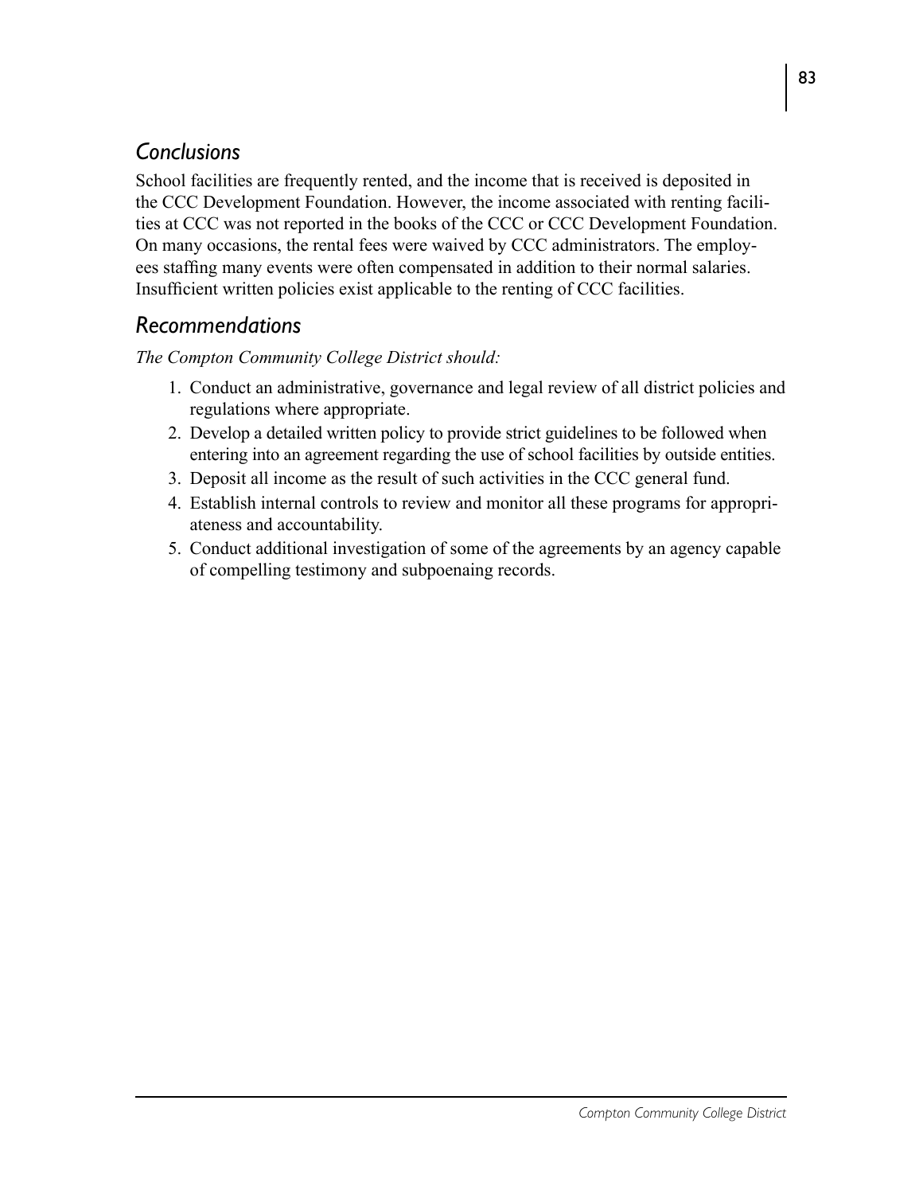## *Conclusions*

School facilities are frequently rented, and the income that is received is deposited in the CCC Development Foundation. However, the income associated with renting facilities at CCC was not reported in the books of the CCC or CCC Development Foundation. On many occasions, the rental fees were waived by CCC administrators. The employees staffing many events were often compensated in addition to their normal salaries. Insufficient written policies exist applicable to the renting of CCC facilities.

## *Recommendations*

*The Compton Community College District should:*

1. Conduct an administrative, governance and legal review of all district policies and regulations where appropriate.
2. Develop a detailed written policy to provide strict guidelines to be followed when entering into an agreement regarding the use of school facilities by outside entities.
3. Deposit all income as the result of such activities in the CCC general fund.
4. Establish internal controls to review and monitor all these programs for appropriateness and accountability.
5. Conduct additional investigation of some of the agreements by an agency capable of compelling testimony and subpoenaing records.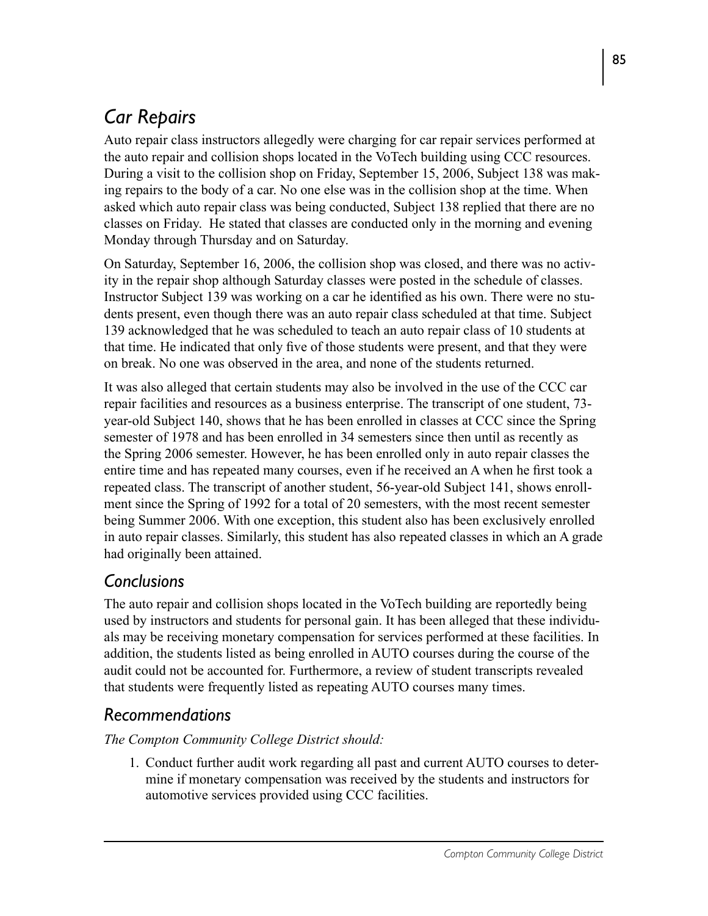## *Car Repairs*

Auto repair class instructors allegedly were charging for car repair services performed at the auto repair and collision shops located in the VoTech building using CCC resources. During a visit to the collision shop on Friday, September 15, 2006, Subject 138 was making repairs to the body of a car. No one else was in the collision shop at the time. When asked which auto repair class was being conducted, Subject 138 replied that there are no classes on Friday. He stated that classes are conducted only in the morning and evening Monday through Thursday and on Saturday.

On Saturday, September 16, 2006, the collision shop was closed, and there was no activity in the repair shop although Saturday classes were posted in the schedule of classes. Instructor Subject 139 was working on a car he identified as his own. There were no students present, even though there was an auto repair class scheduled at that time. Subject 139 acknowledged that he was scheduled to teach an auto repair class of 10 students at that time. He indicated that only five of those students were present, and that they were on break. No one was observed in the area, and none of the students returned.

It was also alleged that certain students may also be involved in the use of the CCC car repair facilities and resources as a business enterprise. The transcript of one student, 73-year-old Subject 140, shows that he has been enrolled in classes at CCC since the Spring semester of 1978 and has been enrolled in 34 semesters since then until as recently as the Spring 2006 semester. However, he has been enrolled only in auto repair classes the entire time and has repeated many courses, even if he received an A when he first took a repeated class. The transcript of another student, 56-year-old Subject 141, shows enrollment since the Spring of 1992 for a total of 20 semesters, with the most recent semester being Summer 2006. With one exception, this student also has been exclusively enrolled in auto repair classes. Similarly, this student has also repeated classes in which an A grade had originally been attained.

### *Conclusions*

The auto repair and collision shops located in the VoTech building are reportedly being used by instructors and students for personal gain. It has been alleged that these individuals may be receiving monetary compensation for services performed at these facilities. In addition, the students listed as being enrolled in AUTO courses during the course of the audit could not be accounted for. Furthermore, a review of student transcripts revealed that students were frequently listed as repeating AUTO courses many times.

### *Recommendations*

*The Compton Community College District should:*

1. Conduct further audit work regarding all past and current AUTO courses to determine if monetary compensation was received by the students and instructors for automotive services provided using CCC facilities.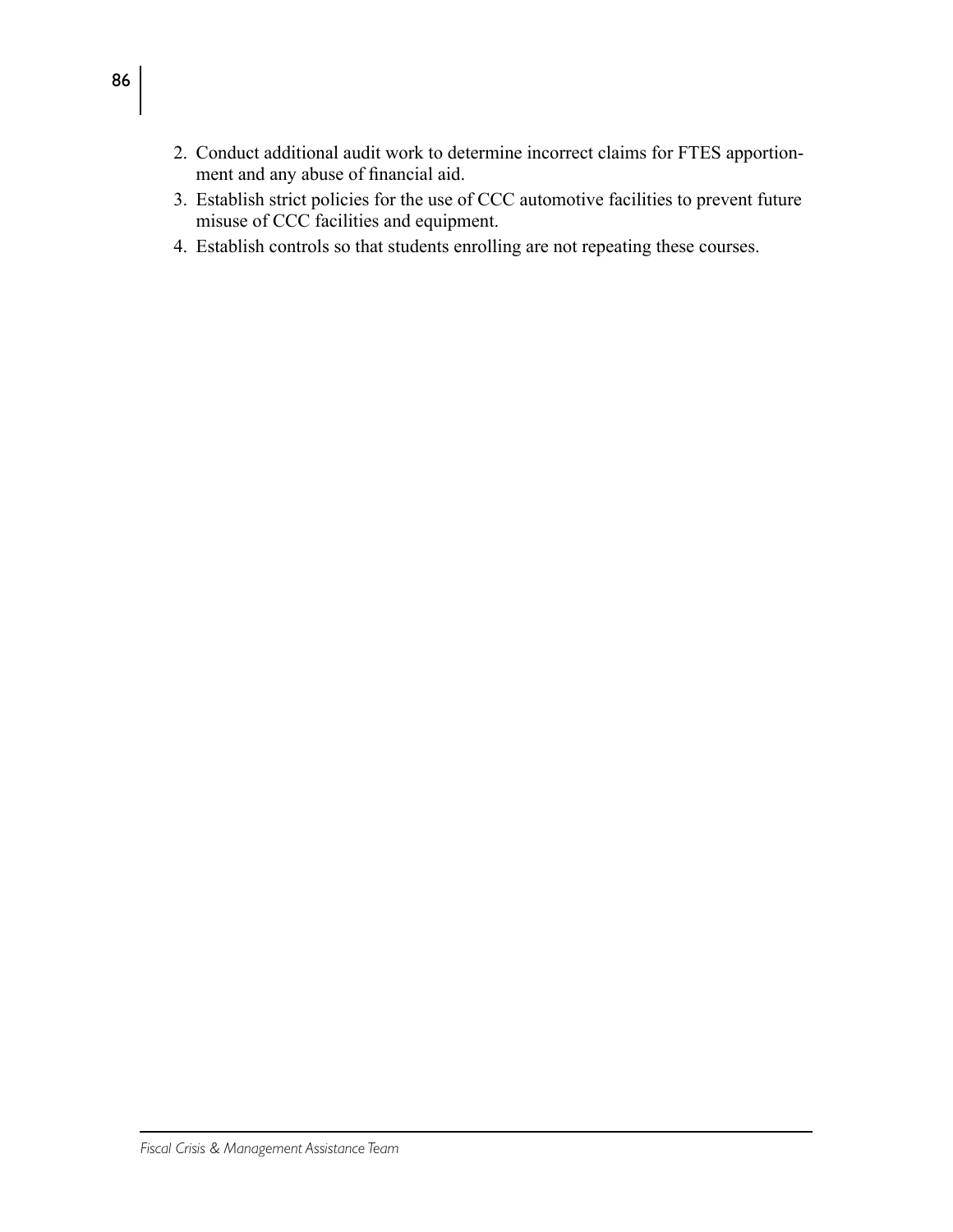2. Conduct additional audit work to determine incorrect claims for FTES apportionment and any abuse of financial aid.
3. Establish strict policies for the use of CCC automotive facilities to prevent future misuse of CCC facilities and equipment.
4. Establish controls so that students enrolling are not repeating these courses.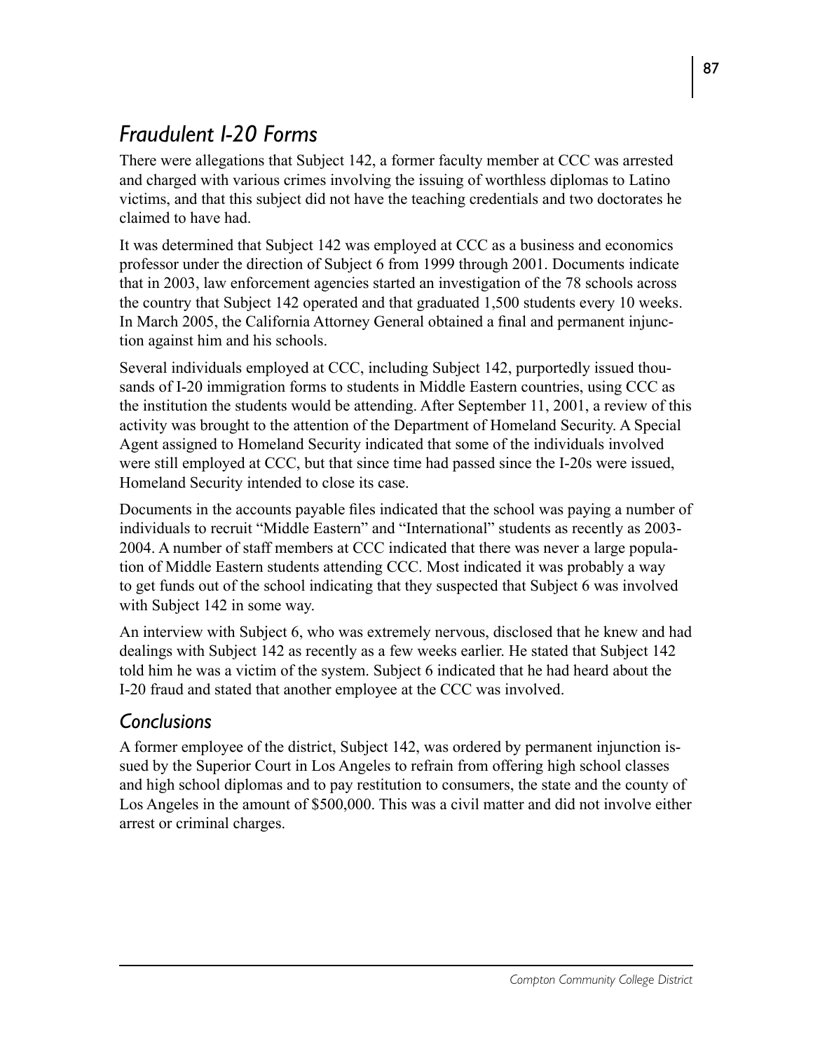## *Fraudulent I-20 Forms*

There were allegations that Subject 142, a former faculty member at CCC was arrested and charged with various crimes involving the issuing of worthless diplomas to Latino victims, and that this subject did not have the teaching credentials and two doctorates he claimed to have had.

It was determined that Subject 142 was employed at CCC as a business and economics professor under the direction of Subject 6 from 1999 through 2001. Documents indicate that in 2003, law enforcement agencies started an investigation of the 78 schools across the country that Subject 142 operated and that graduated 1,500 students every 10 weeks. In March 2005, the California Attorney General obtained a final and permanent injunction against him and his schools.

Several individuals employed at CCC, including Subject 142, purportedly issued thousands of I-20 immigration forms to students in Middle Eastern countries, using CCC as the institution the students would be attending. After September 11, 2001, a review of this activity was brought to the attention of the Department of Homeland Security. A Special Agent assigned to Homeland Security indicated that some of the individuals involved were still employed at CCC, but that since time had passed since the I-20s were issued, Homeland Security intended to close its case.

Documents in the accounts payable files indicated that the school was paying a number of individuals to recruit "Middle Eastern" and "International" students as recently as 2003-2004. A number of staff members at CCC indicated that there was never a large population of Middle Eastern students attending CCC. Most indicated it was probably a way to get funds out of the school indicating that they suspected that Subject 6 was involved with Subject 142 in some way.

An interview with Subject 6, who was extremely nervous, disclosed that he knew and had dealings with Subject 142 as recently as a few weeks earlier. He stated that Subject 142 told him he was a victim of the system. Subject 6 indicated that he had heard about the I-20 fraud and stated that another employee at the CCC was involved.

### *Conclusions*

A former employee of the district, Subject 142, was ordered by permanent injunction issued by the Superior Court in Los Angeles to refrain from offering high school classes and high school diplomas and to pay restitution to consumers, the state and the county of Los Angeles in the amount of $500,000. This was a civil matter and did not involve either arrest or criminal charges.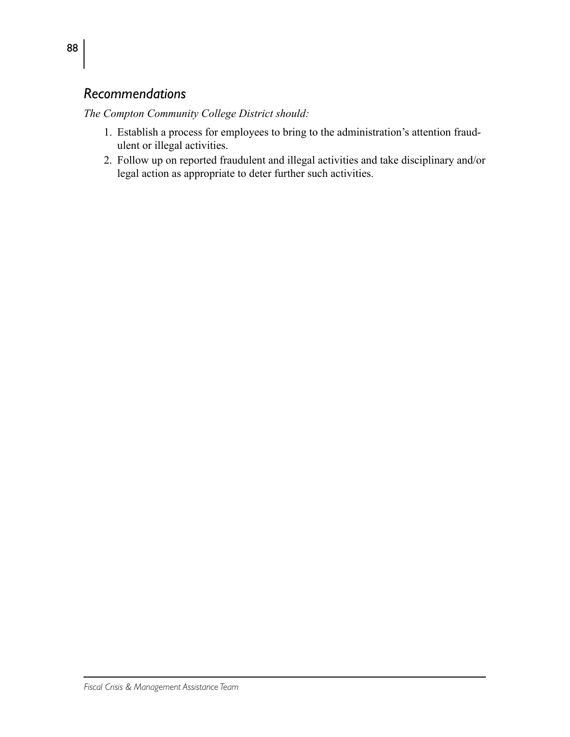## *Recommendations*

*The Compton Community College District should:*

1. Establish a process for employees to bring to the administration's attention fraudulent or illegal activities.
2. Follow up on reported fraudulent and illegal activities and take disciplinary and/or legal action as appropriate to deter further such activities.